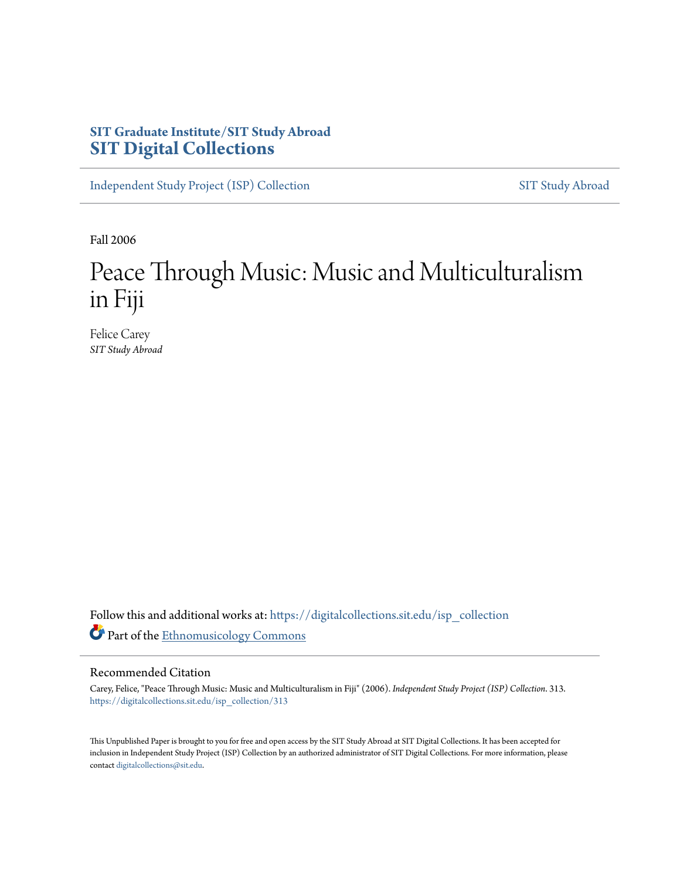SIT Graduate Institute/SIT Study Abroad
**SIT Digital Collections**

Independent Study Project (ISP) Collection | SIT Study Abroad

Fall 2006

# Peace Through Music: Music and Multiculturalism in Fiji

Felice Carey
*SIT Study Abroad*

Follow this and additional works at: https://digitalcollections.sit.edu/isp_collection

Part of the Ethnomusicology Commons

## Recommended Citation

Carey, Felice, "Peace Through Music: Music and Multiculturalism in Fiji" (2006). *Independent Study Project (ISP) Collection*. 313.
https://digitalcollections.sit.edu/isp_collection/313

This Unpublished Paper is brought to you for free and open access by the SIT Study Abroad at SIT Digital Collections. It has been accepted for inclusion in Independent Study Project (ISP) Collection by an authorized administrator of SIT Digital Collections. For more information, please contact digitalcollections@sit.edu.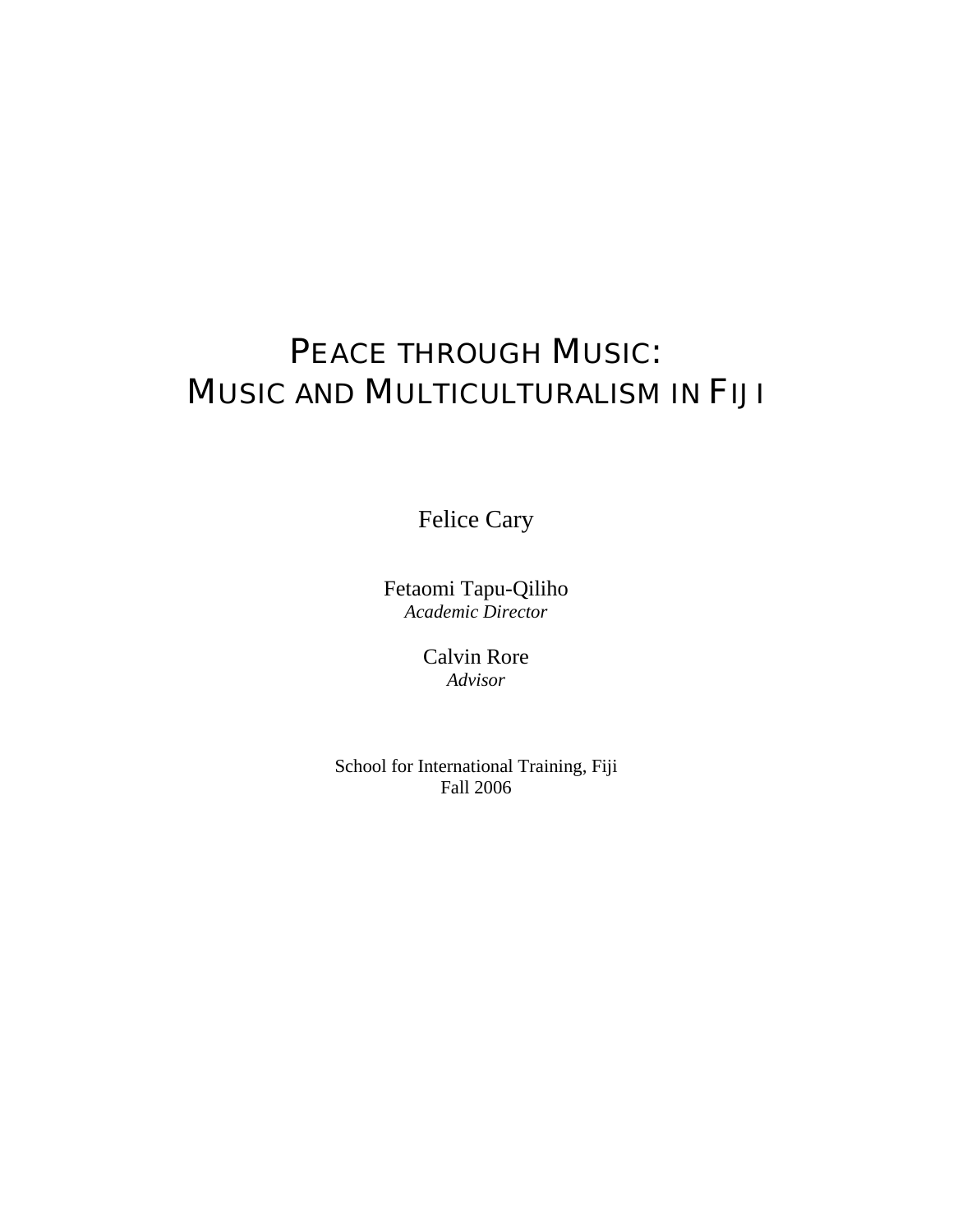# PEACE THROUGH MUSIC:
# MUSIC AND MULTICULTURALISM IN FIJI

Felice Cary

Fetaomi Tapu-Qiliho
*Academic Director*

Calvin Rore
*Advisor*

School for International Training, Fiji
Fall 2006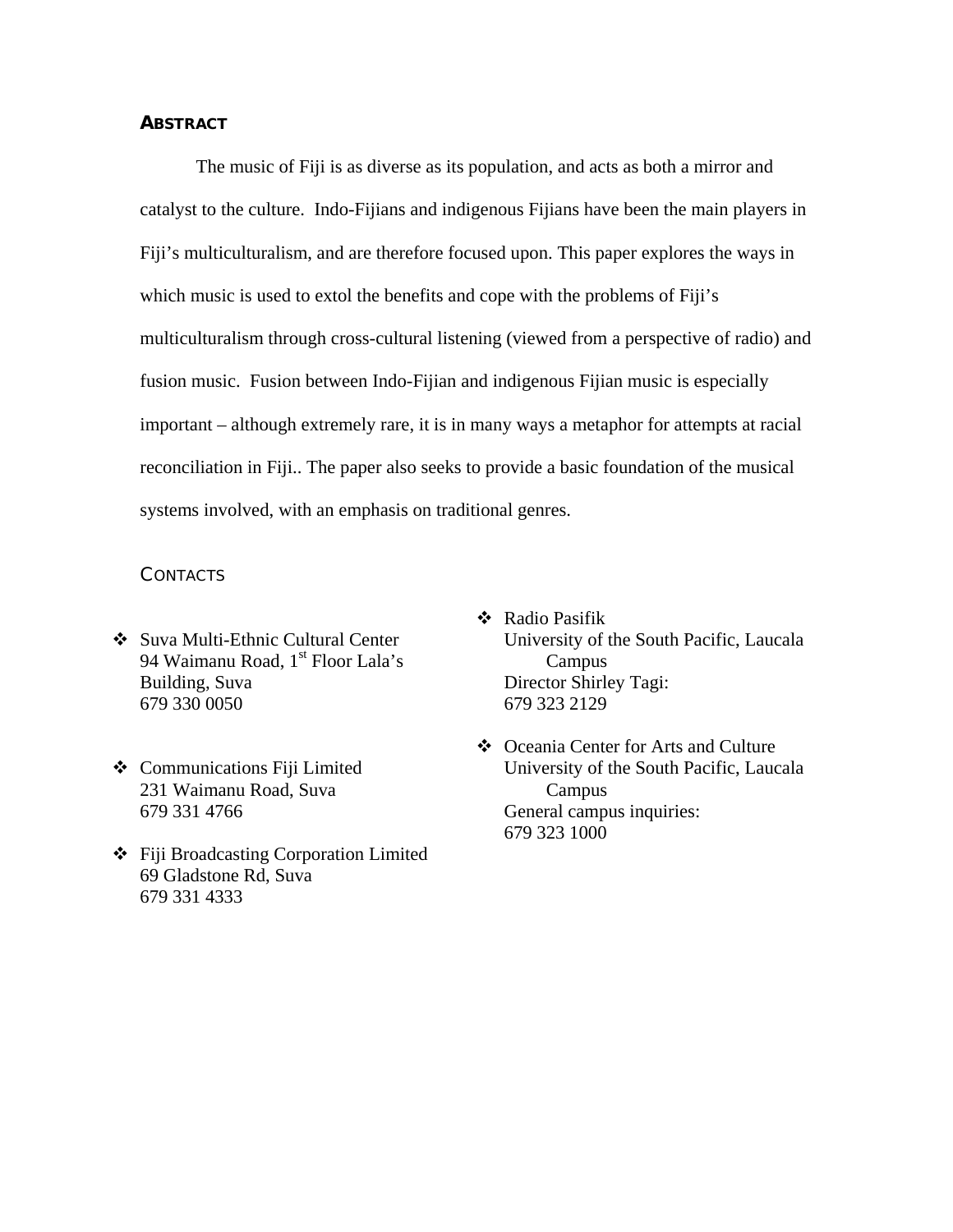## ABSTRACT

The music of Fiji is as diverse as its population, and acts as both a mirror and catalyst to the culture. Indo-Fijians and indigenous Fijians have been the main players in Fiji's multiculturalism, and are therefore focused upon. This paper explores the ways in which music is used to extol the benefits and cope with the problems of Fiji's multiculturalism through cross-cultural listening (viewed from a perspective of radio) and fusion music. Fusion between Indo-Fijian and indigenous Fijian music is especially important – although extremely rare, it is in many ways a metaphor for attempts at racial reconciliation in Fiji.. The paper also seeks to provide a basic foundation of the musical systems involved, with an emphasis on traditional genres.

## CONTACTS

- Suva Multi-Ethnic Cultural Center
  94 Waimanu Road, 1st Floor Lala's Building, Suva
  679 330 0050

- Communications Fiji Limited
  231 Waimanu Road, Suva
  679 331 4766

- Fiji Broadcasting Corporation Limited
  69 Gladstone Rd, Suva
  679 331 4333

- Radio Pasifik
  University of the South Pacific, Laucala Campus
  Director Shirley Tagi:
  679 323 2129

- Oceania Center for Arts and Culture
  University of the South Pacific, Laucala Campus
  General campus inquiries:
  679 323 1000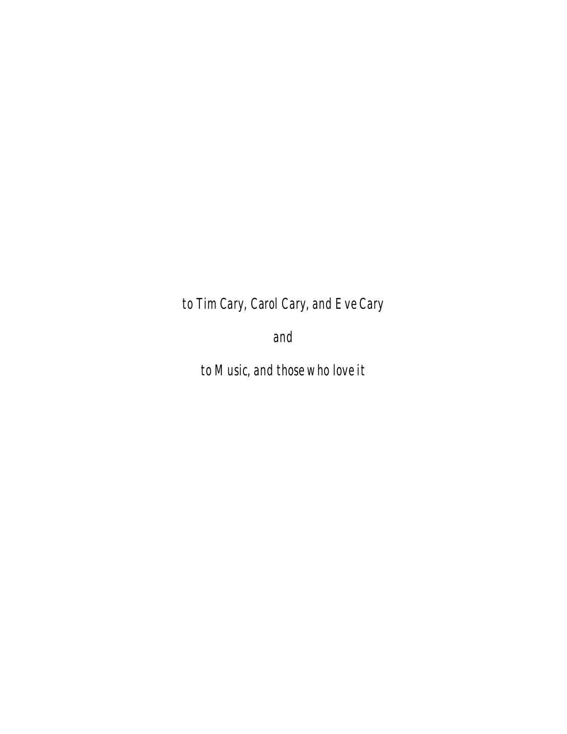*to Tim Cary, Carol Cary, and Eve Cary*

*and*

*to Music, and those who love it*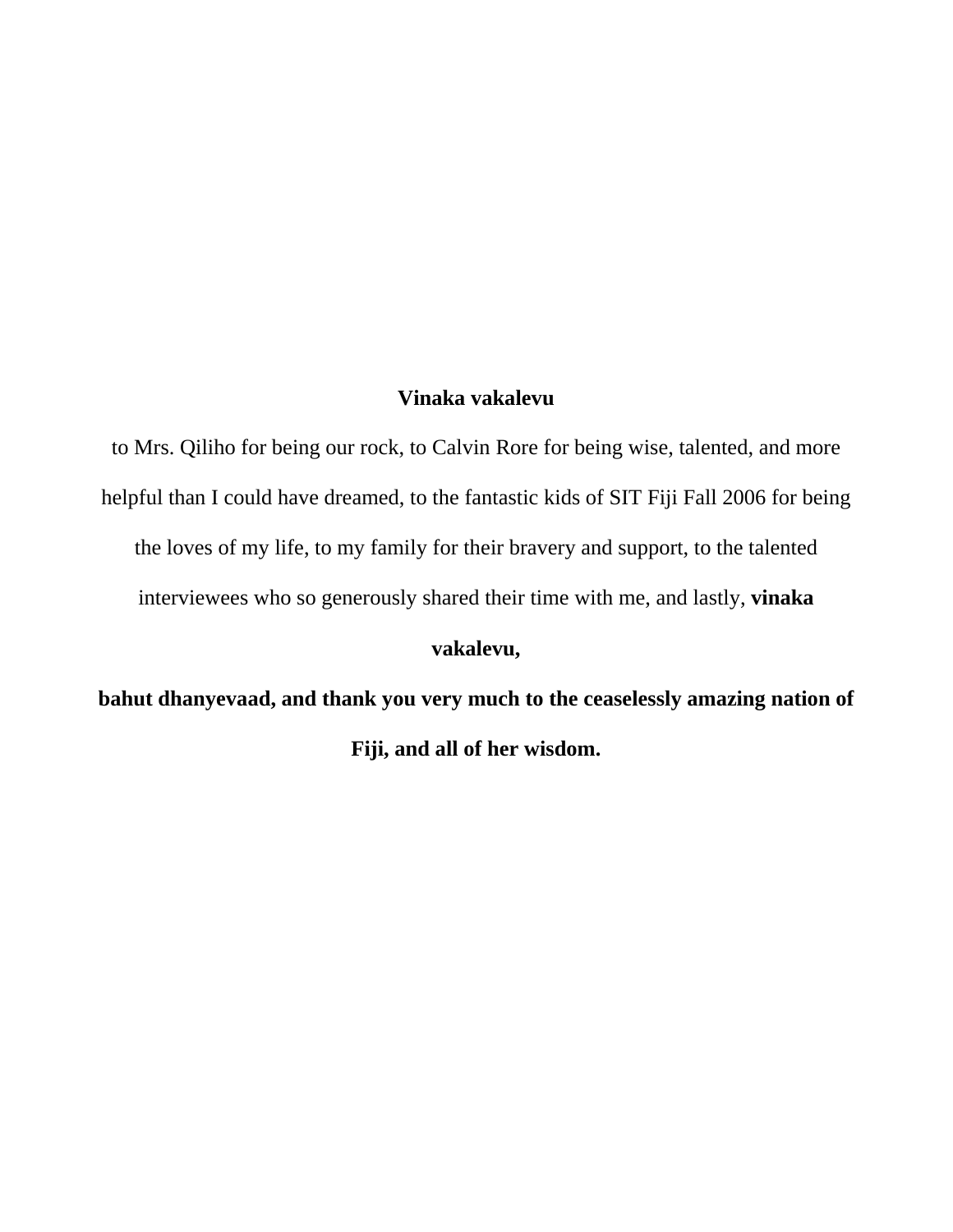**Vinaka vakalevu**

to Mrs. Qiliho for being our rock, to Calvin Rore for being wise, talented, and more helpful than I could have dreamed, to the fantastic kids of SIT Fiji Fall 2006 for being the loves of my life, to my family for their bravery and support, to the talented interviewees who so generously shared their time with me, and lastly, **vinaka vakalevu,**

**bahut dhanyevaad, and thank you very much to the ceaselessly amazing nation of Fiji, and all of her wisdom.**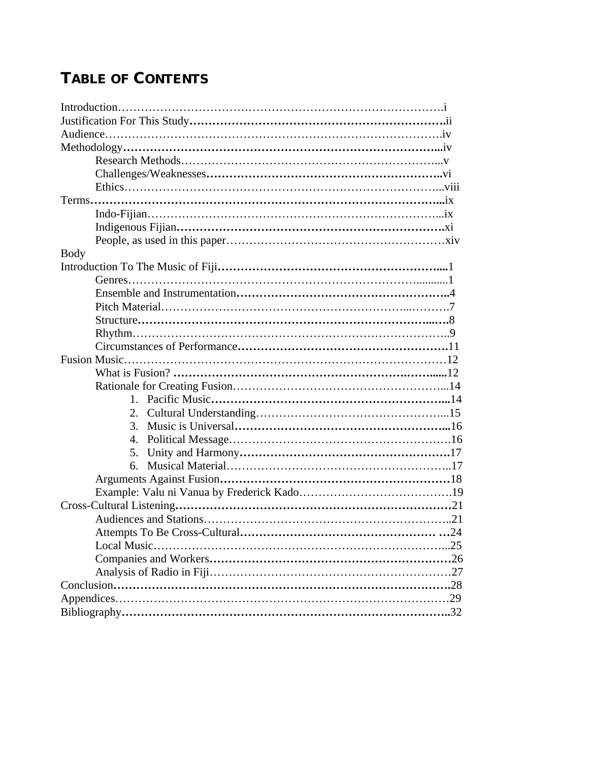# TABLE OF CONTENTS

Introduction……………………………………………………………………….i
Justification For This Study……………………………………………………….ii
Audience………………………………………………………………………….iv
Methodology……………………………………………………………………...iv
- Research Methods………………………………………………………...v
- Challenges/Weaknesses…………………………………………………..vi
- Ethics……………………………………………………………………...viii

Terms……………………………………………………………………………...ix
- Indo-Fijian………………………………………………………………...ix
- Indigenous Fijian…………………………………………………………xi
- People, as used in this paper……………………………………………xiv

Body

Introduction To The Music of Fiji………………………………………………....1
- Genres……………………………………………………………...........1
- Ensemble and Instrumentation…………………………………………..4
- Pitch Material…………………………………………………...……….7
- Structure…………………………………………………………….....….8
- Rhythm……………………………………………………………………..9
- Circumstances of Performance…………………………………………….11

Fusion Music………………………………………………………………………12
- What is Fusion? ………………………………………………….……......12
- Rationale for Creating Fusion……………………………………………...14
  1. Pacific Music……………………………………………………...14
  2. Cultural Understanding…………………………………………...15
  3. Music is Universal………………………………………………...16
  4. Political Message………………………………………………….16
  5. Unity and Harmony……………………………………………….17
  6. Musical Material…………………………………………………..17
- Arguments Against Fusion…………………………………………………18
- Example: Valu ni Vanua by Frederick Kado……………………………….19

Cross-Cultural Listening……………………………………………………………21
- Audiences and Stations……………………………………………………..21
- Attempts To Be Cross-Cultural…………………………………………… …24
- Local Music………………………………………………………………...25
- Companies and Workers……………………………………………………26
- Analysis of Radio in Fiji……………………………………………………27

Conclusion…………………………………………………………………………..28
Appendices…………………………………………………………………………29
Bibliography………………………………………………………………………..32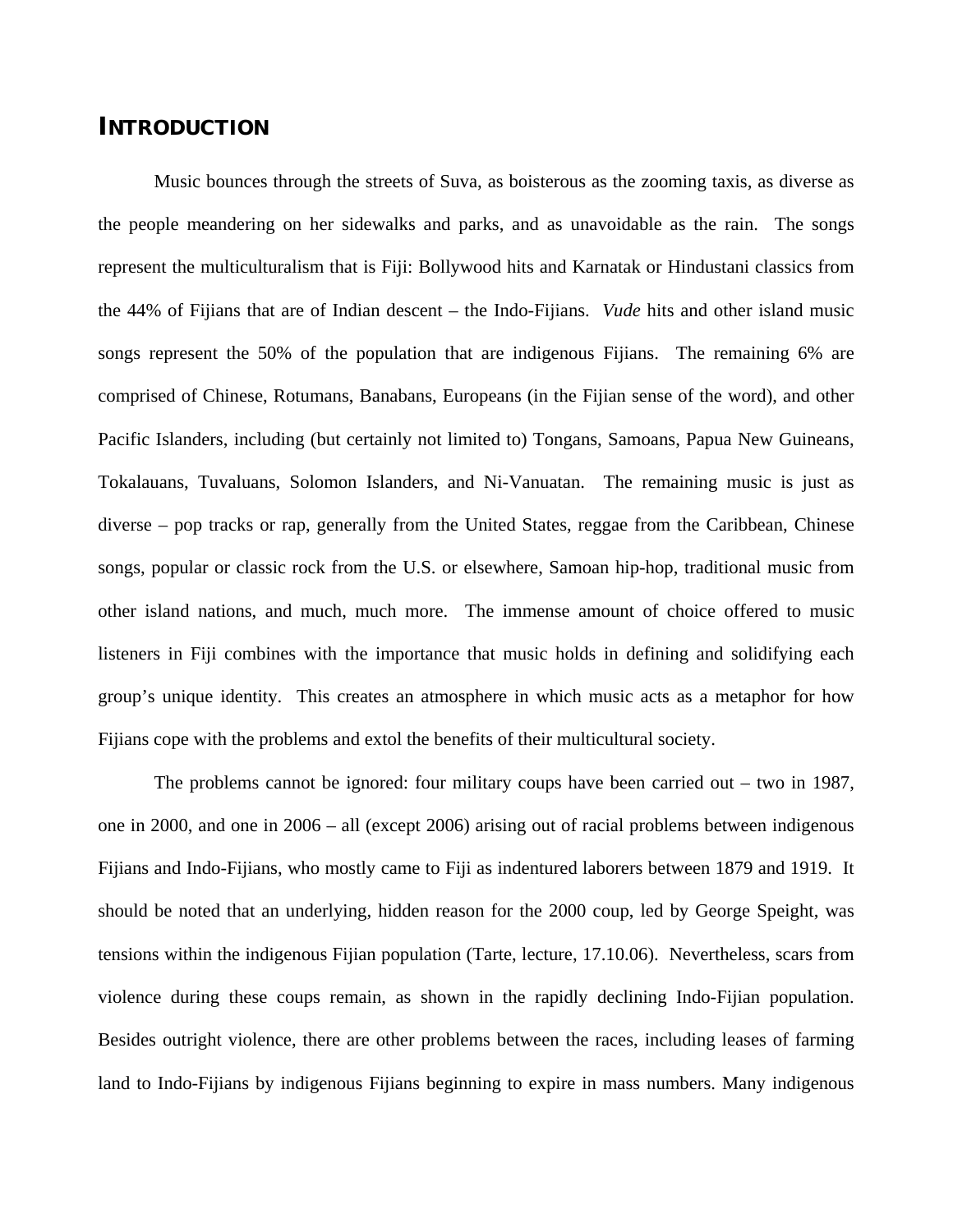# Introduction

Music bounces through the streets of Suva, as boisterous as the zooming taxis, as diverse as the people meandering on her sidewalks and parks, and as unavoidable as the rain. The songs represent the multiculturalism that is Fiji: Bollywood hits and Karnatak or Hindustani classics from the 44% of Fijians that are of Indian descent – the Indo-Fijians. *Vude* hits and other island music songs represent the 50% of the population that are indigenous Fijians. The remaining 6% are comprised of Chinese, Rotumans, Banabans, Europeans (in the Fijian sense of the word), and other Pacific Islanders, including (but certainly not limited to) Tongans, Samoans, Papua New Guineans, Tokalauans, Tuvaluans, Solomon Islanders, and Ni-Vanuatan. The remaining music is just as diverse – pop tracks or rap, generally from the United States, reggae from the Caribbean, Chinese songs, popular or classic rock from the U.S. or elsewhere, Samoan hip-hop, traditional music from other island nations, and much, much more. The immense amount of choice offered to music listeners in Fiji combines with the importance that music holds in defining and solidifying each group's unique identity. This creates an atmosphere in which music acts as a metaphor for how Fijians cope with the problems and extol the benefits of their multicultural society.

The problems cannot be ignored: four military coups have been carried out – two in 1987, one in 2000, and one in 2006 – all (except 2006) arising out of racial problems between indigenous Fijians and Indo-Fijians, who mostly came to Fiji as indentured laborers between 1879 and 1919. It should be noted that an underlying, hidden reason for the 2000 coup, led by George Speight, was tensions within the indigenous Fijian population (Tarte, lecture, 17.10.06). Nevertheless, scars from violence during these coups remain, as shown in the rapidly declining Indo-Fijian population. Besides outright violence, there are other problems between the races, including leases of farming land to Indo-Fijians by indigenous Fijians beginning to expire in mass numbers. Many indigenous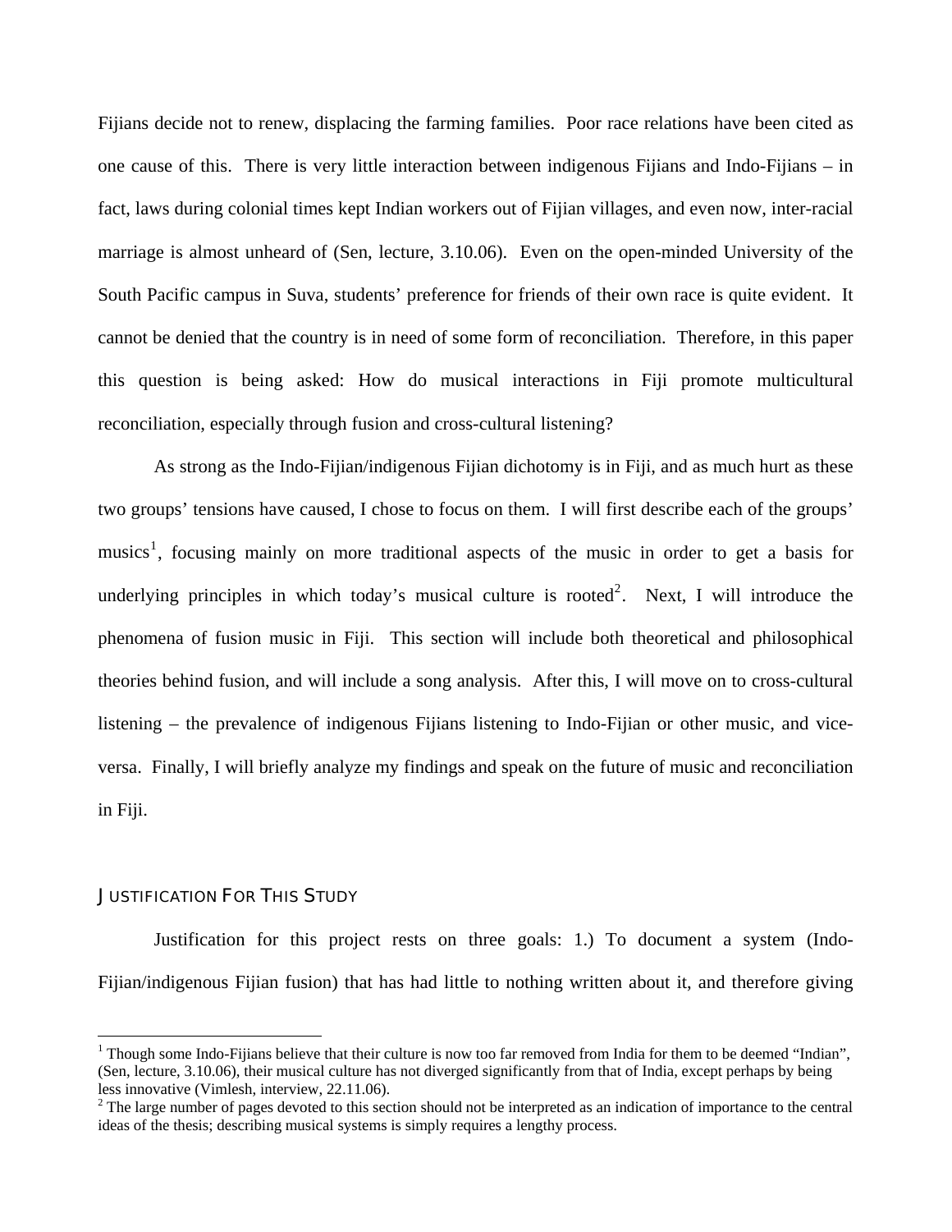Fijians decide not to renew, displacing the farming families. Poor race relations have been cited as one cause of this. There is very little interaction between indigenous Fijians and Indo-Fijians – in fact, laws during colonial times kept Indian workers out of Fijian villages, and even now, inter-racial marriage is almost unheard of (Sen, lecture, 3.10.06). Even on the open-minded University of the South Pacific campus in Suva, students' preference for friends of their own race is quite evident. It cannot be denied that the country is in need of some form of reconciliation. Therefore, in this paper this question is being asked: How do musical interactions in Fiji promote multicultural reconciliation, especially through fusion and cross-cultural listening?

As strong as the Indo-Fijian/indigenous Fijian dichotomy is in Fiji, and as much hurt as these two groups' tensions have caused, I chose to focus on them. I will first describe each of the groups' musics[1], focusing mainly on more traditional aspects of the music in order to get a basis for underlying principles in which today's musical culture is rooted[2]. Next, I will introduce the phenomena of fusion music in Fiji. This section will include both theoretical and philosophical theories behind fusion, and will include a song analysis. After this, I will move on to cross-cultural listening – the prevalence of indigenous Fijians listening to Indo-Fijian or other music, and vice-versa. Finally, I will briefly analyze my findings and speak on the future of music and reconciliation in Fiji.

## Justification For This Study

Justification for this project rests on three goals: 1.) To document a system (Indo-Fijian/indigenous Fijian fusion) that has had little to nothing written about it, and therefore giving

---

[1] Though some Indo-Fijians believe that their culture is now too far removed from India for them to be deemed "Indian", (Sen, lecture, 3.10.06), their musical culture has not diverged significantly from that of India, except perhaps by being less innovative (Vimlesh, interview, 22.11.06).

[2] The large number of pages devoted to this section should not be interpreted as an indication of importance to the central ideas of the thesis; describing musical systems is simply requires a lengthy process.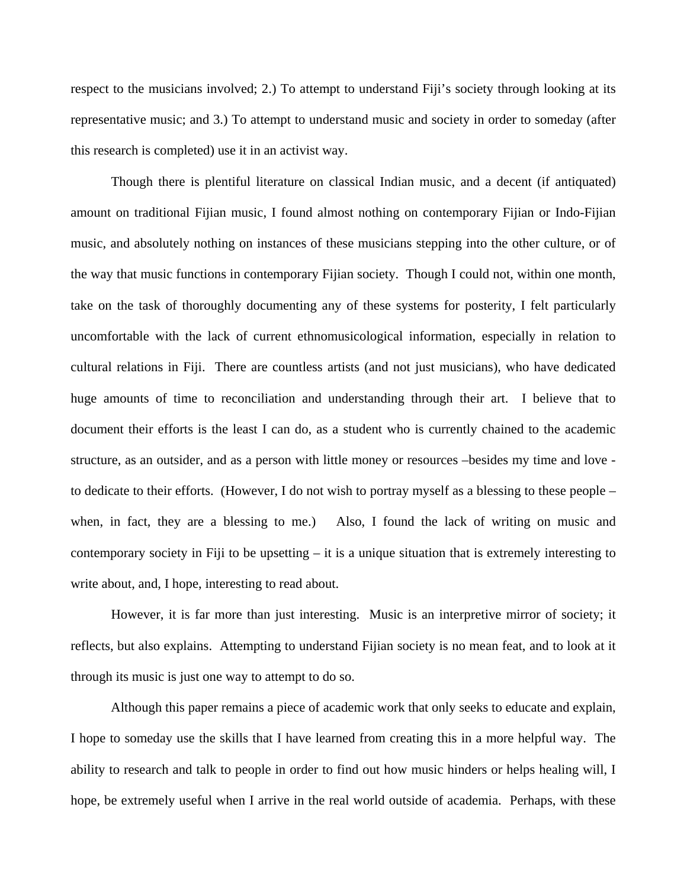respect to the musicians involved; 2.) To attempt to understand Fiji's society through looking at its representative music; and 3.) To attempt to understand music and society in order to someday (after this research is completed) use it in an activist way.

Though there is plentiful literature on classical Indian music, and a decent (if antiquated) amount on traditional Fijian music, I found almost nothing on contemporary Fijian or Indo-Fijian music, and absolutely nothing on instances of these musicians stepping into the other culture, or of the way that music functions in contemporary Fijian society. Though I could not, within one month, take on the task of thoroughly documenting any of these systems for posterity, I felt particularly uncomfortable with the lack of current ethnomusicological information, especially in relation to cultural relations in Fiji. There are countless artists (and not just musicians), who have dedicated huge amounts of time to reconciliation and understanding through their art. I believe that to document their efforts is the least I can do, as a student who is currently chained to the academic structure, as an outsider, and as a person with little money or resources –besides my time and love - to dedicate to their efforts. (However, I do not wish to portray myself as a blessing to these people – when, in fact, they are a blessing to me.) Also, I found the lack of writing on music and contemporary society in Fiji to be upsetting – it is a unique situation that is extremely interesting to write about, and, I hope, interesting to read about.

However, it is far more than just interesting. Music is an interpretive mirror of society; it reflects, but also explains. Attempting to understand Fijian society is no mean feat, and to look at it through its music is just one way to attempt to do so.

Although this paper remains a piece of academic work that only seeks to educate and explain, I hope to someday use the skills that I have learned from creating this in a more helpful way. The ability to research and talk to people in order to find out how music hinders or helps healing will, I hope, be extremely useful when I arrive in the real world outside of academia. Perhaps, with these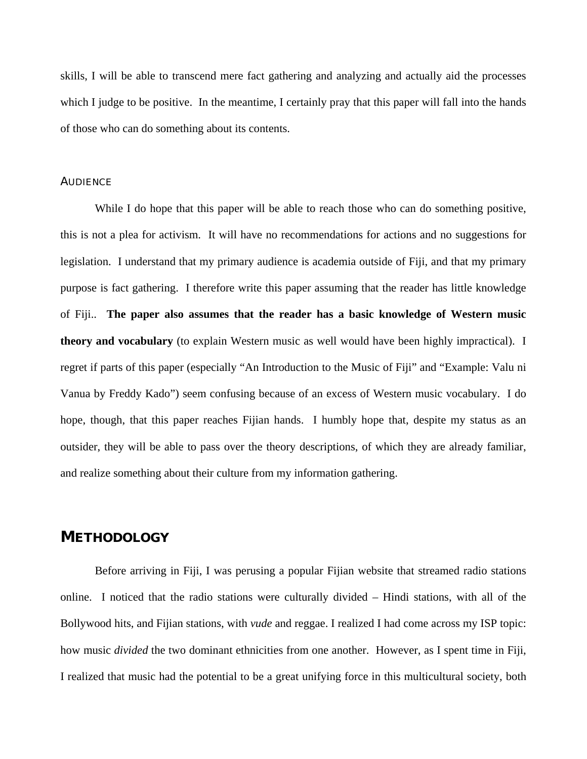skills, I will be able to transcend mere fact gathering and analyzing and actually aid the processes which I judge to be positive. In the meantime, I certainly pray that this paper will fall into the hands of those who can do something about its contents.

### AUDIENCE

While I do hope that this paper will be able to reach those who can do something positive, this is not a plea for activism. It will have no recommendations for actions and no suggestions for legislation. I understand that my primary audience is academia outside of Fiji, and that my primary purpose is fact gathering. I therefore write this paper assuming that the reader has little knowledge of Fiji.. **The paper also assumes that the reader has a basic knowledge of Western music theory and vocabulary** (to explain Western music as well would have been highly impractical). I regret if parts of this paper (especially "An Introduction to the Music of Fiji" and "Example: Valu ni Vanua by Freddy Kado") seem confusing because of an excess of Western music vocabulary. I do hope, though, that this paper reaches Fijian hands. I humbly hope that, despite my status as an outsider, they will be able to pass over the theory descriptions, of which they are already familiar, and realize something about their culture from my information gathering.

## METHODOLOGY

Before arriving in Fiji, I was perusing a popular Fijian website that streamed radio stations online. I noticed that the radio stations were culturally divided – Hindi stations, with all of the Bollywood hits, and Fijian stations, with *vude* and reggae. I realized I had come across my ISP topic: how music *divided* the two dominant ethnicities from one another. However, as I spent time in Fiji, I realized that music had the potential to be a great unifying force in this multicultural society, both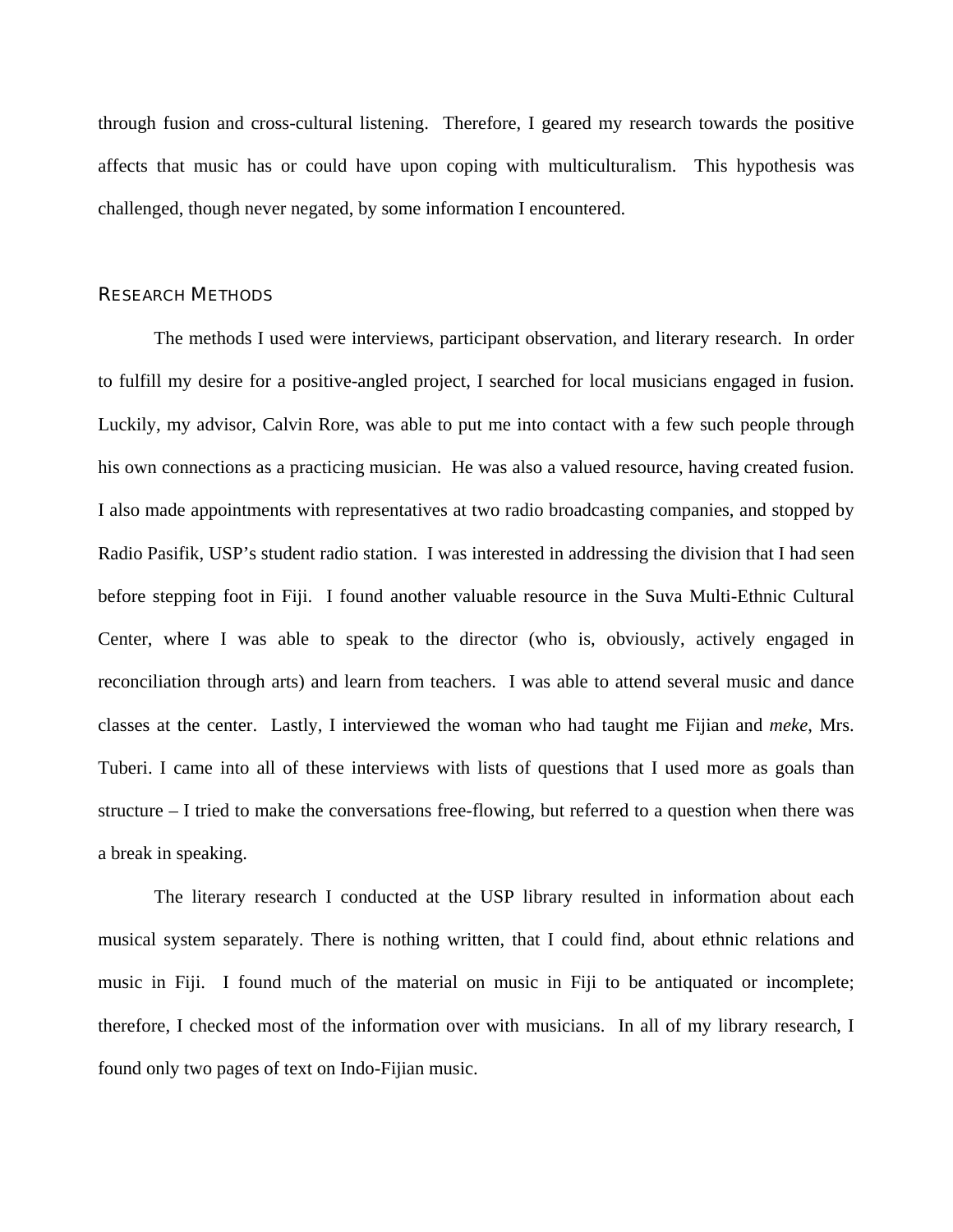through fusion and cross-cultural listening. Therefore, I geared my research towards the positive affects that music has or could have upon coping with multiculturalism. This hypothesis was challenged, though never negated, by some information I encountered.

## RESEARCH METHODS

The methods I used were interviews, participant observation, and literary research. In order to fulfill my desire for a positive-angled project, I searched for local musicians engaged in fusion. Luckily, my advisor, Calvin Rore, was able to put me into contact with a few such people through his own connections as a practicing musician. He was also a valued resource, having created fusion. I also made appointments with representatives at two radio broadcasting companies, and stopped by Radio Pasifik, USP's student radio station. I was interested in addressing the division that I had seen before stepping foot in Fiji. I found another valuable resource in the Suva Multi-Ethnic Cultural Center, where I was able to speak to the director (who is, obviously, actively engaged in reconciliation through arts) and learn from teachers. I was able to attend several music and dance classes at the center. Lastly, I interviewed the woman who had taught me Fijian and *meke*, Mrs. Tuberi. I came into all of these interviews with lists of questions that I used more as goals than structure – I tried to make the conversations free-flowing, but referred to a question when there was a break in speaking.

The literary research I conducted at the USP library resulted in information about each musical system separately. There is nothing written, that I could find, about ethnic relations and music in Fiji. I found much of the material on music in Fiji to be antiquated or incomplete; therefore, I checked most of the information over with musicians. In all of my library research, I found only two pages of text on Indo-Fijian music.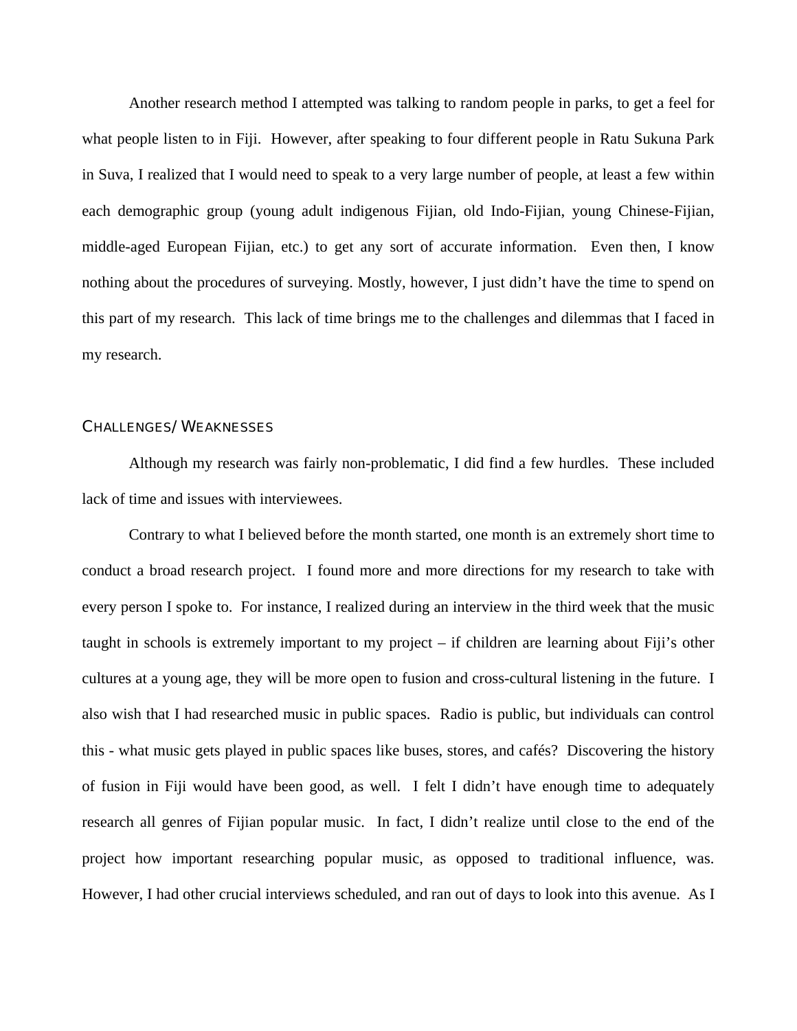Another research method I attempted was talking to random people in parks, to get a feel for what people listen to in Fiji. However, after speaking to four different people in Ratu Sukuna Park in Suva, I realized that I would need to speak to a very large number of people, at least a few within each demographic group (young adult indigenous Fijian, old Indo-Fijian, young Chinese-Fijian, middle-aged European Fijian, etc.) to get any sort of accurate information. Even then, I know nothing about the procedures of surveying. Mostly, however, I just didn't have the time to spend on this part of my research. This lack of time brings me to the challenges and dilemmas that I faced in my research.

## CHALLENGES/ WEAKNESSES

Although my research was fairly non-problematic, I did find a few hurdles. These included lack of time and issues with interviewees.

Contrary to what I believed before the month started, one month is an extremely short time to conduct a broad research project. I found more and more directions for my research to take with every person I spoke to. For instance, I realized during an interview in the third week that the music taught in schools is extremely important to my project – if children are learning about Fiji's other cultures at a young age, they will be more open to fusion and cross-cultural listening in the future. I also wish that I had researched music in public spaces. Radio is public, but individuals can control this - what music gets played in public spaces like buses, stores, and cafés? Discovering the history of fusion in Fiji would have been good, as well. I felt I didn't have enough time to adequately research all genres of Fijian popular music. In fact, I didn't realize until close to the end of the project how important researching popular music, as opposed to traditional influence, was. However, I had other crucial interviews scheduled, and ran out of days to look into this avenue. As I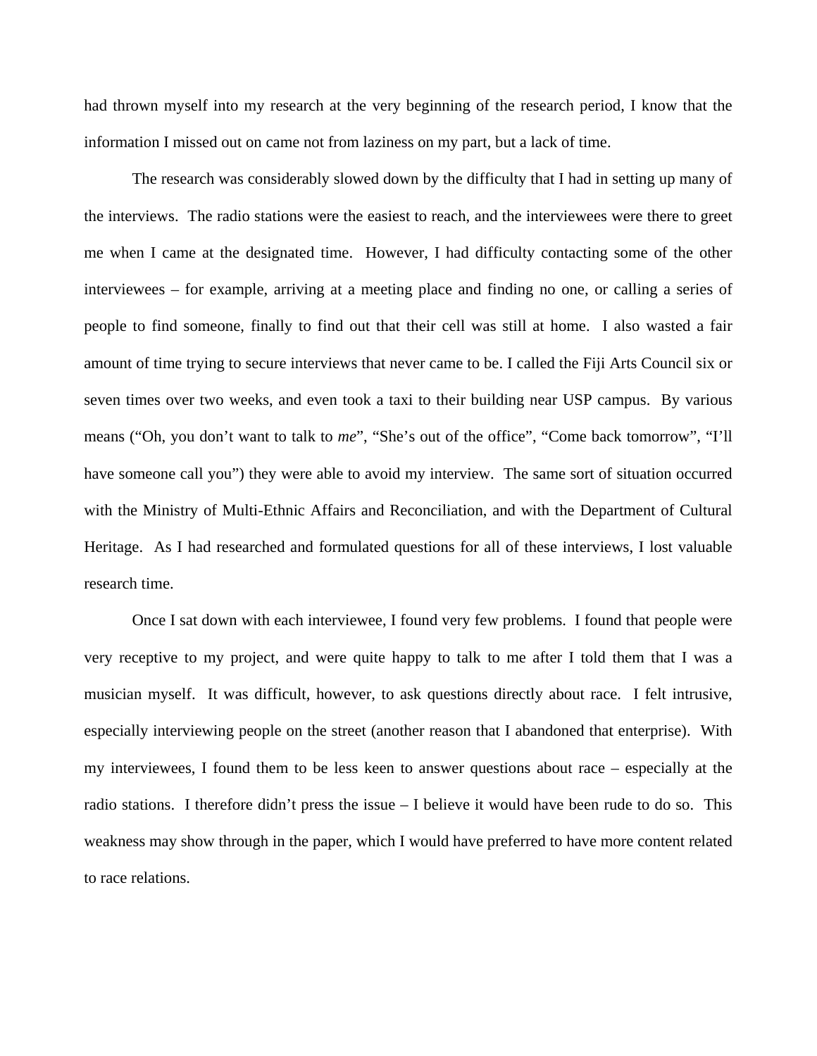had thrown myself into my research at the very beginning of the research period, I know that the information I missed out on came not from laziness on my part, but a lack of time.

The research was considerably slowed down by the difficulty that I had in setting up many of the interviews. The radio stations were the easiest to reach, and the interviewees were there to greet me when I came at the designated time. However, I had difficulty contacting some of the other interviewees – for example, arriving at a meeting place and finding no one, or calling a series of people to find someone, finally to find out that their cell was still at home. I also wasted a fair amount of time trying to secure interviews that never came to be. I called the Fiji Arts Council six or seven times over two weeks, and even took a taxi to their building near USP campus. By various means ("Oh, you don't want to talk to *me*", "She's out of the office", "Come back tomorrow", "I'll have someone call you") they were able to avoid my interview. The same sort of situation occurred with the Ministry of Multi-Ethnic Affairs and Reconciliation, and with the Department of Cultural Heritage. As I had researched and formulated questions for all of these interviews, I lost valuable research time.

Once I sat down with each interviewee, I found very few problems. I found that people were very receptive to my project, and were quite happy to talk to me after I told them that I was a musician myself. It was difficult, however, to ask questions directly about race. I felt intrusive, especially interviewing people on the street (another reason that I abandoned that enterprise). With my interviewees, I found them to be less keen to answer questions about race – especially at the radio stations. I therefore didn't press the issue – I believe it would have been rude to do so. This weakness may show through in the paper, which I would have preferred to have more content related to race relations.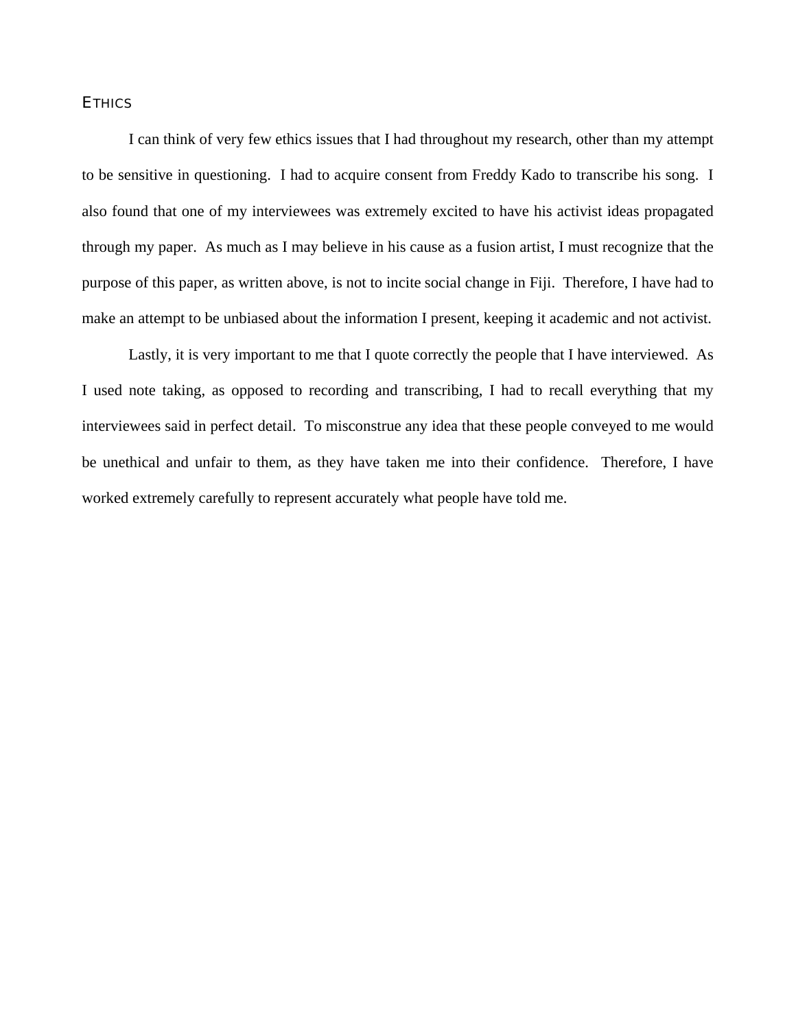## ETHICS

I can think of very few ethics issues that I had throughout my research, other than my attempt to be sensitive in questioning. I had to acquire consent from Freddy Kado to transcribe his song. I also found that one of my interviewees was extremely excited to have his activist ideas propagated through my paper. As much as I may believe in his cause as a fusion artist, I must recognize that the purpose of this paper, as written above, is not to incite social change in Fiji. Therefore, I have had to make an attempt to be unbiased about the information I present, keeping it academic and not activist.

Lastly, it is very important to me that I quote correctly the people that I have interviewed. As I used note taking, as opposed to recording and transcribing, I had to recall everything that my interviewees said in perfect detail. To misconstrue any idea that these people conveyed to me would be unethical and unfair to them, as they have taken me into their confidence. Therefore, I have worked extremely carefully to represent accurately what people have told me.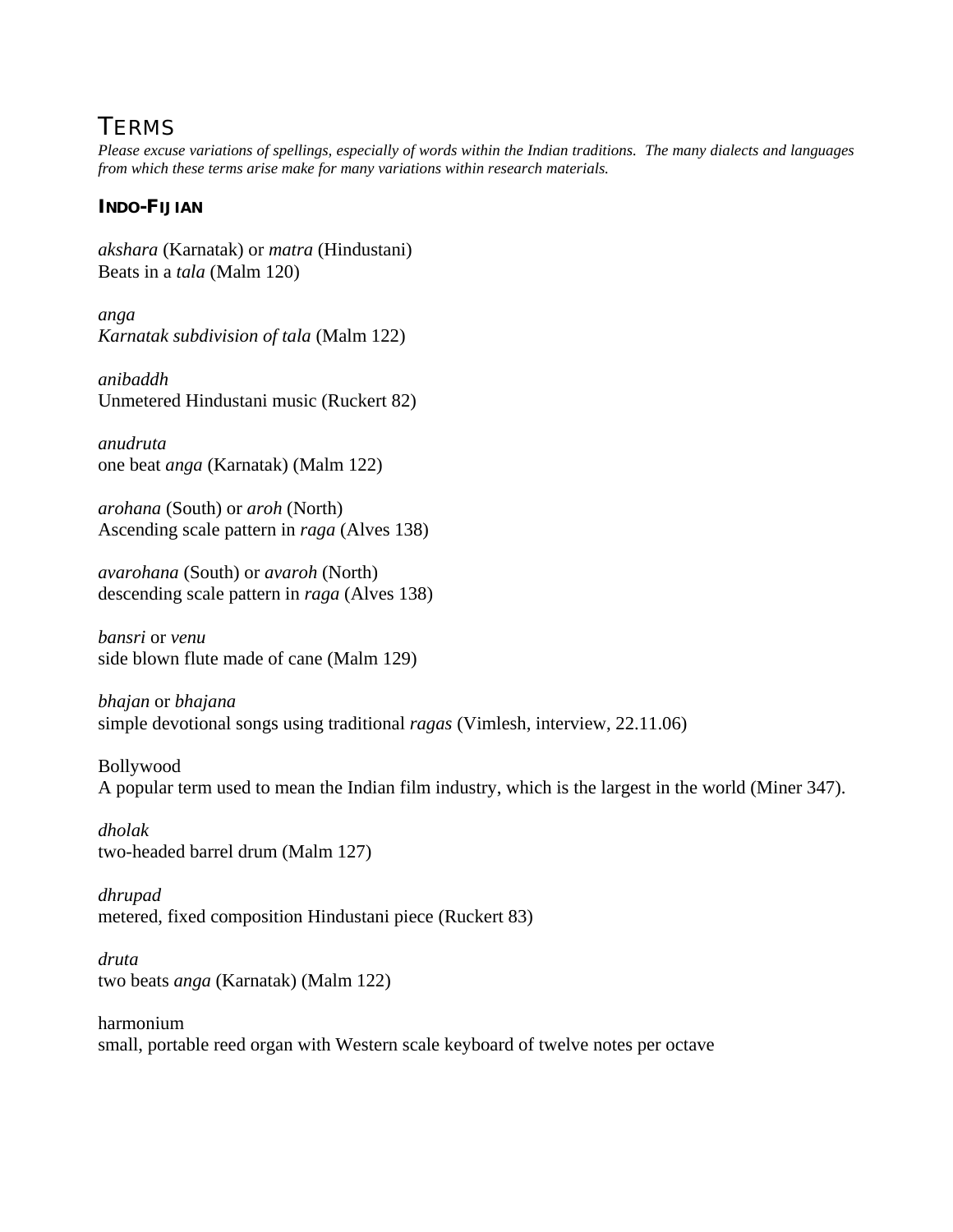# TERMS

*Please excuse variations of spellings, especially of words within the Indian traditions. The many dialects and languages from which these terms arise make for many variations within research materials.*

## INDO-FIJIAN

*akshara* (Karnatak) or *matra* (Hindustani)
Beats in a *tala* (Malm 120)

*anga*
*Karnatak subdivision of tala* (Malm 122)

*anibaddh*
Unmetered Hindustani music (Ruckert 82)

*anudruta*
one beat *anga* (Karnatak) (Malm 122)

*arohana* (South) or *aroh* (North)
Ascending scale pattern in *raga* (Alves 138)

*avarohana* (South) or *avaroh* (North)
descending scale pattern in *raga* (Alves 138)

*bansri* or *venu*
side blown flute made of cane (Malm 129)

*bhajan* or *bhajana*
simple devotional songs using traditional *ragas* (Vimlesh, interview, 22.11.06)

Bollywood
A popular term used to mean the Indian film industry, which is the largest in the world (Miner 347).

*dholak*
two-headed barrel drum (Malm 127)

*dhrupad*
metered, fixed composition Hindustani piece (Ruckert 83)

*druta*
two beats *anga* (Karnatak) (Malm 122)

harmonium
small, portable reed organ with Western scale keyboard of twelve notes per octave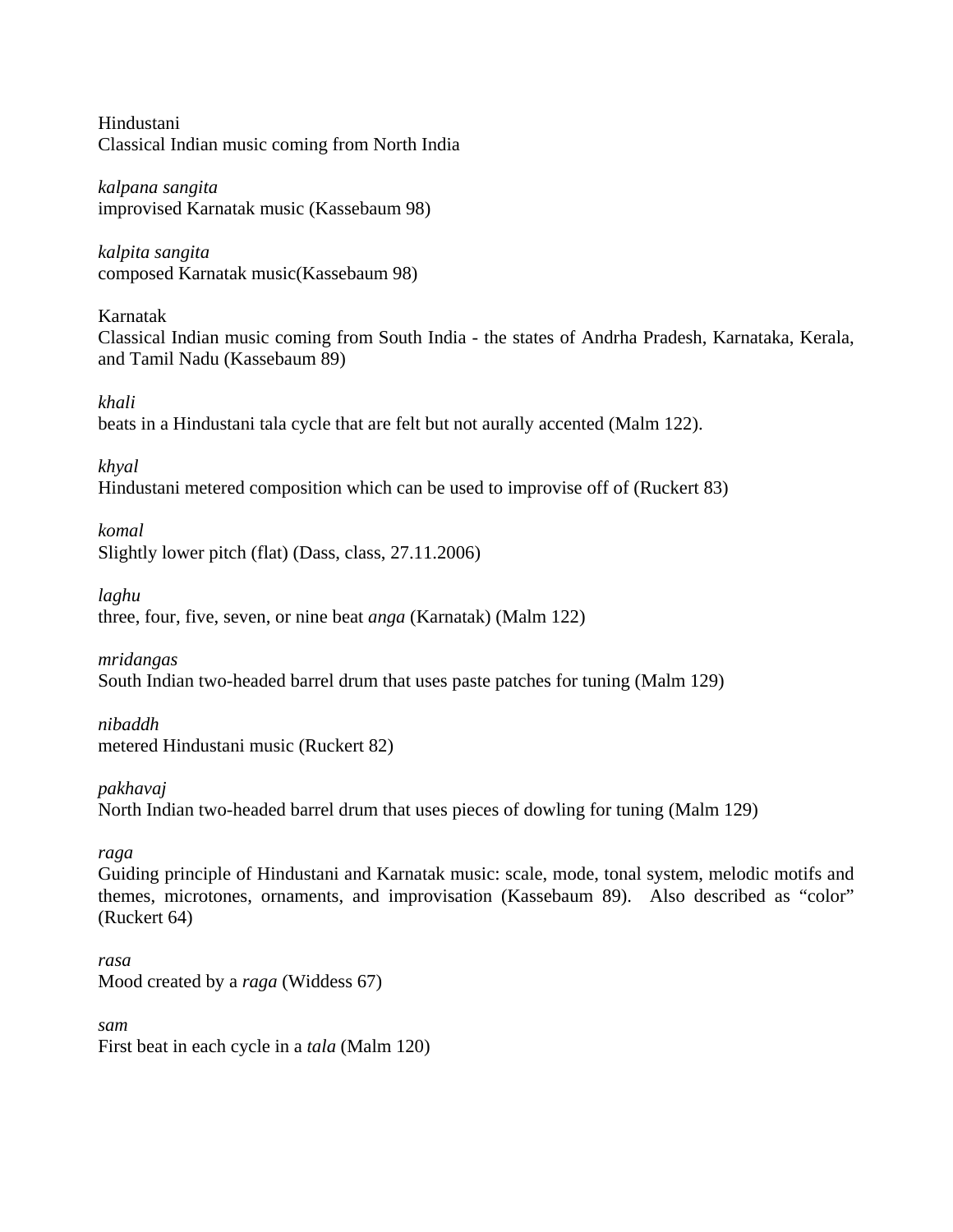Hindustani
Classical Indian music coming from North India

*kalpana sangita*
improvised Karnatak music (Kassebaum 98)

*kalpita sangita*
composed Karnatak music(Kassebaum 98)

Karnatak
Classical Indian music coming from South India - the states of Andrha Pradesh, Karnataka, Kerala, and Tamil Nadu (Kassebaum 89)

*khali*
beats in a Hindustani tala cycle that are felt but not aurally accented (Malm 122).

*khyal*
Hindustani metered composition which can be used to improvise off of (Ruckert 83)

*komal*
Slightly lower pitch (flat) (Dass, class, 27.11.2006)

*laghu*
three, four, five, seven, or nine beat *anga* (Karnatak) (Malm 122)

*mridangas*
South Indian two-headed barrel drum that uses paste patches for tuning (Malm 129)

*nibaddh*
metered Hindustani music (Ruckert 82)

*pakhavaj*
North Indian two-headed barrel drum that uses pieces of dowling for tuning (Malm 129)

*raga*
Guiding principle of Hindustani and Karnatak music: scale, mode, tonal system, melodic motifs and themes, microtones, ornaments, and improvisation (Kassebaum 89). Also described as "color" (Ruckert 64)

*rasa*
Mood created by a *raga* (Widdess 67)

*sam*
First beat in each cycle in a *tala* (Malm 120)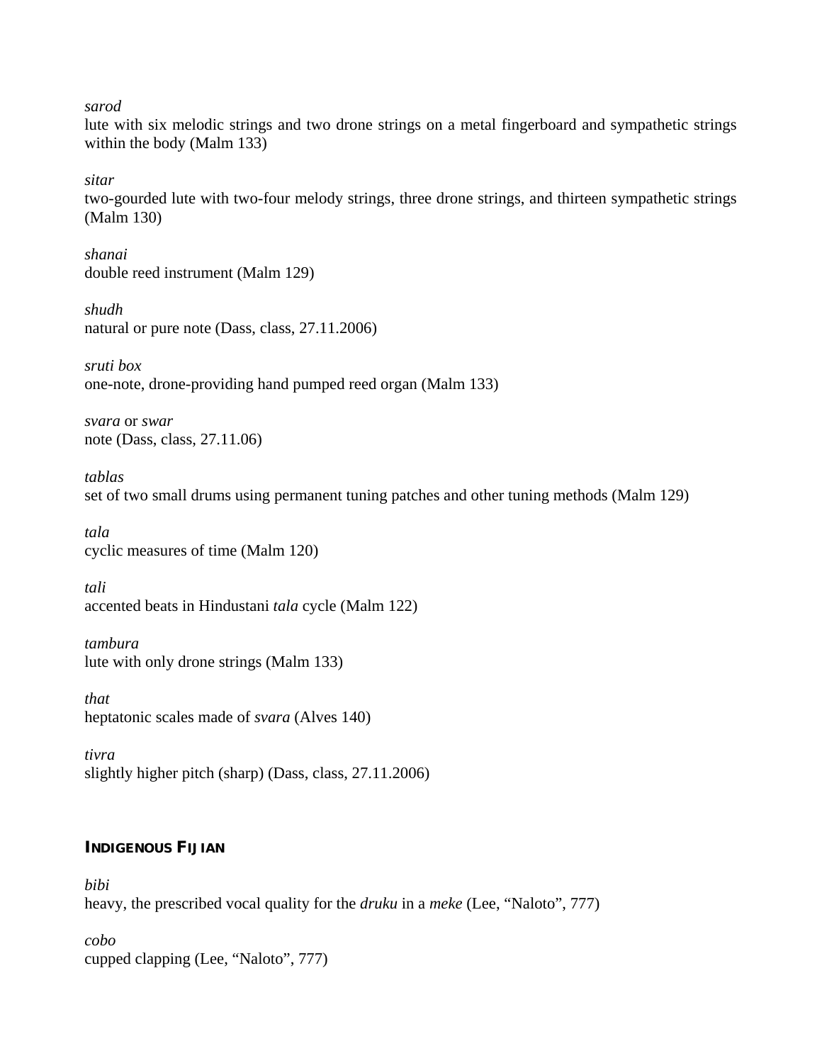*sarod*
lute with six melodic strings and two drone strings on a metal fingerboard and sympathetic strings within the body (Malm 133)

*sitar*
two-gourded lute with two-four melody strings, three drone strings, and thirteen sympathetic strings (Malm 130)

*shanai*
double reed instrument (Malm 129)

*shudh*
natural or pure note (Dass, class, 27.11.2006)

*sruti box*
one-note, drone-providing hand pumped reed organ (Malm 133)

*svara* or *swar*
note (Dass, class, 27.11.06)

*tablas*
set of two small drums using permanent tuning patches and other tuning methods (Malm 129)

*tala*
cyclic measures of time (Malm 120)

*tali*
accented beats in Hindustani *tala* cycle (Malm 122)

*tambura*
lute with only drone strings (Malm 133)

*that*
heptatonic scales made of *svara* (Alves 140)

*tivra*
slightly higher pitch (sharp) (Dass, class, 27.11.2006)

## INDIGENOUS FIJIAN

*bibi*
heavy, the prescribed vocal quality for the *druku* in a *meke* (Lee, "Naloto", 777)

*cobo*
cupped clapping (Lee, "Naloto", 777)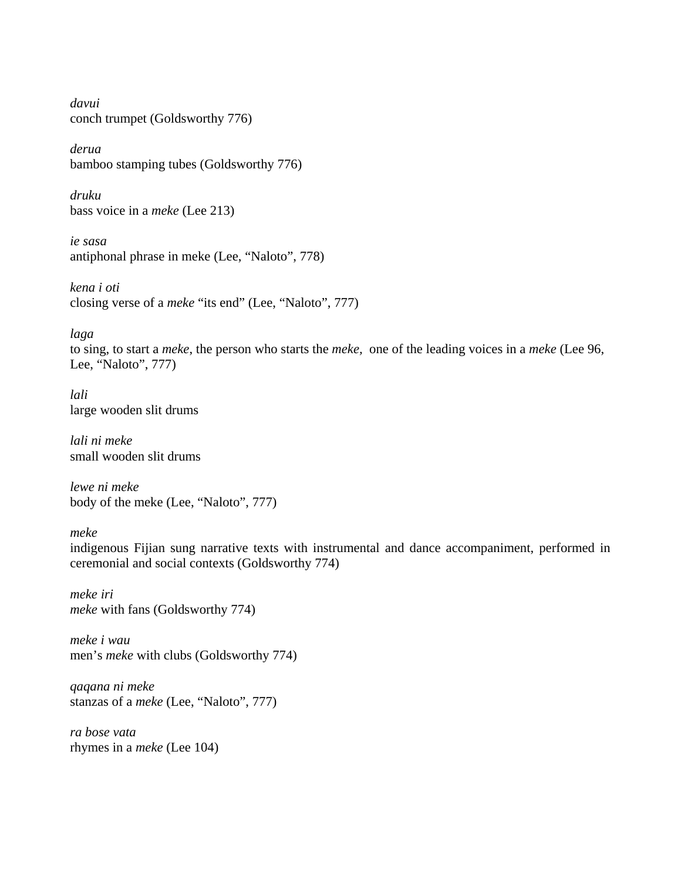*davui*
conch trumpet (Goldsworthy 776)

*derua*
bamboo stamping tubes (Goldsworthy 776)

*druku*
bass voice in a *meke* (Lee 213)

*ie sasa*
antiphonal phrase in meke (Lee, "Naloto", 778)

*kena i oti*
closing verse of a *meke* "its end" (Lee, "Naloto", 777)

*laga*
to sing, to start a *meke*, the person who starts the *meke*, one of the leading voices in a *meke* (Lee 96, Lee, "Naloto", 777)

*lali*
large wooden slit drums

*lali ni meke*
small wooden slit drums

*lewe ni meke*
body of the meke (Lee, "Naloto", 777)

*meke*
indigenous Fijian sung narrative texts with instrumental and dance accompaniment, performed in ceremonial and social contexts (Goldsworthy 774)

*meke iri*
*meke* with fans (Goldsworthy 774)

*meke i wau*
men's *meke* with clubs (Goldsworthy 774)

*qaqana ni meke*
stanzas of a *meke* (Lee, "Naloto", 777)

*ra bose vata*
rhymes in a *meke* (Lee 104)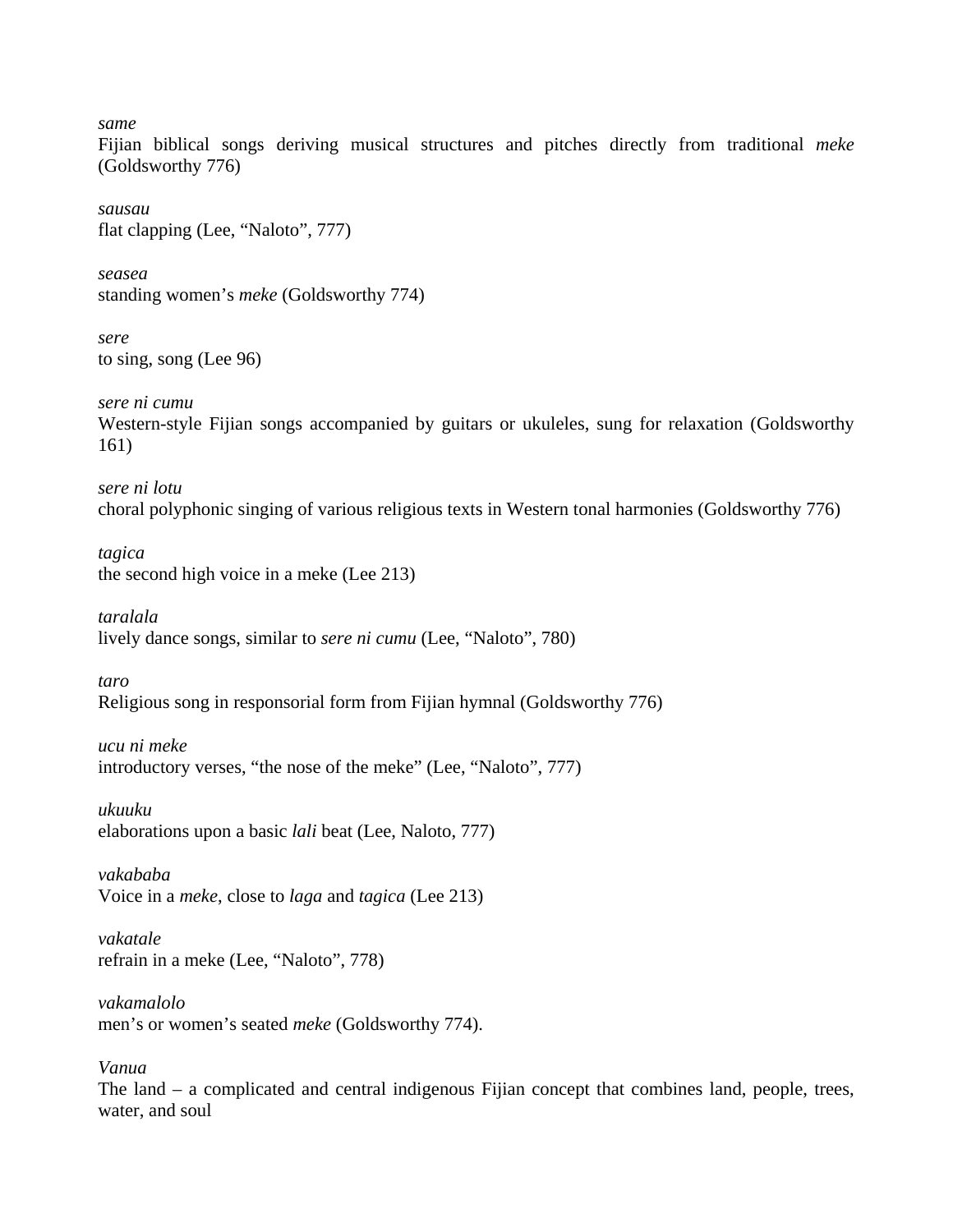*same*
Fijian biblical songs deriving musical structures and pitches directly from traditional *meke* (Goldsworthy 776)

*sausau*
flat clapping (Lee, "Naloto", 777)

*seasea*
standing women's *meke* (Goldsworthy 774)

*sere*
to sing, song (Lee 96)

*sere ni cumu*
Western-style Fijian songs accompanied by guitars or ukuleles, sung for relaxation (Goldsworthy 161)

*sere ni lotu*
choral polyphonic singing of various religious texts in Western tonal harmonies (Goldsworthy 776)

*tagica*
the second high voice in a meke (Lee 213)

*taralala*
lively dance songs, similar to *sere ni cumu* (Lee, "Naloto", 780)

*taro*
Religious song in responsorial form from Fijian hymnal (Goldsworthy 776)

*ucu ni meke*
introductory verses, "the nose of the meke" (Lee, "Naloto", 777)

*ukuuku*
elaborations upon a basic *lali* beat (Lee, Naloto, 777)

*vakababa*
Voice in a *meke*, close to *laga* and *tagica* (Lee 213)

*vakatale*
refrain in a meke (Lee, "Naloto", 778)

*vakamalolo*
men's or women's seated *meke* (Goldsworthy 774).

*Vanua*
The land – a complicated and central indigenous Fijian concept that combines land, people, trees, water, and soul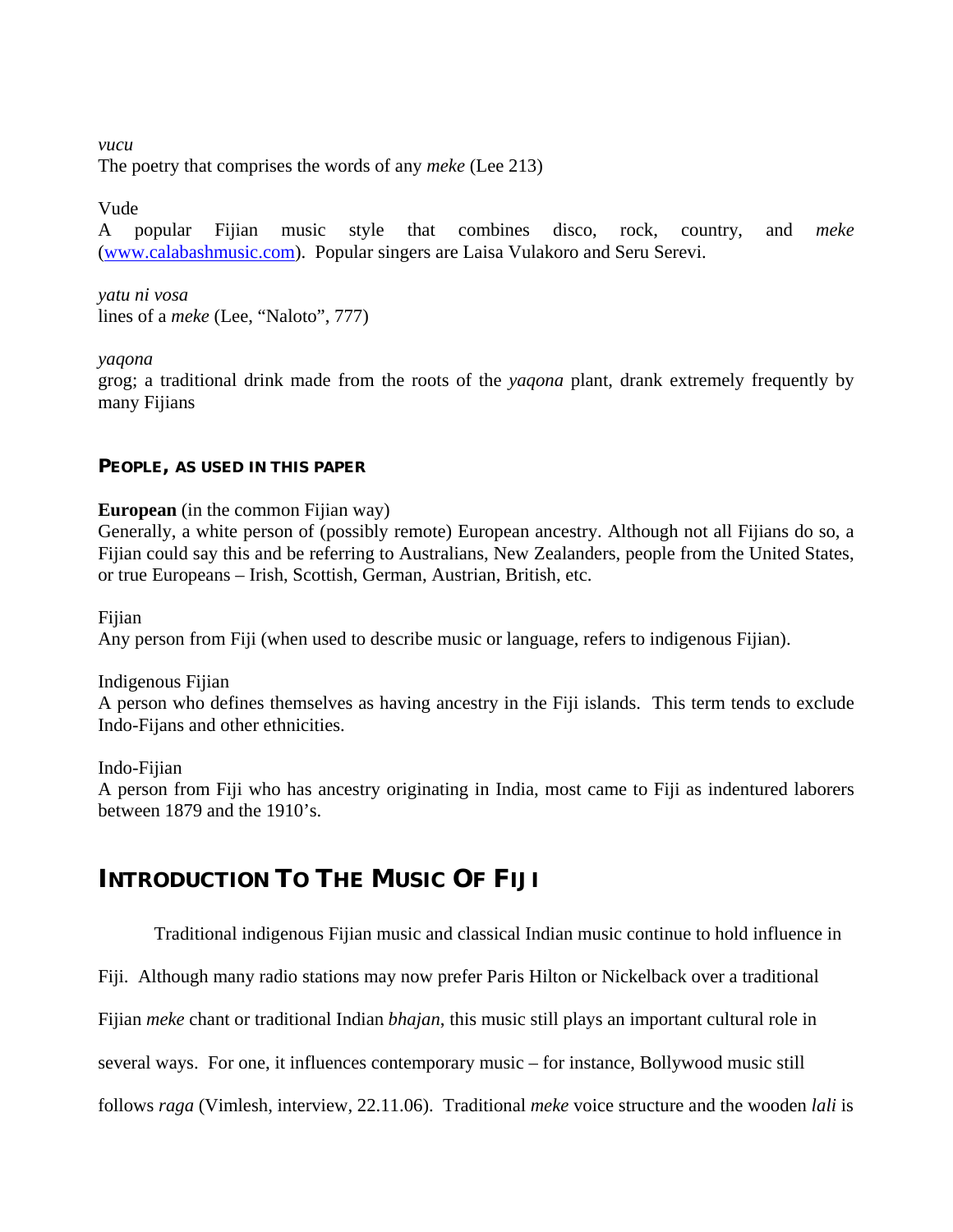*vucu*
The poetry that comprises the words of any *meke* (Lee 213)

Vude
A popular Fijian music style that combines disco, rock, country, and *meke* (www.calabashmusic.com). Popular singers are Laisa Vulakoro and Seru Serevi.

*yatu ni vosa*
lines of a *meke* (Lee, "Naloto", 777)

*yaqona*
grog; a traditional drink made from the roots of the *yaqona* plant, drank extremely frequently by many Fijians

#### PEOPLE, AS USED IN THIS PAPER

**European** (in the common Fijian way)
Generally, a white person of (possibly remote) European ancestry. Although not all Fijians do so, a Fijian could say this and be referring to Australians, New Zealanders, people from the United States, or true Europeans – Irish, Scottish, German, Austrian, British, etc.

Fijian
Any person from Fiji (when used to describe music or language, refers to indigenous Fijian).

Indigenous Fijian
A person who defines themselves as having ancestry in the Fiji islands. This term tends to exclude Indo-Fijans and other ethnicities.

Indo-Fijian
A person from Fiji who has ancestry originating in India, most came to Fiji as indentured laborers between 1879 and the 1910's.

## INTRODUCTION TO THE MUSIC OF FIJI

Traditional indigenous Fijian music and classical Indian music continue to hold influence in Fiji. Although many radio stations may now prefer Paris Hilton or Nickelback over a traditional Fijian *meke* chant or traditional Indian *bhajan*, this music still plays an important cultural role in several ways. For one, it influences contemporary music – for instance, Bollywood music still follows *raga* (Vimlesh, interview, 22.11.06). Traditional *meke* voice structure and the wooden *lali* is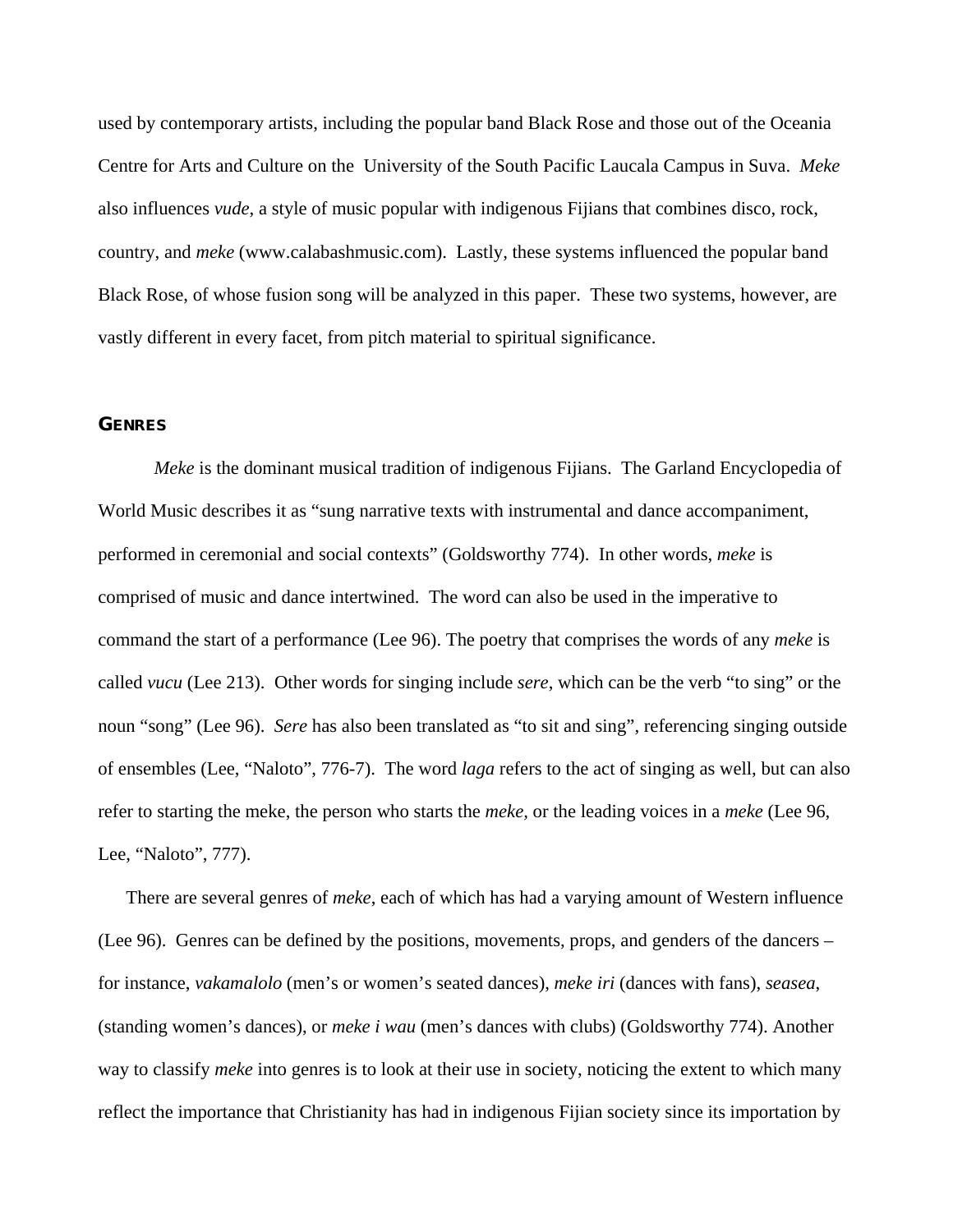used by contemporary artists, including the popular band Black Rose and those out of the Oceania Centre for Arts and Culture on the University of the South Pacific Laucala Campus in Suva. *Meke* also influences *vude*, a style of music popular with indigenous Fijians that combines disco, rock, country, and *meke* (www.calabashmusic.com). Lastly, these systems influenced the popular band Black Rose, of whose fusion song will be analyzed in this paper. These two systems, however, are vastly different in every facet, from pitch material to spiritual significance.

## Genres

*Meke* is the dominant musical tradition of indigenous Fijians. The Garland Encyclopedia of World Music describes it as "sung narrative texts with instrumental and dance accompaniment, performed in ceremonial and social contexts" (Goldsworthy 774). In other words, *meke* is comprised of music and dance intertwined. The word can also be used in the imperative to command the start of a performance (Lee 96). The poetry that comprises the words of any *meke* is called *vucu* (Lee 213). Other words for singing include *sere*, which can be the verb "to sing" or the noun "song" (Lee 96). *Sere* has also been translated as "to sit and sing", referencing singing outside of ensembles (Lee, "Naloto", 776-7). The word *laga* refers to the act of singing as well, but can also refer to starting the meke, the person who starts the *meke*, or the leading voices in a *meke* (Lee 96, Lee, "Naloto", 777).

There are several genres of *meke*, each of which has had a varying amount of Western influence (Lee 96). Genres can be defined by the positions, movements, props, and genders of the dancers – for instance, *vakamalolo* (men's or women's seated dances), *meke iri* (dances with fans), *seasea*, (standing women's dances), or *meke i wau* (men's dances with clubs) (Goldsworthy 774). Another way to classify *meke* into genres is to look at their use in society, noticing the extent to which many reflect the importance that Christianity has had in indigenous Fijian society since its importation by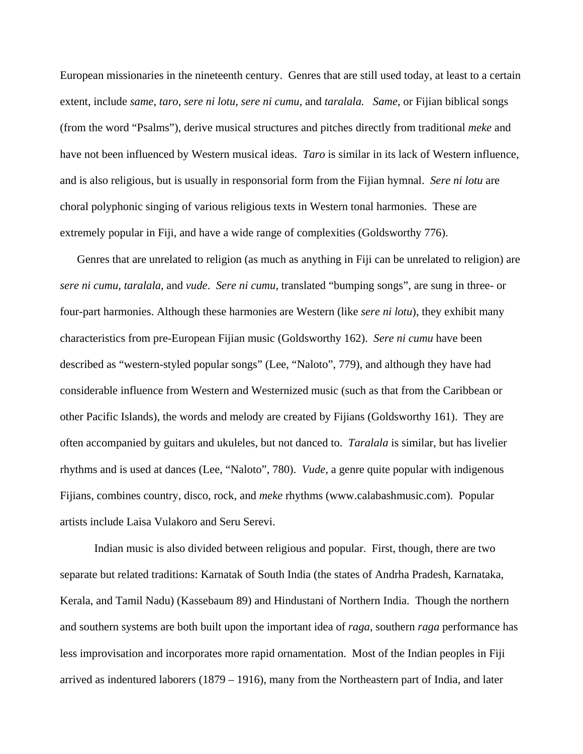European missionaries in the nineteenth century. Genres that are still used today, at least to a certain extent, include *same*, *taro*, *sere ni lotu, sere ni cumu,* and *taralala. Same*, or Fijian biblical songs (from the word "Psalms"), derive musical structures and pitches directly from traditional *meke* and have not been influenced by Western musical ideas. *Taro* is similar in its lack of Western influence, and is also religious, but is usually in responsorial form from the Fijian hymnal. *Sere ni lotu* are choral polyphonic singing of various religious texts in Western tonal harmonies. These are extremely popular in Fiji, and have a wide range of complexities (Goldsworthy 776).

Genres that are unrelated to religion (as much as anything in Fiji can be unrelated to religion) are *sere ni cumu*, *taralala,* and *vude*. *Sere ni cumu*, translated "bumping songs", are sung in three- or four-part harmonies. Although these harmonies are Western (like *sere ni lotu*), they exhibit many characteristics from pre-European Fijian music (Goldsworthy 162). *Sere ni cumu* have been described as "western-styled popular songs" (Lee, "Naloto", 779), and although they have had considerable influence from Western and Westernized music (such as that from the Caribbean or other Pacific Islands), the words and melody are created by Fijians (Goldsworthy 161). They are often accompanied by guitars and ukuleles, but not danced to. *Taralala* is similar, but has livelier rhythms and is used at dances (Lee, "Naloto", 780). *Vude*, a genre quite popular with indigenous Fijians, combines country, disco, rock, and *meke* rhythms (www.calabashmusic.com). Popular artists include Laisa Vulakoro and Seru Serevi.

Indian music is also divided between religious and popular. First, though, there are two separate but related traditions: Karnatak of South India (the states of Andrha Pradesh, Karnataka, Kerala, and Tamil Nadu) (Kassebaum 89) and Hindustani of Northern India. Though the northern and southern systems are both built upon the important idea of *raga*, southern *raga* performance has less improvisation and incorporates more rapid ornamentation. Most of the Indian peoples in Fiji arrived as indentured laborers (1879 – 1916), many from the Northeastern part of India, and later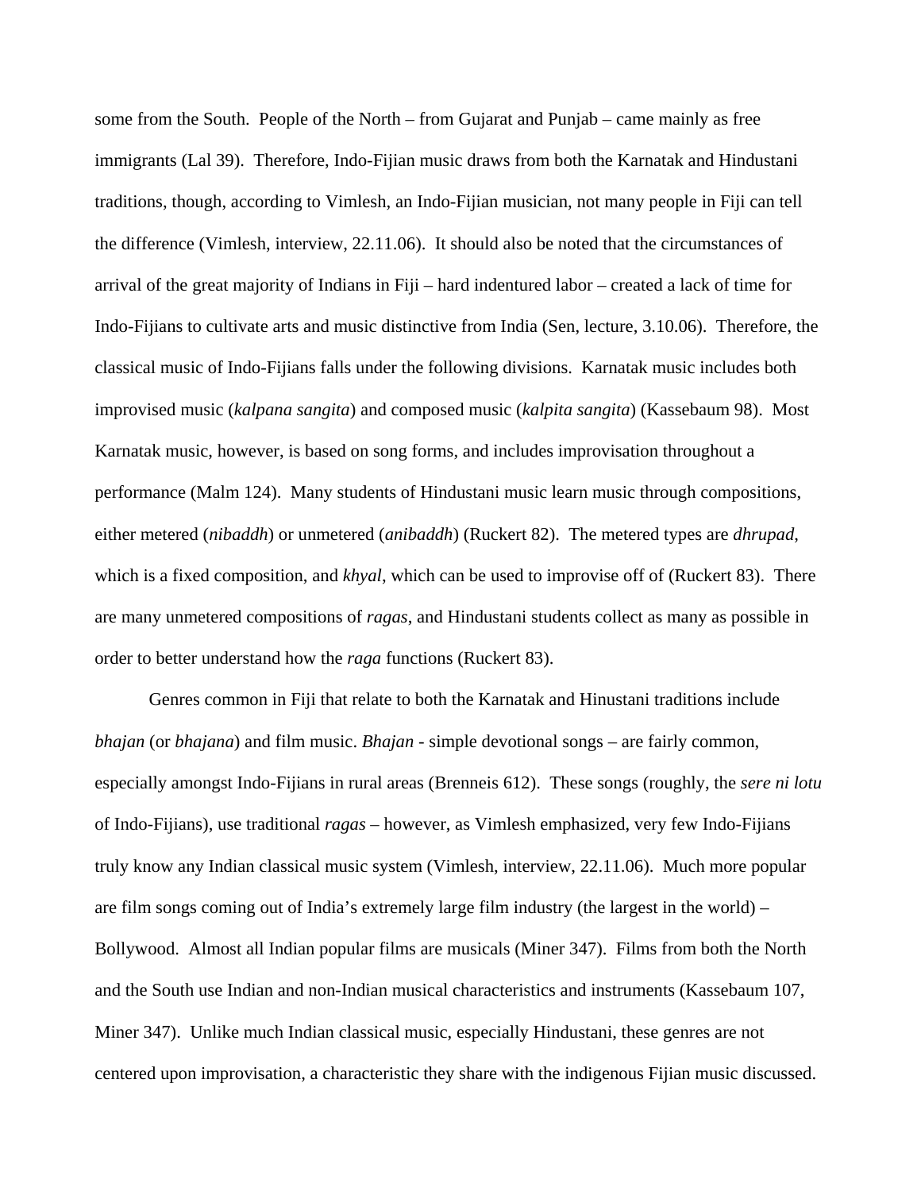some from the South. People of the North – from Gujarat and Punjab – came mainly as free immigrants (Lal 39). Therefore, Indo-Fijian music draws from both the Karnatak and Hindustani traditions, though, according to Vimlesh, an Indo-Fijian musician, not many people in Fiji can tell the difference (Vimlesh, interview, 22.11.06). It should also be noted that the circumstances of arrival of the great majority of Indians in Fiji – hard indentured labor – created a lack of time for Indo-Fijians to cultivate arts and music distinctive from India (Sen, lecture, 3.10.06). Therefore, the classical music of Indo-Fijians falls under the following divisions. Karnatak music includes both improvised music (*kalpana sangita*) and composed music (*kalpita sangita*) (Kassebaum 98). Most Karnatak music, however, is based on song forms, and includes improvisation throughout a performance (Malm 124). Many students of Hindustani music learn music through compositions, either metered (*nibaddh*) or unmetered (*anibaddh*) (Ruckert 82). The metered types are *dhrupad*, which is a fixed composition, and *khyal*, which can be used to improvise off of (Ruckert 83). There are many unmetered compositions of *ragas*, and Hindustani students collect as many as possible in order to better understand how the *raga* functions (Ruckert 83).

Genres common in Fiji that relate to both the Karnatak and Hinustani traditions include *bhajan* (or *bhajana*) and film music. *Bhajan* - simple devotional songs – are fairly common, especially amongst Indo-Fijians in rural areas (Brenneis 612). These songs (roughly, the *sere ni lotu* of Indo-Fijians), use traditional *ragas* – however, as Vimlesh emphasized, very few Indo-Fijians truly know any Indian classical music system (Vimlesh, interview, 22.11.06). Much more popular are film songs coming out of India's extremely large film industry (the largest in the world) – Bollywood. Almost all Indian popular films are musicals (Miner 347). Films from both the North and the South use Indian and non-Indian musical characteristics and instruments (Kassebaum 107, Miner 347). Unlike much Indian classical music, especially Hindustani, these genres are not centered upon improvisation, a characteristic they share with the indigenous Fijian music discussed.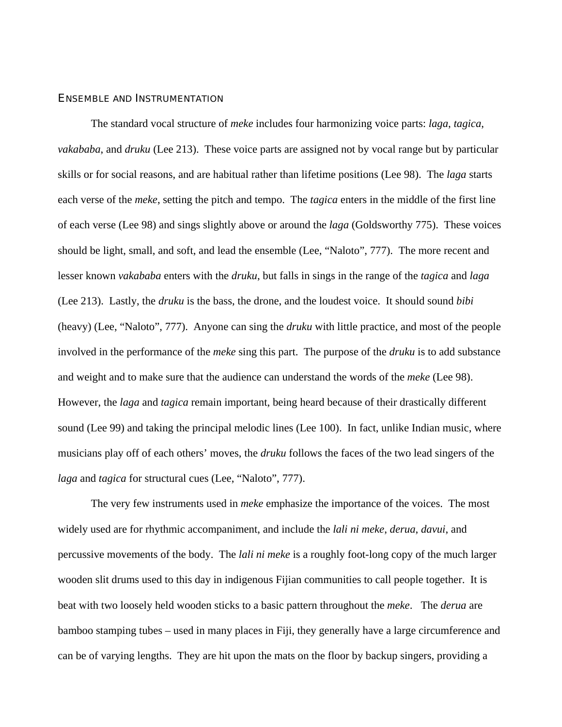## Ensemble and Instrumentation

The standard vocal structure of *meke* includes four harmonizing voice parts: *laga*, *tagica*, *vakababa*, and *druku* (Lee 213). These voice parts are assigned not by vocal range but by particular skills or for social reasons, and are habitual rather than lifetime positions (Lee 98). The *laga* starts each verse of the *meke*, setting the pitch and tempo. The *tagica* enters in the middle of the first line of each verse (Lee 98) and sings slightly above or around the *laga* (Goldsworthy 775). These voices should be light, small, and soft, and lead the ensemble (Lee, "Naloto", 777). The more recent and lesser known *vakababa* enters with the *druku*, but falls in sings in the range of the *tagica* and *laga* (Lee 213). Lastly, the *druku* is the bass, the drone, and the loudest voice. It should sound *bibi* (heavy) (Lee, "Naloto", 777). Anyone can sing the *druku* with little practice, and most of the people involved in the performance of the *meke* sing this part. The purpose of the *druku* is to add substance and weight and to make sure that the audience can understand the words of the *meke* (Lee 98). However, the *laga* and *tagica* remain important, being heard because of their drastically different sound (Lee 99) and taking the principal melodic lines (Lee 100). In fact, unlike Indian music, where musicians play off of each others' moves, the *druku* follows the faces of the two lead singers of the *laga* and *tagica* for structural cues (Lee, "Naloto", 777).

The very few instruments used in *meke* emphasize the importance of the voices. The most widely used are for rhythmic accompaniment, and include the *lali ni meke*, *derua*, *davui*, and percussive movements of the body. The *lali ni meke* is a roughly foot-long copy of the much larger wooden slit drums used to this day in indigenous Fijian communities to call people together. It is beat with two loosely held wooden sticks to a basic pattern throughout the *meke*. The *derua* are bamboo stamping tubes – used in many places in Fiji, they generally have a large circumference and can be of varying lengths. They are hit upon the mats on the floor by backup singers, providing a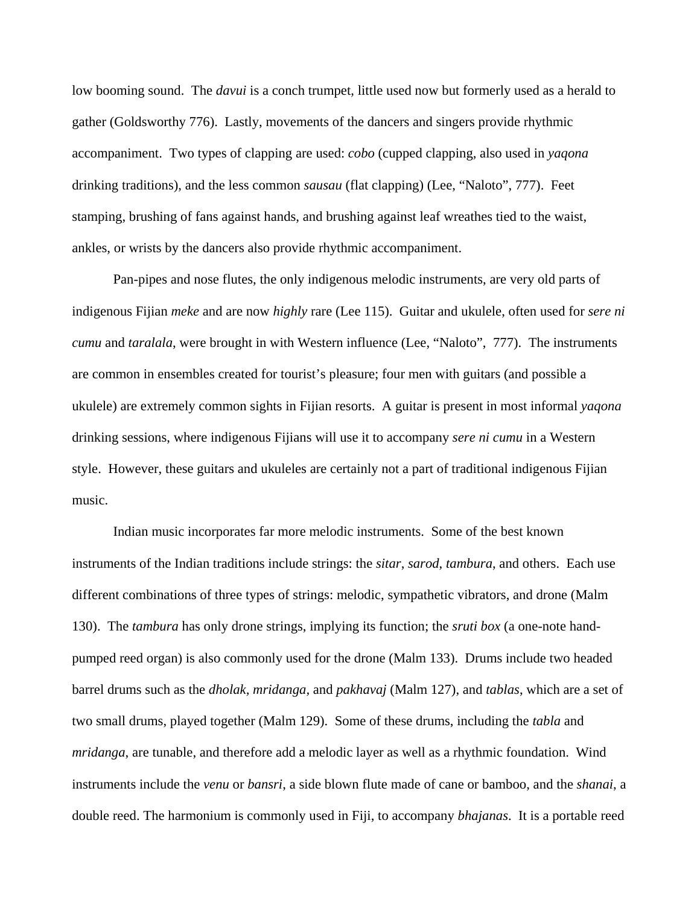low booming sound.  The *davui* is a conch trumpet, little used now but formerly used as a herald to gather (Goldsworthy 776).  Lastly, movements of the dancers and singers provide rhythmic accompaniment.  Two types of clapping are used: *cobo* (cupped clapping, also used in *yaqona* drinking traditions), and the less common *sausau* (flat clapping) (Lee, "Naloto", 777).  Feet stamping, brushing of fans against hands, and brushing against leaf wreathes tied to the waist, ankles, or wrists by the dancers also provide rhythmic accompaniment.

Pan-pipes and nose flutes, the only indigenous melodic instruments, are very old parts of indigenous Fijian *meke* and are now *highly* rare (Lee 115).  Guitar and ukulele, often used for *sere ni cumu* and *taralala*, were brought in with Western influence (Lee, "Naloto",  777).  The instruments are common in ensembles created for tourist's pleasure; four men with guitars (and possible a ukulele) are extremely common sights in Fijian resorts.  A guitar is present in most informal *yaqona* drinking sessions, where indigenous Fijians will use it to accompany *sere ni cumu* in a Western style.  However, these guitars and ukuleles are certainly not a part of traditional indigenous Fijian music.

Indian music incorporates far more melodic instruments.  Some of the best known instruments of the Indian traditions include strings: the *sitar*, *sarod*, *tambura*, and others.  Each use different combinations of three types of strings: melodic, sympathetic vibrators, and drone (Malm 130).  The *tambura* has only drone strings, implying its function; the *sruti box* (a one-note hand-pumped reed organ) is also commonly used for the drone (Malm 133).  Drums include two headed barrel drums such as the *dholak, mridanga,* and *pakhavaj* (Malm 127), and *tablas*, which are a set of two small drums, played together (Malm 129).  Some of these drums, including the *tabla* and *mridanga*, are tunable, and therefore add a melodic layer as well as a rhythmic foundation.  Wind instruments include the *venu* or *bansri*, a side blown flute made of cane or bamboo, and the *shanai*, a double reed. The harmonium is commonly used in Fiji, to accompany *bhajanas*.  It is a portable reed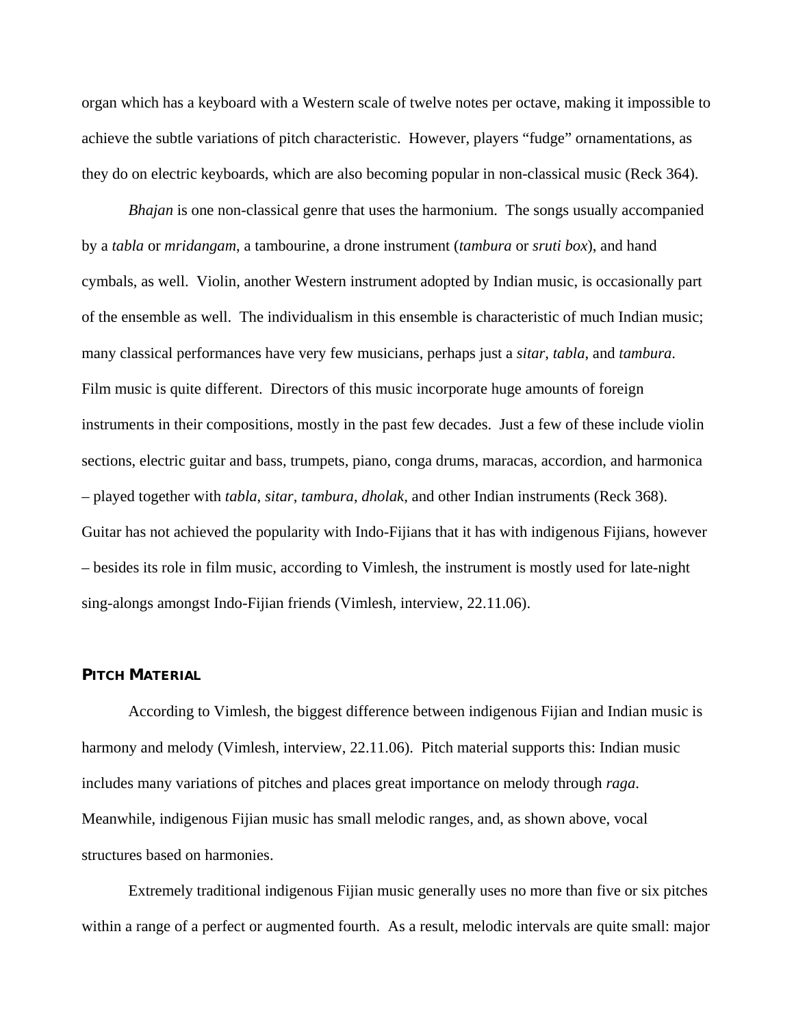organ which has a keyboard with a Western scale of twelve notes per octave, making it impossible to achieve the subtle variations of pitch characteristic. However, players "fudge" ornamentations, as they do on electric keyboards, which are also becoming popular in non-classical music (Reck 364).

*Bhajan* is one non-classical genre that uses the harmonium. The songs usually accompanied by a *tabla* or *mridangam*, a tambourine, a drone instrument (*tambura* or *sruti box*), and hand cymbals, as well. Violin, another Western instrument adopted by Indian music, is occasionally part of the ensemble as well. The individualism in this ensemble is characteristic of much Indian music; many classical performances have very few musicians, perhaps just a *sitar*, *tabla*, and *tambura*. Film music is quite different. Directors of this music incorporate huge amounts of foreign instruments in their compositions, mostly in the past few decades. Just a few of these include violin sections, electric guitar and bass, trumpets, piano, conga drums, maracas, accordion, and harmonica – played together with *tabla*, *sitar*, *tambura*, *dholak*, and other Indian instruments (Reck 368). Guitar has not achieved the popularity with Indo-Fijians that it has with indigenous Fijians, however – besides its role in film music, according to Vimlesh, the instrument is mostly used for late-night sing-alongs amongst Indo-Fijian friends (Vimlesh, interview, 22.11.06).

## PITCH MATERIAL

According to Vimlesh, the biggest difference between indigenous Fijian and Indian music is harmony and melody (Vimlesh, interview, 22.11.06). Pitch material supports this: Indian music includes many variations of pitches and places great importance on melody through *raga*. Meanwhile, indigenous Fijian music has small melodic ranges, and, as shown above, vocal structures based on harmonies.

Extremely traditional indigenous Fijian music generally uses no more than five or six pitches within a range of a perfect or augmented fourth. As a result, melodic intervals are quite small: major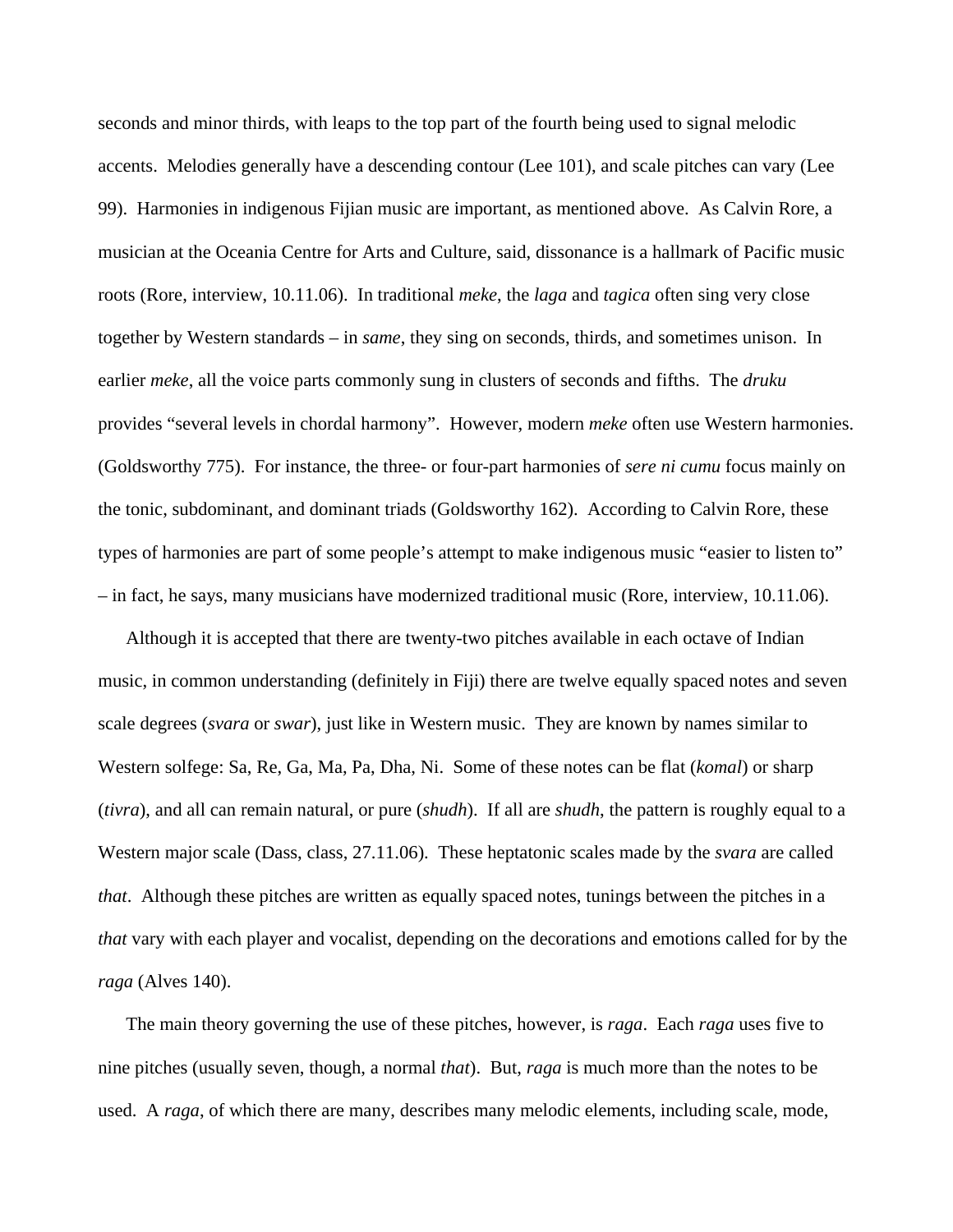seconds and minor thirds, with leaps to the top part of the fourth being used to signal melodic accents. Melodies generally have a descending contour (Lee 101), and scale pitches can vary (Lee 99). Harmonies in indigenous Fijian music are important, as mentioned above. As Calvin Rore, a musician at the Oceania Centre for Arts and Culture, said, dissonance is a hallmark of Pacific music roots (Rore, interview, 10.11.06). In traditional *meke*, the *laga* and *tagica* often sing very close together by Western standards – in *same*, they sing on seconds, thirds, and sometimes unison. In earlier *meke*, all the voice parts commonly sung in clusters of seconds and fifths. The *druku* provides "several levels in chordal harmony". However, modern *meke* often use Western harmonies. (Goldsworthy 775). For instance, the three- or four-part harmonies of *sere ni cumu* focus mainly on the tonic, subdominant, and dominant triads (Goldsworthy 162). According to Calvin Rore, these types of harmonies are part of some people's attempt to make indigenous music "easier to listen to" – in fact, he says, many musicians have modernized traditional music (Rore, interview, 10.11.06).

Although it is accepted that there are twenty-two pitches available in each octave of Indian music, in common understanding (definitely in Fiji) there are twelve equally spaced notes and seven scale degrees (*svara* or *swar*), just like in Western music. They are known by names similar to Western solfege: Sa, Re, Ga, Ma, Pa, Dha, Ni. Some of these notes can be flat (*komal*) or sharp (*tivra*), and all can remain natural, or pure (*shudh*). If all are *shudh*, the pattern is roughly equal to a Western major scale (Dass, class, 27.11.06). These heptatonic scales made by the *svara* are called *that*. Although these pitches are written as equally spaced notes, tunings between the pitches in a *that* vary with each player and vocalist, depending on the decorations and emotions called for by the *raga* (Alves 140).

The main theory governing the use of these pitches, however, is *raga*. Each *raga* uses five to nine pitches (usually seven, though, a normal *that*). But, *raga* is much more than the notes to be used. A *raga*, of which there are many, describes many melodic elements, including scale, mode,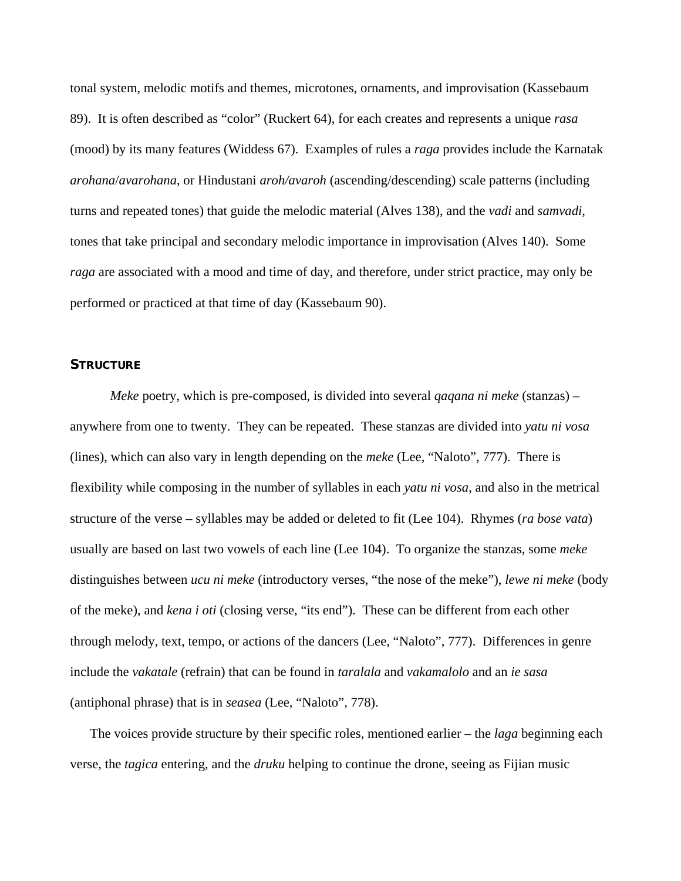tonal system, melodic motifs and themes, microtones, ornaments, and improvisation (Kassebaum 89). It is often described as "color" (Ruckert 64), for each creates and represents a unique *rasa* (mood) by its many features (Widdess 67). Examples of rules a *raga* provides include the Karnatak *arohana*/*avarohana*, or Hindustani *aroh/avaroh* (ascending/descending) scale patterns (including turns and repeated tones) that guide the melodic material (Alves 138), and the *vadi* and *samvadi*, tones that take principal and secondary melodic importance in improvisation (Alves 140). Some *raga* are associated with a mood and time of day, and therefore, under strict practice, may only be performed or practiced at that time of day (Kassebaum 90).

## Structure

*Meke* poetry, which is pre-composed, is divided into several *qaqana ni meke* (stanzas) – anywhere from one to twenty. They can be repeated. These stanzas are divided into *yatu ni vosa* (lines), which can also vary in length depending on the *meke* (Lee, "Naloto", 777). There is flexibility while composing in the number of syllables in each *yatu ni vosa*, and also in the metrical structure of the verse – syllables may be added or deleted to fit (Lee 104). Rhymes (*ra bose vata*) usually are based on last two vowels of each line (Lee 104). To organize the stanzas, some *meke* distinguishes between *ucu ni meke* (introductory verses, "the nose of the meke"), *lewe ni meke* (body of the meke), and *kena i oti* (closing verse, "its end"). These can be different from each other through melody, text, tempo, or actions of the dancers (Lee, "Naloto", 777). Differences in genre include the *vakatale* (refrain) that can be found in *taralala* and *vakamalolo* and an *ie sasa* (antiphonal phrase) that is in *seasea* (Lee, "Naloto", 778).

The voices provide structure by their specific roles, mentioned earlier – the *laga* beginning each verse, the *tagica* entering, and the *druku* helping to continue the drone, seeing as Fijian music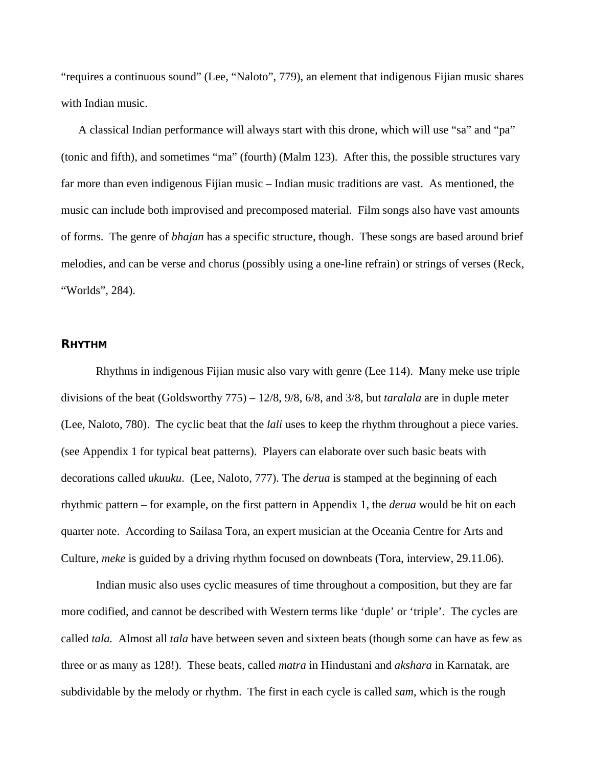"requires a continuous sound" (Lee, "Naloto", 779), an element that indigenous Fijian music shares with Indian music.

A classical Indian performance will always start with this drone, which will use "sa" and "pa" (tonic and fifth), and sometimes "ma" (fourth) (Malm 123). After this, the possible structures vary far more than even indigenous Fijian music – Indian music traditions are vast. As mentioned, the music can include both improvised and precomposed material. Film songs also have vast amounts of forms. The genre of *bhajan* has a specific structure, though. These songs are based around brief melodies, and can be verse and chorus (possibly using a one-line refrain) or strings of verses (Reck, "Worlds", 284).

## Rhythm

Rhythms in indigenous Fijian music also vary with genre (Lee 114). Many meke use triple divisions of the beat (Goldsworthy 775) – 12/8, 9/8, 6/8, and 3/8, but *taralala* are in duple meter (Lee, Naloto, 780). The cyclic beat that the *lali* uses to keep the rhythm throughout a piece varies. (see Appendix 1 for typical beat patterns). Players can elaborate over such basic beats with decorations called *ukuuku*. (Lee, Naloto, 777). The *derua* is stamped at the beginning of each rhythmic pattern – for example, on the first pattern in Appendix 1, the *derua* would be hit on each quarter note. According to Sailasa Tora, an expert musician at the Oceania Centre for Arts and Culture, *meke* is guided by a driving rhythm focused on downbeats (Tora, interview, 29.11.06).

Indian music also uses cyclic measures of time throughout a composition, but they are far more codified, and cannot be described with Western terms like 'duple' or 'triple'. The cycles are called *tala.* Almost all *tala* have between seven and sixteen beats (though some can have as few as three or as many as 128!). These beats, called *matra* in Hindustani and *akshara* in Karnatak, are subdividable by the melody or rhythm. The first in each cycle is called *sam*, which is the rough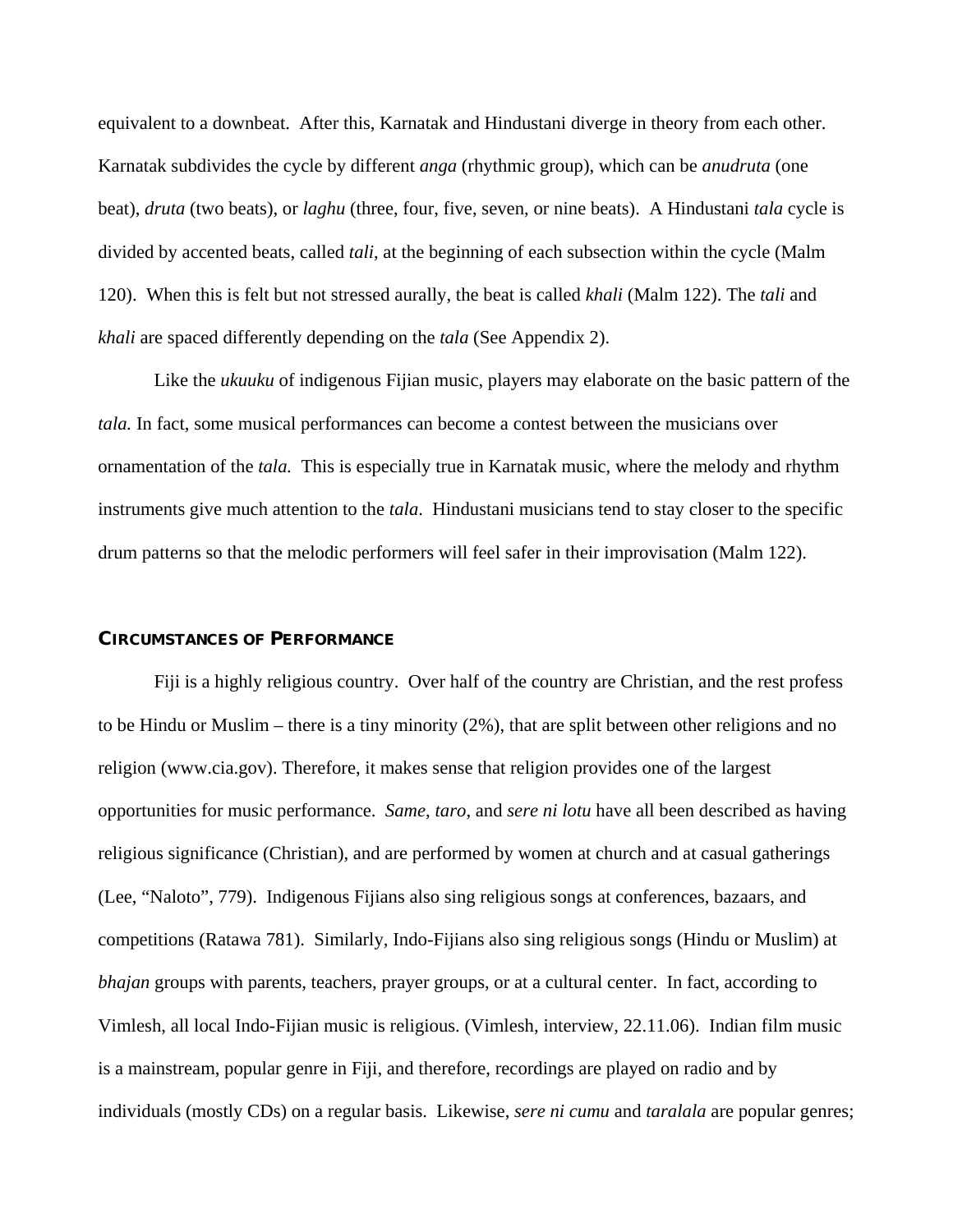equivalent to a downbeat.  After this, Karnatak and Hindustani diverge in theory from each other. Karnatak subdivides the cycle by different *anga* (rhythmic group), which can be *anudruta* (one beat), *druta* (two beats), or *laghu* (three, four, five, seven, or nine beats).  A Hindustani *tala* cycle is divided by accented beats, called *tali*, at the beginning of each subsection within the cycle (Malm 120).  When this is felt but not stressed aurally, the beat is called *khali* (Malm 122). The *tali* and *khali* are spaced differently depending on the *tala* (See Appendix 2).

Like the *ukuuku* of indigenous Fijian music, players may elaborate on the basic pattern of the *tala.* In fact, some musical performances can become a contest between the musicians over ornamentation of the *tala.*  This is especially true in Karnatak music, where the melody and rhythm instruments give much attention to the *tala*.  Hindustani musicians tend to stay closer to the specific drum patterns so that the melodic performers will feel safer in their improvisation (Malm 122).

## Circumstances of Performance

Fiji is a highly religious country.  Over half of the country are Christian, and the rest profess to be Hindu or Muslim – there is a tiny minority (2%), that are split between other religions and no religion (www.cia.gov). Therefore, it makes sense that religion provides one of the largest opportunities for music performance.  *Same*, *taro*, and *sere ni lotu* have all been described as having religious significance (Christian), and are performed by women at church and at casual gatherings (Lee, "Naloto", 779).  Indigenous Fijians also sing religious songs at conferences, bazaars, and competitions (Ratawa 781).  Similarly, Indo-Fijians also sing religious songs (Hindu or Muslim) at *bhajan* groups with parents, teachers, prayer groups, or at a cultural center.  In fact, according to Vimlesh, all local Indo-Fijian music is religious. (Vimlesh, interview, 22.11.06).  Indian film music is a mainstream, popular genre in Fiji, and therefore, recordings are played on radio and by individuals (mostly CDs) on a regular basis.  Likewise, *sere ni cumu* and *taralala* are popular genres;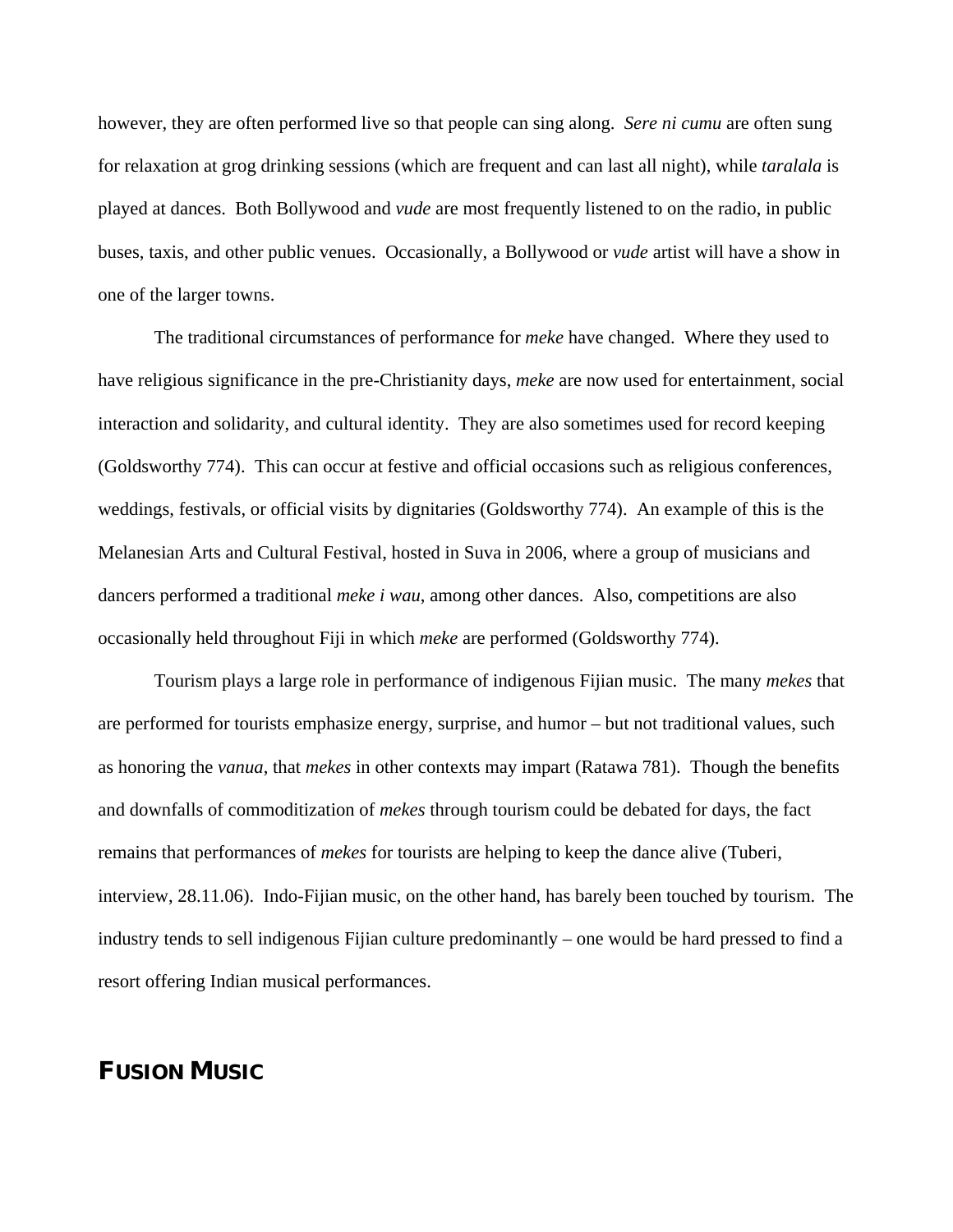however, they are often performed live so that people can sing along. *Sere ni cumu* are often sung for relaxation at grog drinking sessions (which are frequent and can last all night), while *taralala* is played at dances. Both Bollywood and *vude* are most frequently listened to on the radio, in public buses, taxis, and other public venues. Occasionally, a Bollywood or *vude* artist will have a show in one of the larger towns.

The traditional circumstances of performance for *meke* have changed. Where they used to have religious significance in the pre-Christianity days, *meke* are now used for entertainment, social interaction and solidarity, and cultural identity. They are also sometimes used for record keeping (Goldsworthy 774). This can occur at festive and official occasions such as religious conferences, weddings, festivals, or official visits by dignitaries (Goldsworthy 774). An example of this is the Melanesian Arts and Cultural Festival, hosted in Suva in 2006, where a group of musicians and dancers performed a traditional *meke i wau*, among other dances. Also, competitions are also occasionally held throughout Fiji in which *meke* are performed (Goldsworthy 774).

Tourism plays a large role in performance of indigenous Fijian music. The many *mekes* that are performed for tourists emphasize energy, surprise, and humor – but not traditional values, such as honoring the *vanua*, that *mekes* in other contexts may impart (Ratawa 781). Though the benefits and downfalls of commoditization of *mekes* through tourism could be debated for days, the fact remains that performances of *mekes* for tourists are helping to keep the dance alive (Tuberi, interview, 28.11.06). Indo-Fijian music, on the other hand, has barely been touched by tourism. The industry tends to sell indigenous Fijian culture predominantly – one would be hard pressed to find a resort offering Indian musical performances.

## FUSION MUSIC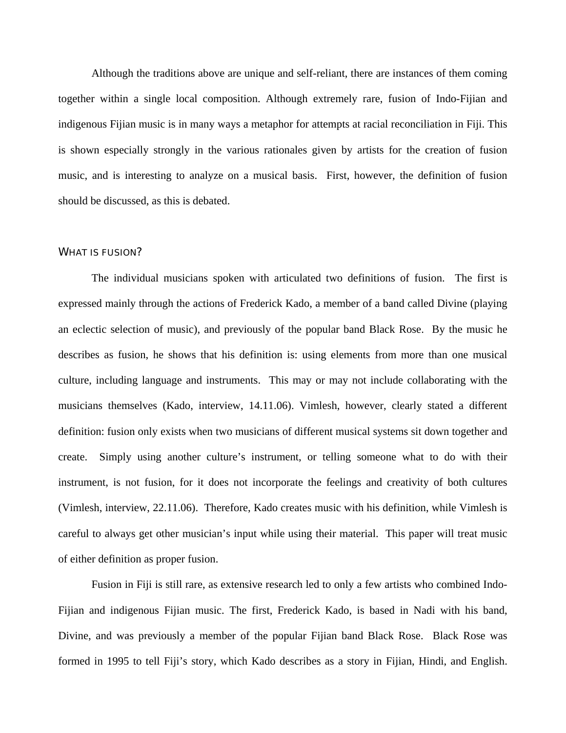Although the traditions above are unique and self-reliant, there are instances of them coming together within a single local composition. Although extremely rare, fusion of Indo-Fijian and indigenous Fijian music is in many ways a metaphor for attempts at racial reconciliation in Fiji. This is shown especially strongly in the various rationales given by artists for the creation of fusion music, and is interesting to analyze on a musical basis. First, however, the definition of fusion should be discussed, as this is debated.

## What is fusion?

The individual musicians spoken with articulated two definitions of fusion. The first is expressed mainly through the actions of Frederick Kado, a member of a band called Divine (playing an eclectic selection of music), and previously of the popular band Black Rose. By the music he describes as fusion, he shows that his definition is: using elements from more than one musical culture, including language and instruments. This may or may not include collaborating with the musicians themselves (Kado, interview, 14.11.06). Vimlesh, however, clearly stated a different definition: fusion only exists when two musicians of different musical systems sit down together and create. Simply using another culture's instrument, or telling someone what to do with their instrument, is not fusion, for it does not incorporate the feelings and creativity of both cultures (Vimlesh, interview, 22.11.06). Therefore, Kado creates music with his definition, while Vimlesh is careful to always get other musician's input while using their material. This paper will treat music of either definition as proper fusion.

Fusion in Fiji is still rare, as extensive research led to only a few artists who combined Indo-Fijian and indigenous Fijian music. The first, Frederick Kado, is based in Nadi with his band, Divine, and was previously a member of the popular Fijian band Black Rose. Black Rose was formed in 1995 to tell Fiji's story, which Kado describes as a story in Fijian, Hindi, and English.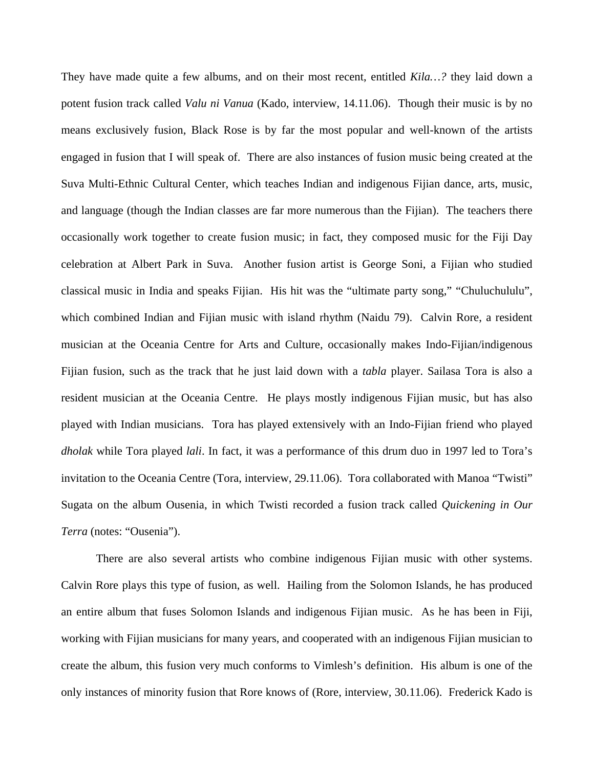They have made quite a few albums, and on their most recent, entitled *Kila…?* they laid down a potent fusion track called *Valu ni Vanua* (Kado, interview, 14.11.06). Though their music is by no means exclusively fusion, Black Rose is by far the most popular and well-known of the artists engaged in fusion that I will speak of. There are also instances of fusion music being created at the Suva Multi-Ethnic Cultural Center, which teaches Indian and indigenous Fijian dance, arts, music, and language (though the Indian classes are far more numerous than the Fijian). The teachers there occasionally work together to create fusion music; in fact, they composed music for the Fiji Day celebration at Albert Park in Suva. Another fusion artist is George Soni, a Fijian who studied classical music in India and speaks Fijian. His hit was the "ultimate party song," "Chuluchululu", which combined Indian and Fijian music with island rhythm (Naidu 79). Calvin Rore, a resident musician at the Oceania Centre for Arts and Culture, occasionally makes Indo-Fijian/indigenous Fijian fusion, such as the track that he just laid down with a *tabla* player. Sailasa Tora is also a resident musician at the Oceania Centre. He plays mostly indigenous Fijian music, but has also played with Indian musicians. Tora has played extensively with an Indo-Fijian friend who played *dholak* while Tora played *lali*. In fact, it was a performance of this drum duo in 1997 led to Tora's invitation to the Oceania Centre (Tora, interview, 29.11.06). Tora collaborated with Manoa "Twisti" Sugata on the album Ousenia, in which Twisti recorded a fusion track called *Quickening in Our Terra* (notes: "Ousenia").

There are also several artists who combine indigenous Fijian music with other systems. Calvin Rore plays this type of fusion, as well. Hailing from the Solomon Islands, he has produced an entire album that fuses Solomon Islands and indigenous Fijian music. As he has been in Fiji, working with Fijian musicians for many years, and cooperated with an indigenous Fijian musician to create the album, this fusion very much conforms to Vimlesh's definition. His album is one of the only instances of minority fusion that Rore knows of (Rore, interview, 30.11.06). Frederick Kado is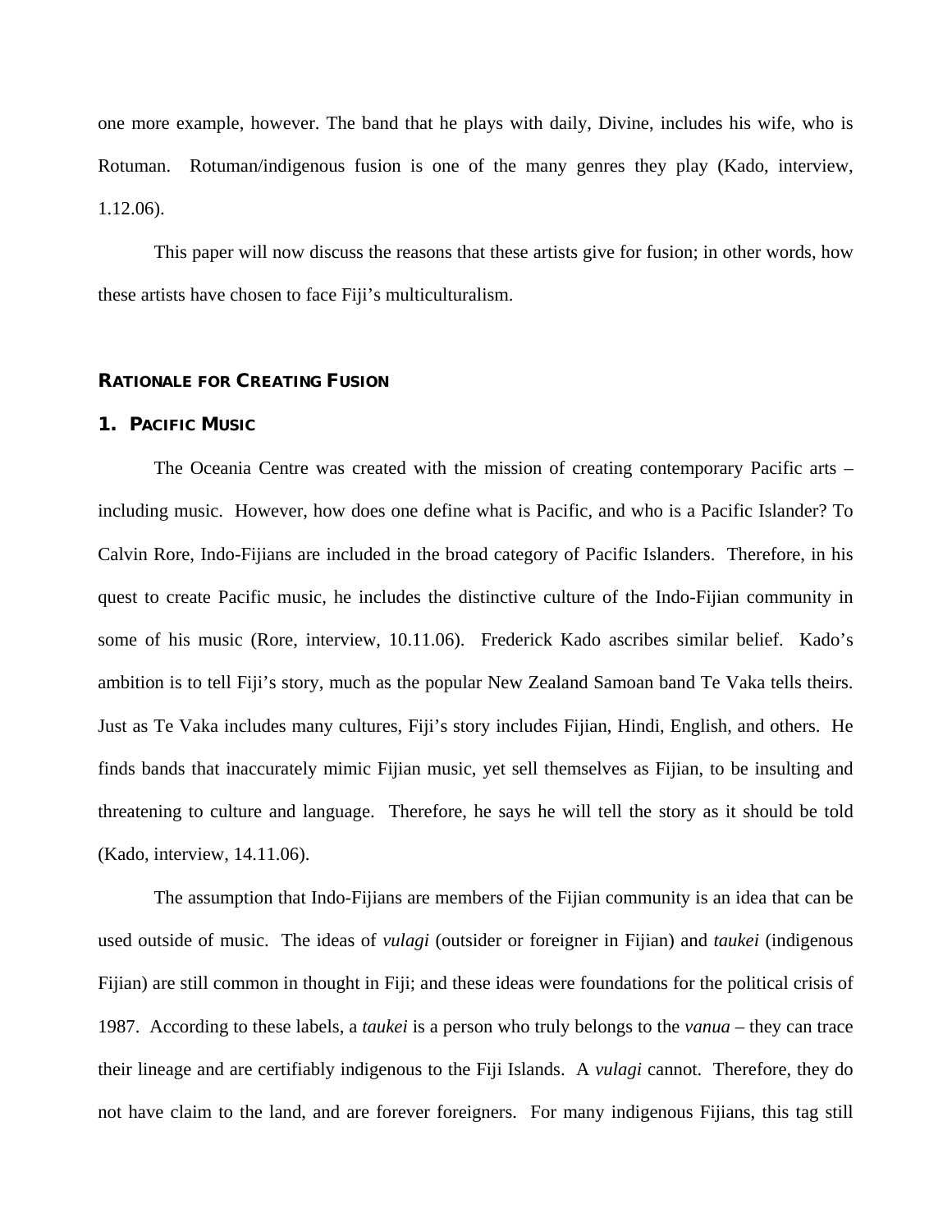one more example, however. The band that he plays with daily, Divine, includes his wife, who is Rotuman. Rotuman/indigenous fusion is one of the many genres they play (Kado, interview, 1.12.06).

This paper will now discuss the reasons that these artists give for fusion; in other words, how these artists have chosen to face Fiji's multiculturalism.

## RATIONALE FOR CREATING FUSION

### 1. PACIFIC MUSIC

The Oceania Centre was created with the mission of creating contemporary Pacific arts – including music. However, how does one define what is Pacific, and who is a Pacific Islander? To Calvin Rore, Indo-Fijians are included in the broad category of Pacific Islanders. Therefore, in his quest to create Pacific music, he includes the distinctive culture of the Indo-Fijian community in some of his music (Rore, interview, 10.11.06). Frederick Kado ascribes similar belief. Kado's ambition is to tell Fiji's story, much as the popular New Zealand Samoan band Te Vaka tells theirs. Just as Te Vaka includes many cultures, Fiji's story includes Fijian, Hindi, English, and others. He finds bands that inaccurately mimic Fijian music, yet sell themselves as Fijian, to be insulting and threatening to culture and language. Therefore, he says he will tell the story as it should be told (Kado, interview, 14.11.06).

The assumption that Indo-Fijians are members of the Fijian community is an idea that can be used outside of music. The ideas of *vulagi* (outsider or foreigner in Fijian) and *taukei* (indigenous Fijian) are still common in thought in Fiji; and these ideas were foundations for the political crisis of 1987. According to these labels, a *taukei* is a person who truly belongs to the *vanua* – they can trace their lineage and are certifiably indigenous to the Fiji Islands. A *vulagi* cannot. Therefore, they do not have claim to the land, and are forever foreigners. For many indigenous Fijians, this tag still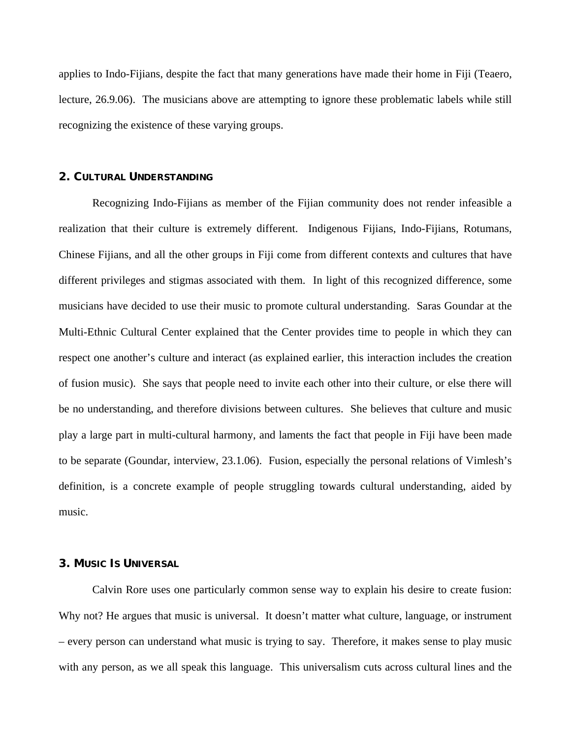applies to Indo-Fijians, despite the fact that many generations have made their home in Fiji (Teaero, lecture, 26.9.06). The musicians above are attempting to ignore these problematic labels while still recognizing the existence of these varying groups.

## 2. Cultural Understanding

Recognizing Indo-Fijians as member of the Fijian community does not render infeasible a realization that their culture is extremely different. Indigenous Fijians, Indo-Fijians, Rotumans, Chinese Fijians, and all the other groups in Fiji come from different contexts and cultures that have different privileges and stigmas associated with them. In light of this recognized difference, some musicians have decided to use their music to promote cultural understanding. Saras Goundar at the Multi-Ethnic Cultural Center explained that the Center provides time to people in which they can respect one another's culture and interact (as explained earlier, this interaction includes the creation of fusion music). She says that people need to invite each other into their culture, or else there will be no understanding, and therefore divisions between cultures. She believes that culture and music play a large part in multi-cultural harmony, and laments the fact that people in Fiji have been made to be separate (Goundar, interview, 23.1.06). Fusion, especially the personal relations of Vimlesh's definition, is a concrete example of people struggling towards cultural understanding, aided by music.

## 3. Music Is Universal

Calvin Rore uses one particularly common sense way to explain his desire to create fusion: Why not? He argues that music is universal. It doesn't matter what culture, language, or instrument – every person can understand what music is trying to say. Therefore, it makes sense to play music with any person, as we all speak this language. This universalism cuts across cultural lines and the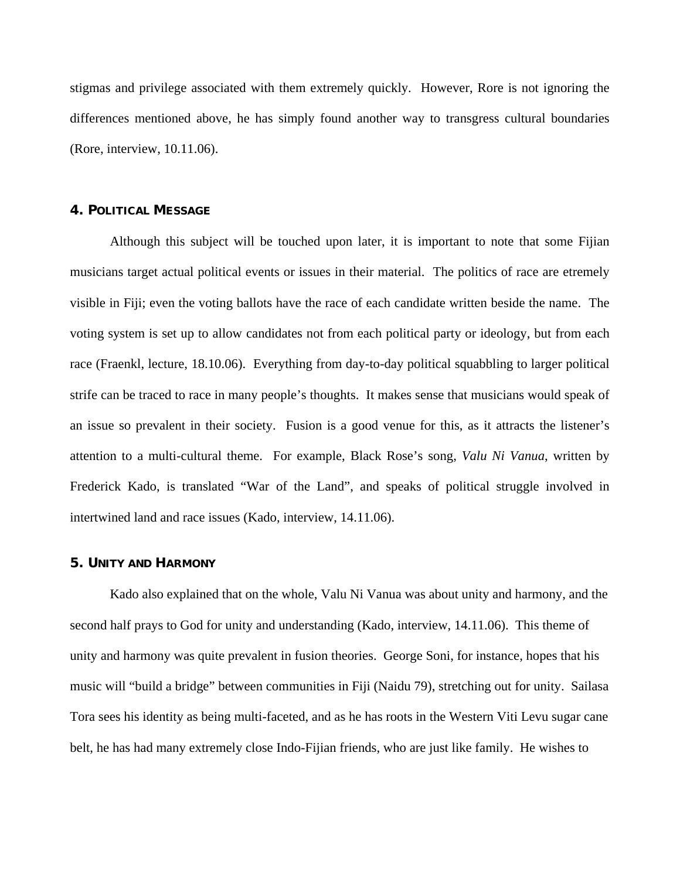stigmas and privilege associated with them extremely quickly. However, Rore is not ignoring the differences mentioned above, he has simply found another way to transgress cultural boundaries (Rore, interview, 10.11.06).

### 4. Political Message

Although this subject will be touched upon later, it is important to note that some Fijian musicians target actual political events or issues in their material. The politics of race are etremely visible in Fiji; even the voting ballots have the race of each candidate written beside the name. The voting system is set up to allow candidates not from each political party or ideology, but from each race (Fraenkl, lecture, 18.10.06). Everything from day-to-day political squabbling to larger political strife can be traced to race in many people's thoughts. It makes sense that musicians would speak of an issue so prevalent in their society. Fusion is a good venue for this, as it attracts the listener's attention to a multi-cultural theme. For example, Black Rose's song, *Valu Ni Vanua*, written by Frederick Kado, is translated "War of the Land", and speaks of political struggle involved in intertwined land and race issues (Kado, interview, 14.11.06).

### 5. Unity and Harmony

Kado also explained that on the whole, Valu Ni Vanua was about unity and harmony, and the second half prays to God for unity and understanding (Kado, interview, 14.11.06). This theme of unity and harmony was quite prevalent in fusion theories. George Soni, for instance, hopes that his music will "build a bridge" between communities in Fiji (Naidu 79), stretching out for unity. Sailasa Tora sees his identity as being multi-faceted, and as he has roots in the Western Viti Levu sugar cane belt, he has had many extremely close Indo-Fijian friends, who are just like family. He wishes to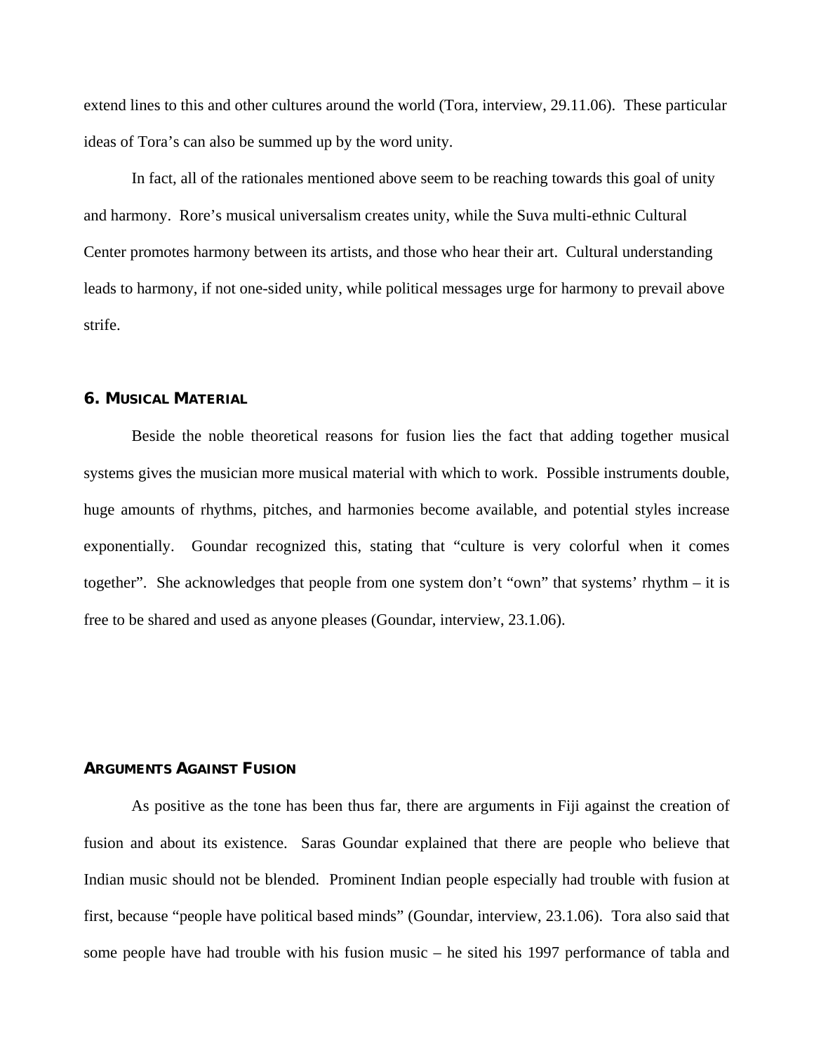extend lines to this and other cultures around the world (Tora, interview, 29.11.06). These particular ideas of Tora's can also be summed up by the word unity.

In fact, all of the rationales mentioned above seem to be reaching towards this goal of unity and harmony. Rore's musical universalism creates unity, while the Suva multi-ethnic Cultural Center promotes harmony between its artists, and those who hear their art. Cultural understanding leads to harmony, if not one-sided unity, while political messages urge for harmony to prevail above strife.

### 6. Musical Material

Beside the noble theoretical reasons for fusion lies the fact that adding together musical systems gives the musician more musical material with which to work. Possible instruments double, huge amounts of rhythms, pitches, and harmonies become available, and potential styles increase exponentially. Goundar recognized this, stating that "culture is very colorful when it comes together". She acknowledges that people from one system don't "own" that systems' rhythm – it is free to be shared and used as anyone pleases (Goundar, interview, 23.1.06).

## Arguments Against Fusion

As positive as the tone has been thus far, there are arguments in Fiji against the creation of fusion and about its existence. Saras Goundar explained that there are people who believe that Indian music should not be blended. Prominent Indian people especially had trouble with fusion at first, because "people have political based minds" (Goundar, interview, 23.1.06). Tora also said that some people have had trouble with his fusion music – he sited his 1997 performance of tabla and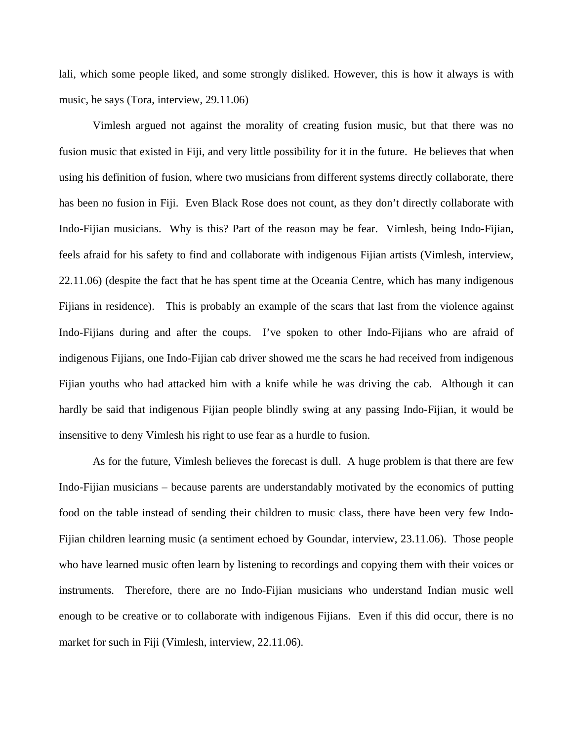lali, which some people liked, and some strongly disliked. However, this is how it always is with music, he says (Tora, interview, 29.11.06)

Vimlesh argued not against the morality of creating fusion music, but that there was no fusion music that existed in Fiji, and very little possibility for it in the future.  He believes that when using his definition of fusion, where two musicians from different systems directly collaborate, there has been no fusion in Fiji.  Even Black Rose does not count, as they don't directly collaborate with Indo-Fijian musicians.  Why is this? Part of the reason may be fear.  Vimlesh, being Indo-Fijian, feels afraid for his safety to find and collaborate with indigenous Fijian artists (Vimlesh, interview, 22.11.06) (despite the fact that he has spent time at the Oceania Centre, which has many indigenous Fijians in residence).   This is probably an example of the scars that last from the violence against Indo-Fijians during and after the coups.  I've spoken to other Indo-Fijians who are afraid of indigenous Fijians, one Indo-Fijian cab driver showed me the scars he had received from indigenous Fijian youths who had attacked him with a knife while he was driving the cab.  Although it can hardly be said that indigenous Fijian people blindly swing at any passing Indo-Fijian, it would be insensitive to deny Vimlesh his right to use fear as a hurdle to fusion.

As for the future, Vimlesh believes the forecast is dull.  A huge problem is that there are few Indo-Fijian musicians – because parents are understandably motivated by the economics of putting food on the table instead of sending their children to music class, there have been very few Indo-Fijian children learning music (a sentiment echoed by Goundar, interview, 23.11.06).  Those people who have learned music often learn by listening to recordings and copying them with their voices or instruments.  Therefore, there are no Indo-Fijian musicians who understand Indian music well enough to be creative or to collaborate with indigenous Fijians.  Even if this did occur, there is no market for such in Fiji (Vimlesh, interview, 22.11.06).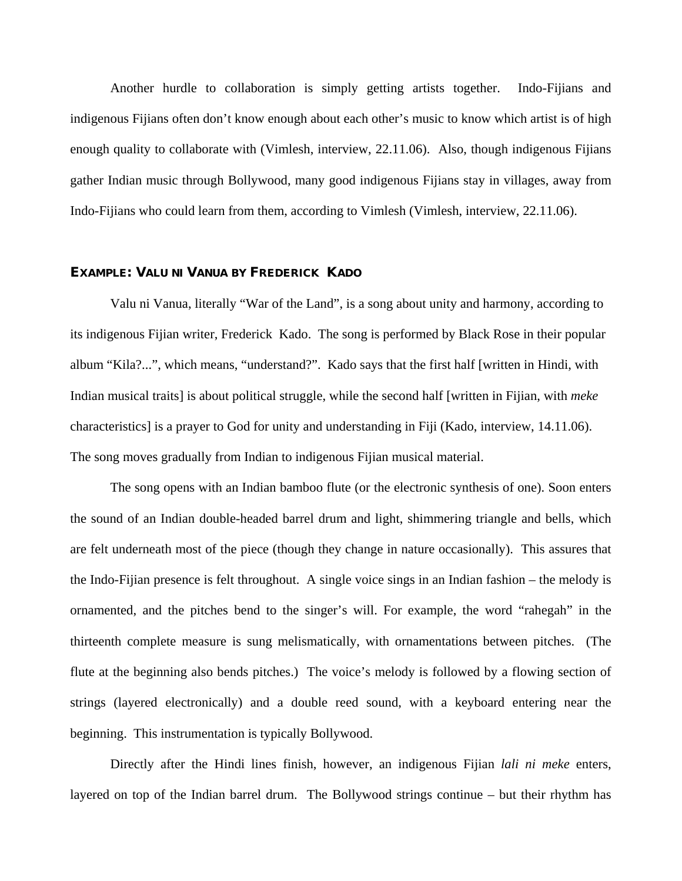Another hurdle to collaboration is simply getting artists together. Indo-Fijians and indigenous Fijians often don't know enough about each other's music to know which artist is of high enough quality to collaborate with (Vimlesh, interview, 22.11.06). Also, though indigenous Fijians gather Indian music through Bollywood, many good indigenous Fijians stay in villages, away from Indo-Fijians who could learn from them, according to Vimlesh (Vimlesh, interview, 22.11.06).

### EXAMPLE: VALU NI VANUA BY FREDERICK KADO

Valu ni Vanua, literally "War of the Land", is a song about unity and harmony, according to its indigenous Fijian writer, Frederick Kado. The song is performed by Black Rose in their popular album "Kila?...", which means, "understand?". Kado says that the first half [written in Hindi, with Indian musical traits] is about political struggle, while the second half [written in Fijian, with *meke* characteristics] is a prayer to God for unity and understanding in Fiji (Kado, interview, 14.11.06). The song moves gradually from Indian to indigenous Fijian musical material.

The song opens with an Indian bamboo flute (or the electronic synthesis of one). Soon enters the sound of an Indian double-headed barrel drum and light, shimmering triangle and bells, which are felt underneath most of the piece (though they change in nature occasionally). This assures that the Indo-Fijian presence is felt throughout. A single voice sings in an Indian fashion – the melody is ornamented, and the pitches bend to the singer's will. For example, the word "rahegah" in the thirteenth complete measure is sung melismatically, with ornamentations between pitches. (The flute at the beginning also bends pitches.) The voice's melody is followed by a flowing section of strings (layered electronically) and a double reed sound, with a keyboard entering near the beginning. This instrumentation is typically Bollywood.

Directly after the Hindi lines finish, however, an indigenous Fijian *lali ni meke* enters, layered on top of the Indian barrel drum. The Bollywood strings continue – but their rhythm has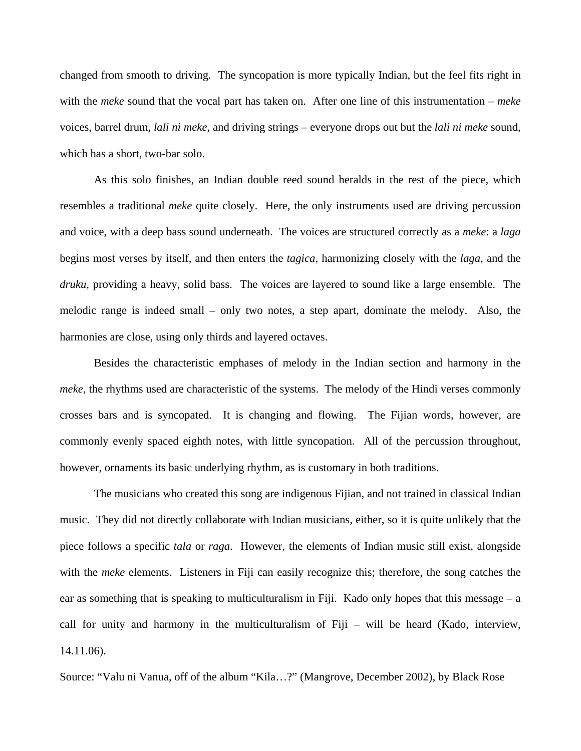changed from smooth to driving. The syncopation is more typically Indian, but the feel fits right in with the *meke* sound that the vocal part has taken on. After one line of this instrumentation – *meke* voices, barrel drum, *lali ni meke*, and driving strings – everyone drops out but the *lali ni meke* sound, which has a short, two-bar solo.

As this solo finishes, an Indian double reed sound heralds in the rest of the piece, which resembles a traditional *meke* quite closely. Here, the only instruments used are driving percussion and voice, with a deep bass sound underneath. The voices are structured correctly as a *meke*: a *laga* begins most verses by itself, and then enters the *tagica*, harmonizing closely with the *laga*, and the *druku*, providing a heavy, solid bass. The voices are layered to sound like a large ensemble. The melodic range is indeed small – only two notes, a step apart, dominate the melody. Also, the harmonies are close, using only thirds and layered octaves.

Besides the characteristic emphases of melody in the Indian section and harmony in the *meke*, the rhythms used are characteristic of the systems. The melody of the Hindi verses commonly crosses bars and is syncopated. It is changing and flowing. The Fijian words, however, are commonly evenly spaced eighth notes, with little syncopation. All of the percussion throughout, however, ornaments its basic underlying rhythm, as is customary in both traditions.

The musicians who created this song are indigenous Fijian, and not trained in classical Indian music. They did not directly collaborate with Indian musicians, either, so it is quite unlikely that the piece follows a specific *tala* or *raga*. However, the elements of Indian music still exist, alongside with the *meke* elements. Listeners in Fiji can easily recognize this; therefore, the song catches the ear as something that is speaking to multiculturalism in Fiji. Kado only hopes that this message – a call for unity and harmony in the multiculturalism of Fiji – will be heard (Kado, interview, 14.11.06).

Source: "Valu ni Vanua, off of the album "Kila…?" (Mangrove, December 2002), by Black Rose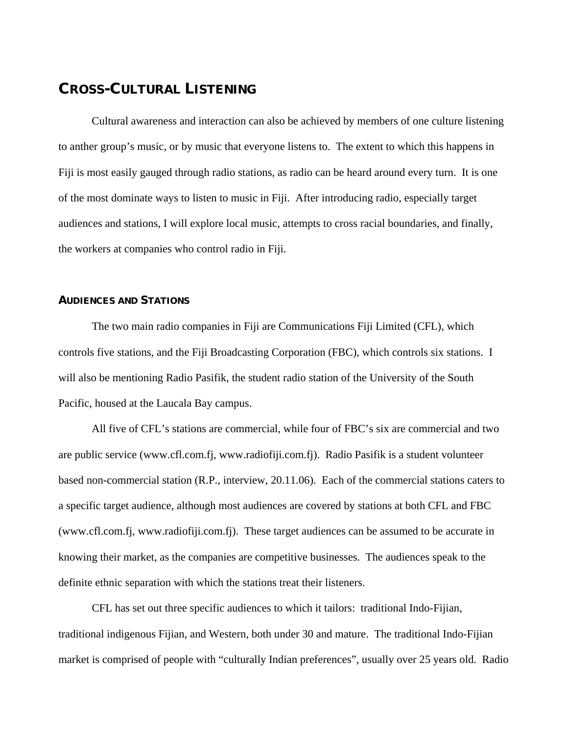## Cross-Cultural Listening

Cultural awareness and interaction can also be achieved by members of one culture listening to anther group's music, or by music that everyone listens to. The extent to which this happens in Fiji is most easily gauged through radio stations, as radio can be heard around every turn. It is one of the most dominate ways to listen to music in Fiji. After introducing radio, especially target audiences and stations, I will explore local music, attempts to cross racial boundaries, and finally, the workers at companies who control radio in Fiji.

### Audiences and Stations

The two main radio companies in Fiji are Communications Fiji Limited (CFL), which controls five stations, and the Fiji Broadcasting Corporation (FBC), which controls six stations. I will also be mentioning Radio Pasifik, the student radio station of the University of the South Pacific, housed at the Laucala Bay campus.

All five of CFL's stations are commercial, while four of FBC's six are commercial and two are public service (www.cfl.com.fj, www.radiofiji.com.fj). Radio Pasifik is a student volunteer based non-commercial station (R.P., interview, 20.11.06). Each of the commercial stations caters to a specific target audience, although most audiences are covered by stations at both CFL and FBC (www.cfl.com.fj, www.radiofiji.com.fj). These target audiences can be assumed to be accurate in knowing their market, as the companies are competitive businesses. The audiences speak to the definite ethnic separation with which the stations treat their listeners.

CFL has set out three specific audiences to which it tailors: traditional Indo-Fijian, traditional indigenous Fijian, and Western, both under 30 and mature. The traditional Indo-Fijian market is comprised of people with "culturally Indian preferences", usually over 25 years old. Radio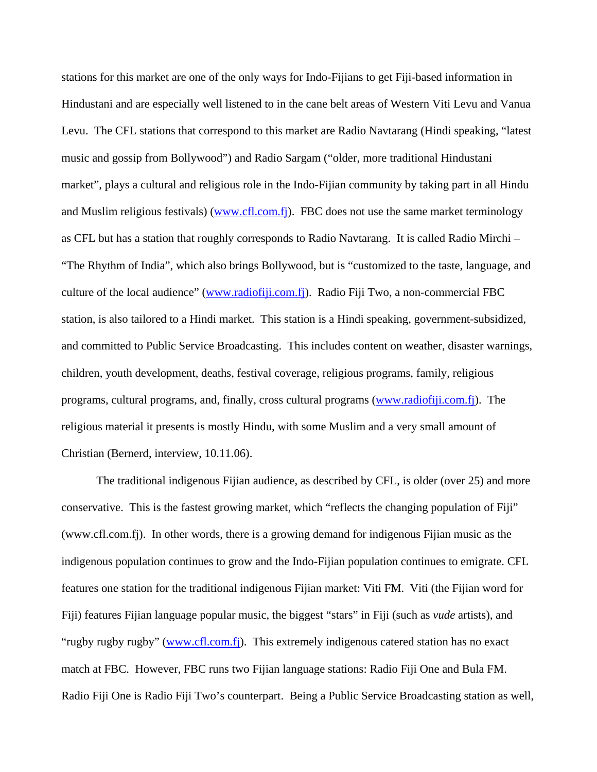stations for this market are one of the only ways for Indo-Fijians to get Fiji-based information in Hindustani and are especially well listened to in the cane belt areas of Western Viti Levu and Vanua Levu. The CFL stations that correspond to this market are Radio Navtarang (Hindi speaking, "latest music and gossip from Bollywood") and Radio Sargam ("older, more traditional Hindustani market", plays a cultural and religious role in the Indo-Fijian community by taking part in all Hindu and Muslim religious festivals) (www.cfl.com.fj). FBC does not use the same market terminology as CFL but has a station that roughly corresponds to Radio Navtarang. It is called Radio Mirchi – "The Rhythm of India", which also brings Bollywood, but is "customized to the taste, language, and culture of the local audience" (www.radiofiji.com.fj). Radio Fiji Two, a non-commercial FBC station, is also tailored to a Hindi market. This station is a Hindi speaking, government-subsidized, and committed to Public Service Broadcasting. This includes content on weather, disaster warnings, children, youth development, deaths, festival coverage, religious programs, family, religious programs, cultural programs, and, finally, cross cultural programs (www.radiofiji.com.fj). The religious material it presents is mostly Hindu, with some Muslim and a very small amount of Christian (Bernerd, interview, 10.11.06).

The traditional indigenous Fijian audience, as described by CFL, is older (over 25) and more conservative. This is the fastest growing market, which "reflects the changing population of Fiji" (www.cfl.com.fj). In other words, there is a growing demand for indigenous Fijian music as the indigenous population continues to grow and the Indo-Fijian population continues to emigrate. CFL features one station for the traditional indigenous Fijian market: Viti FM. Viti (the Fijian word for Fiji) features Fijian language popular music, the biggest "stars" in Fiji (such as *vude* artists), and "rugby rugby rugby" (www.cfl.com.fj). This extremely indigenous catered station has no exact match at FBC. However, FBC runs two Fijian language stations: Radio Fiji One and Bula FM. Radio Fiji One is Radio Fiji Two's counterpart. Being a Public Service Broadcasting station as well,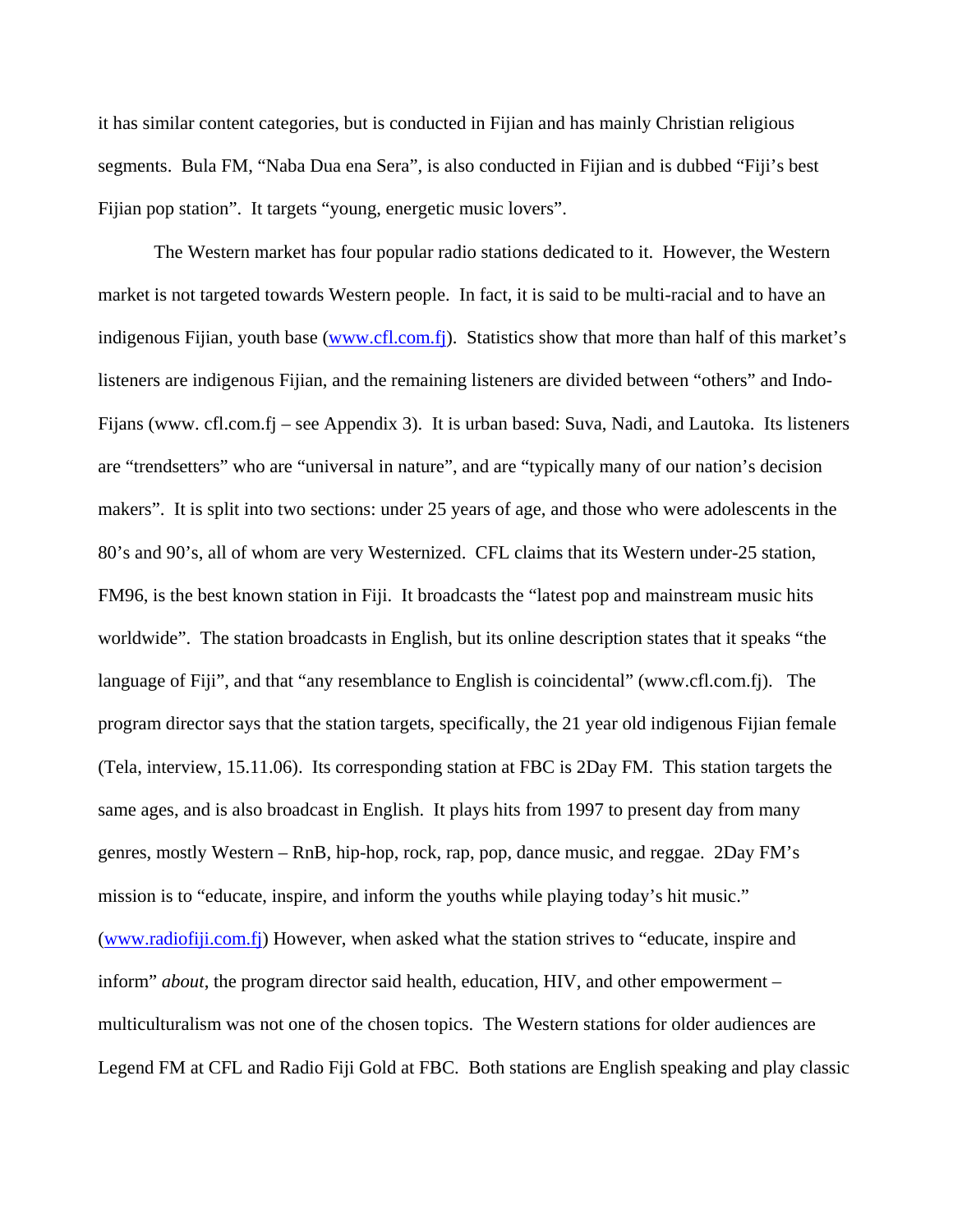it has similar content categories, but is conducted in Fijian and has mainly Christian religious segments. Bula FM, "Naba Dua ena Sera", is also conducted in Fijian and is dubbed "Fiji's best Fijian pop station". It targets "young, energetic music lovers".

The Western market has four popular radio stations dedicated to it. However, the Western market is not targeted towards Western people. In fact, it is said to be multi-racial and to have an indigenous Fijian, youth base (www.cfl.com.fj). Statistics show that more than half of this market's listeners are indigenous Fijian, and the remaining listeners are divided between "others" and Indo-Fijans (www. cfl.com.fj – see Appendix 3). It is urban based: Suva, Nadi, and Lautoka. Its listeners are "trendsetters" who are "universal in nature", and are "typically many of our nation's decision makers". It is split into two sections: under 25 years of age, and those who were adolescents in the 80's and 90's, all of whom are very Westernized. CFL claims that its Western under-25 station, FM96, is the best known station in Fiji. It broadcasts the "latest pop and mainstream music hits worldwide". The station broadcasts in English, but its online description states that it speaks "the language of Fiji", and that "any resemblance to English is coincidental" (www.cfl.com.fj). The program director says that the station targets, specifically, the 21 year old indigenous Fijian female (Tela, interview, 15.11.06). Its corresponding station at FBC is 2Day FM. This station targets the same ages, and is also broadcast in English. It plays hits from 1997 to present day from many genres, mostly Western – RnB, hip-hop, rock, rap, pop, dance music, and reggae. 2Day FM's mission is to "educate, inspire, and inform the youths while playing today's hit music." (www.radiofiji.com.fj) However, when asked what the station strives to "educate, inspire and inform" *about*, the program director said health, education, HIV, and other empowerment – multiculturalism was not one of the chosen topics. The Western stations for older audiences are Legend FM at CFL and Radio Fiji Gold at FBC. Both stations are English speaking and play classic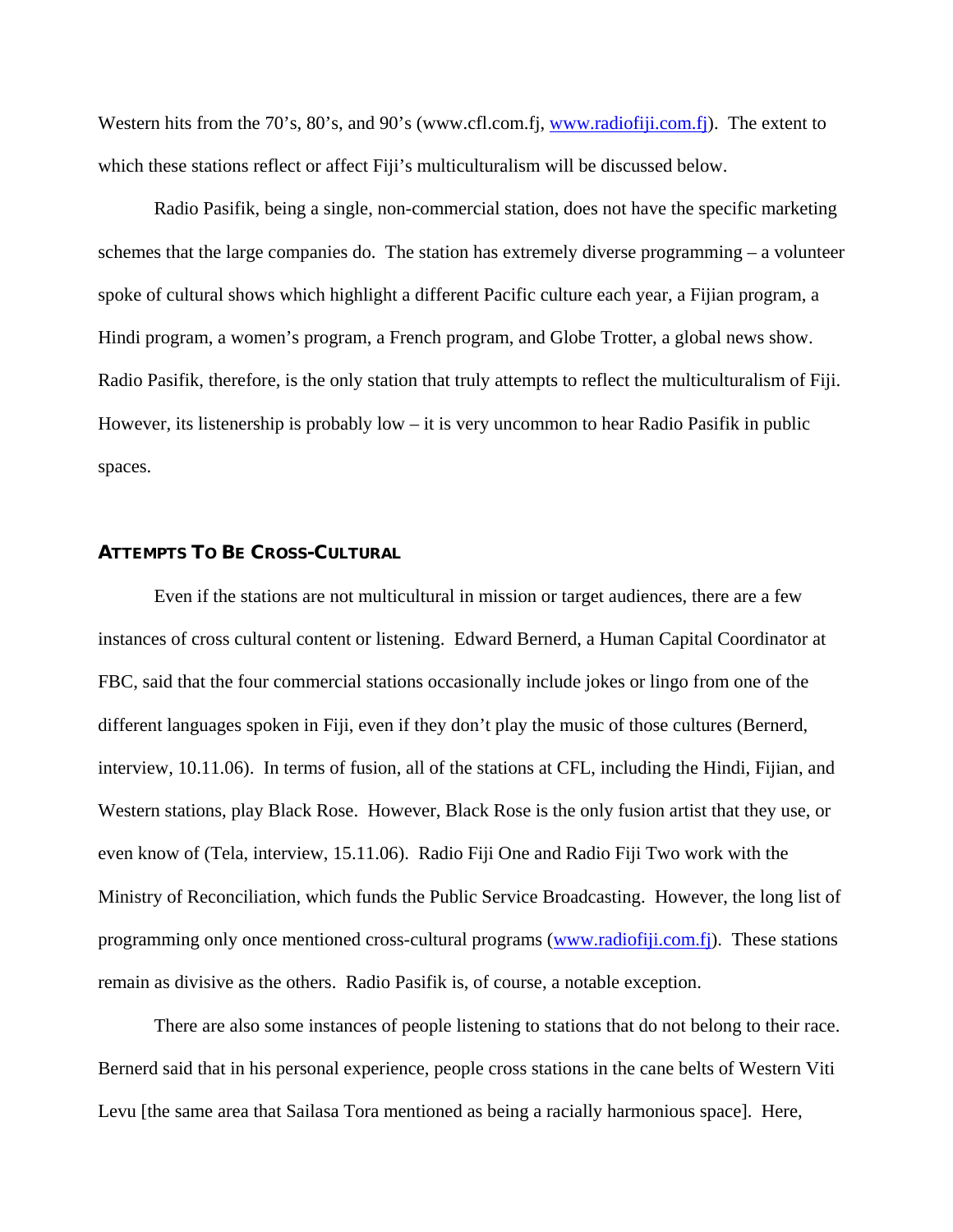Western hits from the 70's, 80's, and 90's (www.cfl.com.fj, www.radiofiji.com.fj). The extent to which these stations reflect or affect Fiji's multiculturalism will be discussed below.

Radio Pasifik, being a single, non-commercial station, does not have the specific marketing schemes that the large companies do. The station has extremely diverse programming – a volunteer spoke of cultural shows which highlight a different Pacific culture each year, a Fijian program, a Hindi program, a women's program, a French program, and Globe Trotter, a global news show. Radio Pasifik, therefore, is the only station that truly attempts to reflect the multiculturalism of Fiji. However, its listenership is probably low – it is very uncommon to hear Radio Pasifik in public spaces.

## Attempts To Be Cross-Cultural

Even if the stations are not multicultural in mission or target audiences, there are a few instances of cross cultural content or listening. Edward Bernerd, a Human Capital Coordinator at FBC, said that the four commercial stations occasionally include jokes or lingo from one of the different languages spoken in Fiji, even if they don't play the music of those cultures (Bernerd, interview, 10.11.06). In terms of fusion, all of the stations at CFL, including the Hindi, Fijian, and Western stations, play Black Rose. However, Black Rose is the only fusion artist that they use, or even know of (Tela, interview, 15.11.06). Radio Fiji One and Radio Fiji Two work with the Ministry of Reconciliation, which funds the Public Service Broadcasting. However, the long list of programming only once mentioned cross-cultural programs (www.radiofiji.com.fj). These stations remain as divisive as the others. Radio Pasifik is, of course, a notable exception.

There are also some instances of people listening to stations that do not belong to their race. Bernerd said that in his personal experience, people cross stations in the cane belts of Western Viti Levu [the same area that Sailasa Tora mentioned as being a racially harmonious space]. Here,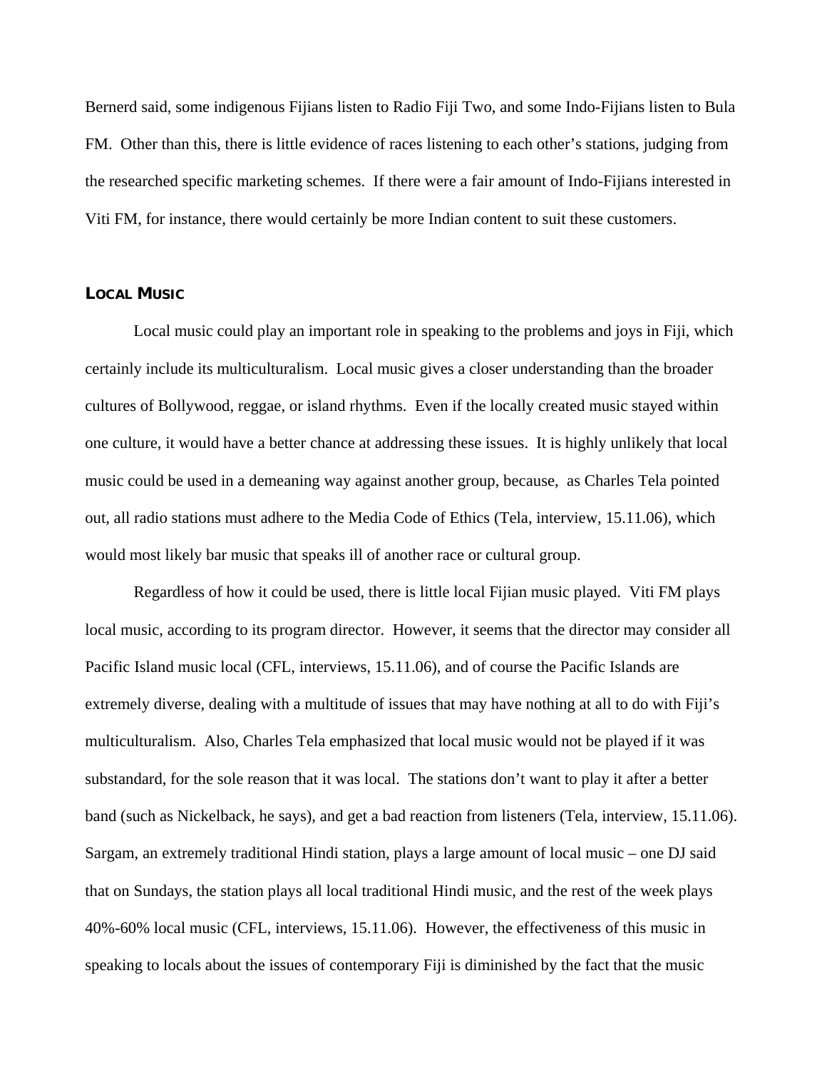Bernerd said, some indigenous Fijians listen to Radio Fiji Two, and some Indo-Fijians listen to Bula FM. Other than this, there is little evidence of races listening to each other's stations, judging from the researched specific marketing schemes. If there were a fair amount of Indo-Fijians interested in Viti FM, for instance, there would certainly be more Indian content to suit these customers.

## Local Music

Local music could play an important role in speaking to the problems and joys in Fiji, which certainly include its multiculturalism. Local music gives a closer understanding than the broader cultures of Bollywood, reggae, or island rhythms. Even if the locally created music stayed within one culture, it would have a better chance at addressing these issues. It is highly unlikely that local music could be used in a demeaning way against another group, because, as Charles Tela pointed out, all radio stations must adhere to the Media Code of Ethics (Tela, interview, 15.11.06), which would most likely bar music that speaks ill of another race or cultural group.

Regardless of how it could be used, there is little local Fijian music played. Viti FM plays local music, according to its program director. However, it seems that the director may consider all Pacific Island music local (CFL, interviews, 15.11.06), and of course the Pacific Islands are extremely diverse, dealing with a multitude of issues that may have nothing at all to do with Fiji's multiculturalism. Also, Charles Tela emphasized that local music would not be played if it was substandard, for the sole reason that it was local. The stations don't want to play it after a better band (such as Nickelback, he says), and get a bad reaction from listeners (Tela, interview, 15.11.06). Sargam, an extremely traditional Hindi station, plays a large amount of local music – one DJ said that on Sundays, the station plays all local traditional Hindi music, and the rest of the week plays 40%-60% local music (CFL, interviews, 15.11.06). However, the effectiveness of this music in speaking to locals about the issues of contemporary Fiji is diminished by the fact that the music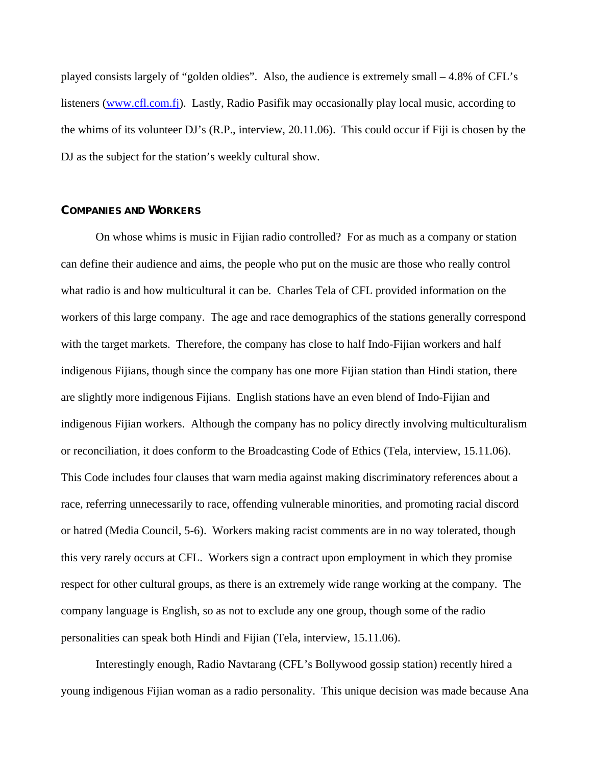played consists largely of "golden oldies". Also, the audience is extremely small – 4.8% of CFL's listeners ([www.cfl.com.fj](http://www.cfl.com.fj)). Lastly, Radio Pasifik may occasionally play local music, according to the whims of its volunteer DJ's (R.P., interview, 20.11.06). This could occur if Fiji is chosen by the DJ as the subject for the station's weekly cultural show.

## Companies and Workers

On whose whims is music in Fijian radio controlled? For as much as a company or station can define their audience and aims, the people who put on the music are those who really control what radio is and how multicultural it can be. Charles Tela of CFL provided information on the workers of this large company. The age and race demographics of the stations generally correspond with the target markets. Therefore, the company has close to half Indo-Fijian workers and half indigenous Fijians, though since the company has one more Fijian station than Hindi station, there are slightly more indigenous Fijians. English stations have an even blend of Indo-Fijian and indigenous Fijian workers. Although the company has no policy directly involving multiculturalism or reconciliation, it does conform to the Broadcasting Code of Ethics (Tela, interview, 15.11.06). This Code includes four clauses that warn media against making discriminatory references about a race, referring unnecessarily to race, offending vulnerable minorities, and promoting racial discord or hatred (Media Council, 5-6). Workers making racist comments are in no way tolerated, though this very rarely occurs at CFL. Workers sign a contract upon employment in which they promise respect for other cultural groups, as there is an extremely wide range working at the company. The company language is English, so as not to exclude any one group, though some of the radio personalities can speak both Hindi and Fijian (Tela, interview, 15.11.06).

Interestingly enough, Radio Navtarang (CFL's Bollywood gossip station) recently hired a young indigenous Fijian woman as a radio personality. This unique decision was made because Ana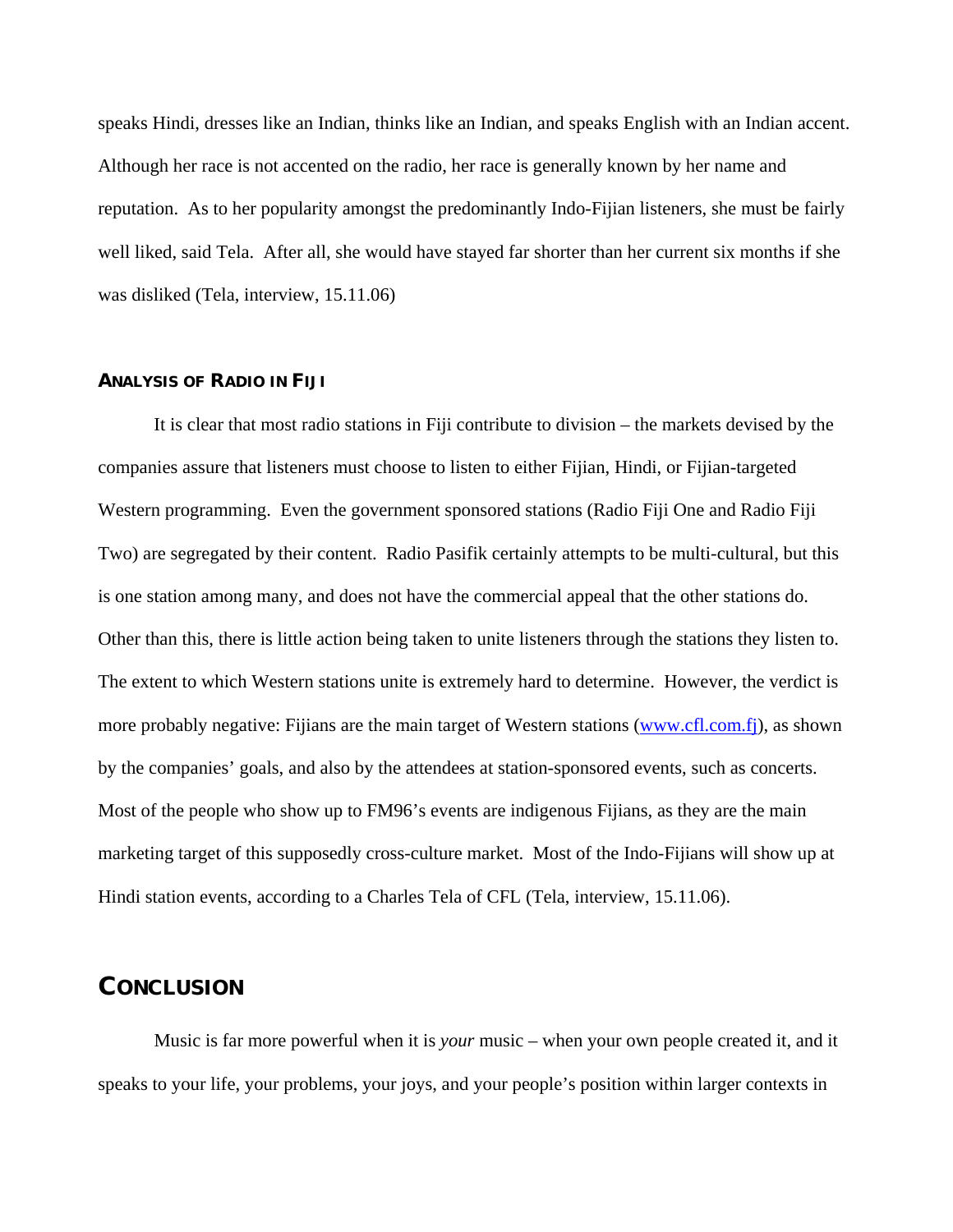speaks Hindi, dresses like an Indian, thinks like an Indian, and speaks English with an Indian accent. Although her race is not accented on the radio, her race is generally known by her name and reputation. As to her popularity amongst the predominantly Indo-Fijian listeners, she must be fairly well liked, said Tela. After all, she would have stayed far shorter than her current six months if she was disliked (Tela, interview, 15.11.06)

### ANALYSIS OF RADIO IN FIJI

It is clear that most radio stations in Fiji contribute to division – the markets devised by the companies assure that listeners must choose to listen to either Fijian, Hindi, or Fijian-targeted Western programming. Even the government sponsored stations (Radio Fiji One and Radio Fiji Two) are segregated by their content. Radio Pasifik certainly attempts to be multi-cultural, but this is one station among many, and does not have the commercial appeal that the other stations do. Other than this, there is little action being taken to unite listeners through the stations they listen to. The extent to which Western stations unite is extremely hard to determine. However, the verdict is more probably negative: Fijians are the main target of Western stations (www.cfl.com.fj), as shown by the companies' goals, and also by the attendees at station-sponsored events, such as concerts. Most of the people who show up to FM96's events are indigenous Fijians, as they are the main marketing target of this supposedly cross-culture market. Most of the Indo-Fijians will show up at Hindi station events, according to a Charles Tela of CFL (Tela, interview, 15.11.06).

## CONCLUSION

Music is far more powerful when it is *your* music – when your own people created it, and it speaks to your life, your problems, your joys, and your people's position within larger contexts in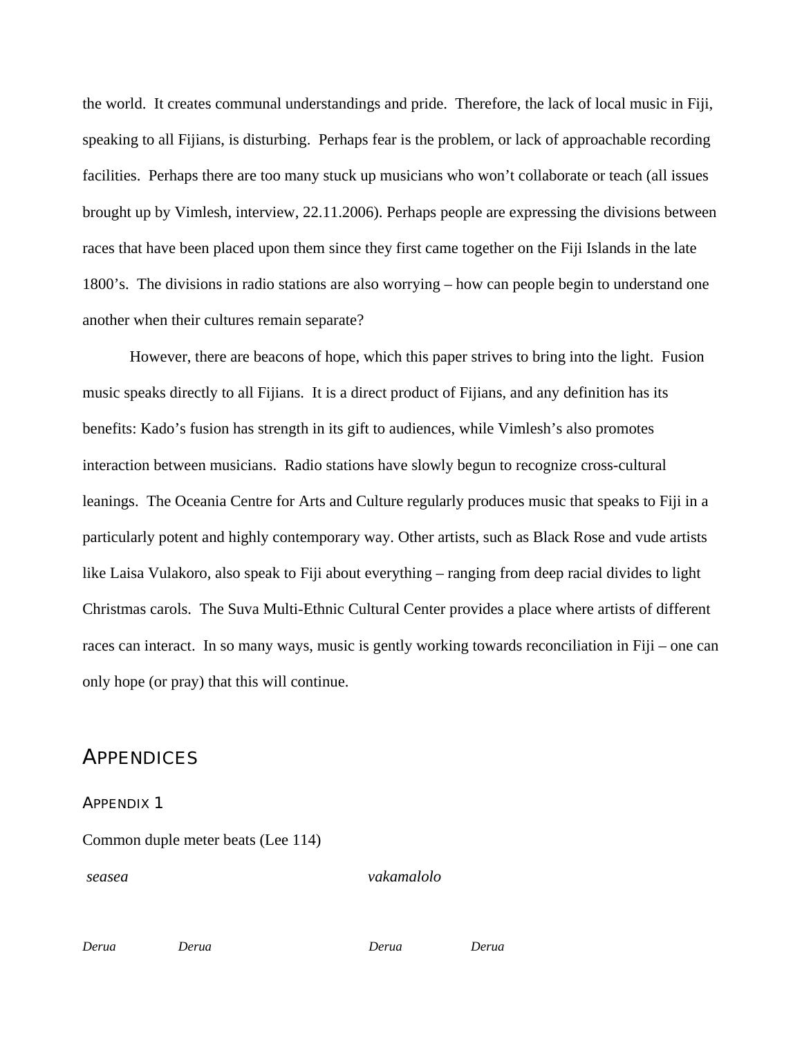the world. It creates communal understandings and pride. Therefore, the lack of local music in Fiji, speaking to all Fijians, is disturbing. Perhaps fear is the problem, or lack of approachable recording facilities. Perhaps there are too many stuck up musicians who won't collaborate or teach (all issues brought up by Vimlesh, interview, 22.11.2006). Perhaps people are expressing the divisions between races that have been placed upon them since they first came together on the Fiji Islands in the late 1800's. The divisions in radio stations are also worrying – how can people begin to understand one another when their cultures remain separate?

However, there are beacons of hope, which this paper strives to bring into the light. Fusion music speaks directly to all Fijians. It is a direct product of Fijians, and any definition has its benefits: Kado's fusion has strength in its gift to audiences, while Vimlesh's also promotes interaction between musicians. Radio stations have slowly begun to recognize cross-cultural leanings. The Oceania Centre for Arts and Culture regularly produces music that speaks to Fiji in a particularly potent and highly contemporary way. Other artists, such as Black Rose and vude artists like Laisa Vulakoro, also speak to Fiji about everything – ranging from deep racial divides to light Christmas carols. The Suva Multi-Ethnic Cultural Center provides a place where artists of different races can interact. In so many ways, music is gently working towards reconciliation in Fiji – one can only hope (or pray) that this will continue.

## Appendices

### Appendix 1

Common duple meter beats (Lee 114)

*seasea* *vakamalolo*

*Derua* *Derua* *Derua* *Derua*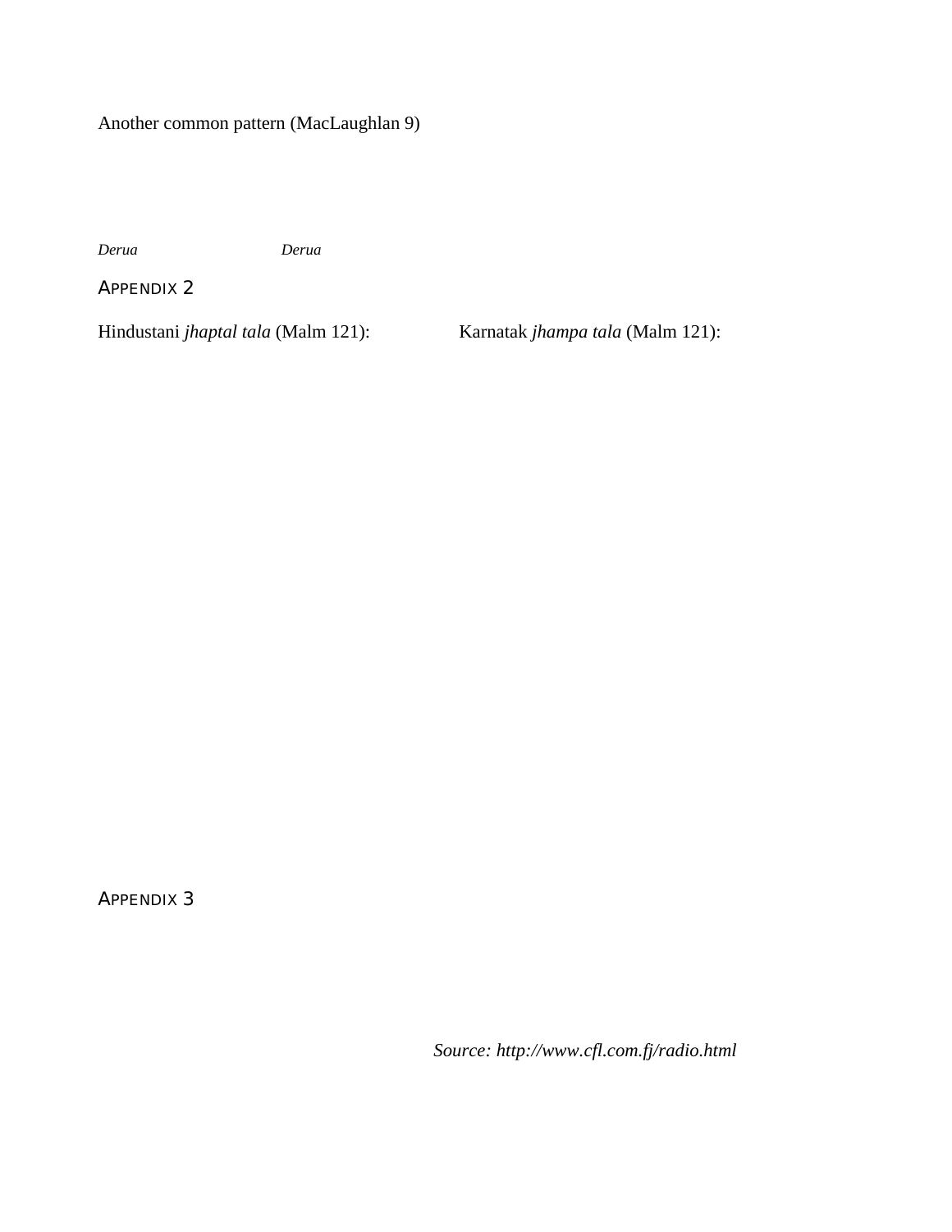Another common pattern (MacLaughlan 9)

*Derua* *Derua*

## APPENDIX 2

Hindustani *jhaptal tala* (Malm 121): Karnatak *jhampa tala* (Malm 121):

## APPENDIX 3

*Source: http://www.cfl.com.fj/radio.html*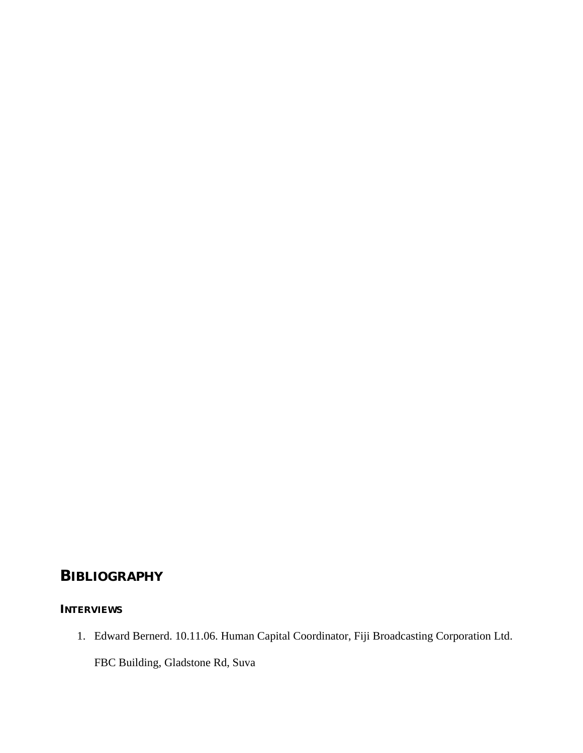# BIBLIOGRAPHY

## INTERVIEWS

1. Edward Bernerd. 10.11.06. Human Capital Coordinator, Fiji Broadcasting Corporation Ltd. FBC Building, Gladstone Rd, Suva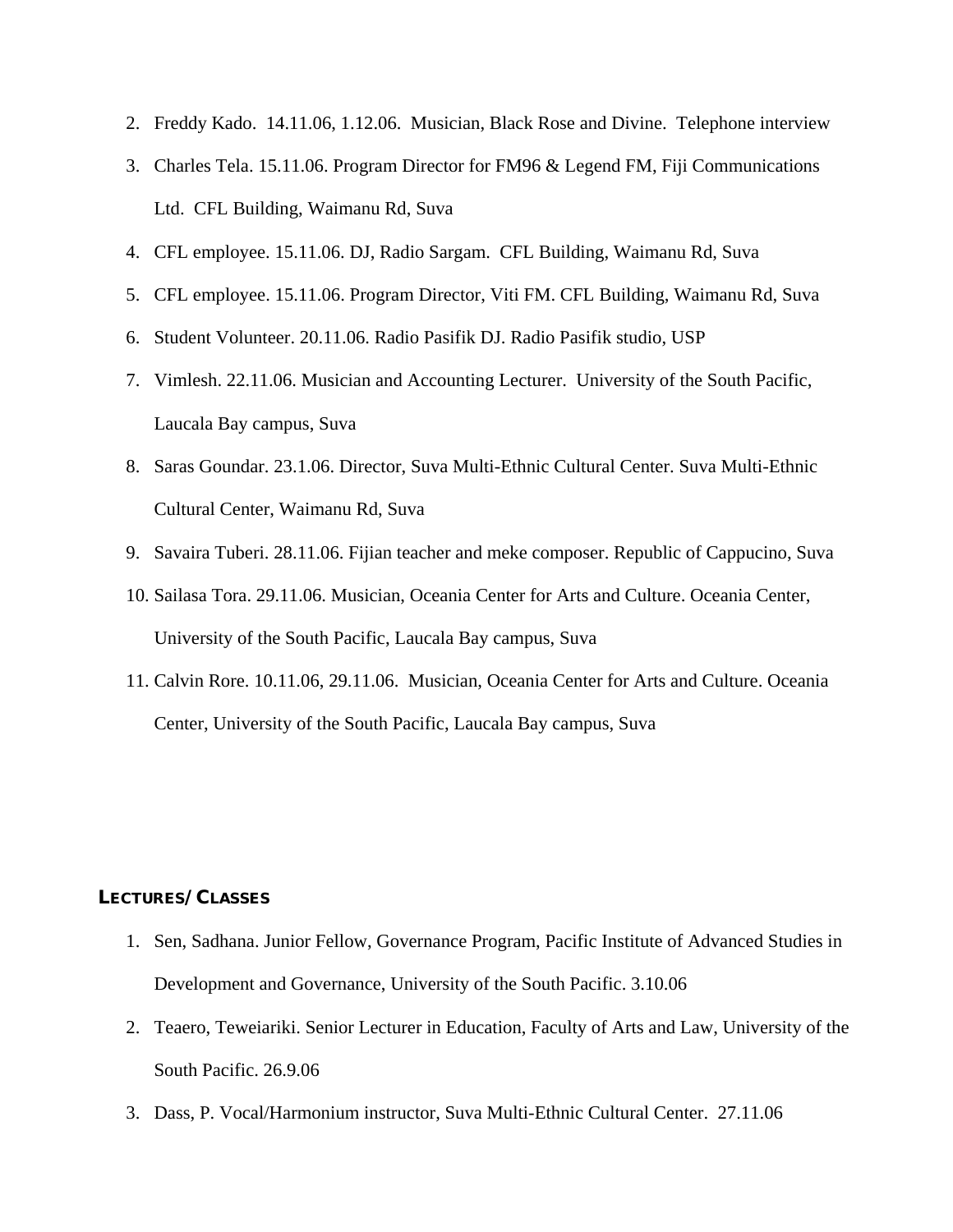2. Freddy Kado. 14.11.06, 1.12.06. Musician, Black Rose and Divine. Telephone interview
3. Charles Tela. 15.11.06. Program Director for FM96 & Legend FM, Fiji Communications Ltd. CFL Building, Waimanu Rd, Suva
4. CFL employee. 15.11.06. DJ, Radio Sargam. CFL Building, Waimanu Rd, Suva
5. CFL employee. 15.11.06. Program Director, Viti FM. CFL Building, Waimanu Rd, Suva
6. Student Volunteer. 20.11.06. Radio Pasifik DJ. Radio Pasifik studio, USP
7. Vimlesh. 22.11.06. Musician and Accounting Lecturer. University of the South Pacific, Laucala Bay campus, Suva
8. Saras Goundar. 23.1.06. Director, Suva Multi-Ethnic Cultural Center. Suva Multi-Ethnic Cultural Center, Waimanu Rd, Suva
9. Savaira Tuberi. 28.11.06. Fijian teacher and meke composer. Republic of Cappucino, Suva
10. Sailasa Tora. 29.11.06. Musician, Oceania Center for Arts and Culture. Oceania Center, University of the South Pacific, Laucala Bay campus, Suva
11. Calvin Rore. 10.11.06, 29.11.06. Musician, Oceania Center for Arts and Culture. Oceania Center, University of the South Pacific, Laucala Bay campus, Suva

## LECTURES/CLASSES

1. Sen, Sadhana. Junior Fellow, Governance Program, Pacific Institute of Advanced Studies in Development and Governance, University of the South Pacific. 3.10.06
2. Teaero, Teweiariki. Senior Lecturer in Education, Faculty of Arts and Law, University of the South Pacific. 26.9.06
3. Dass, P. Vocal/Harmonium instructor, Suva Multi-Ethnic Cultural Center. 27.11.06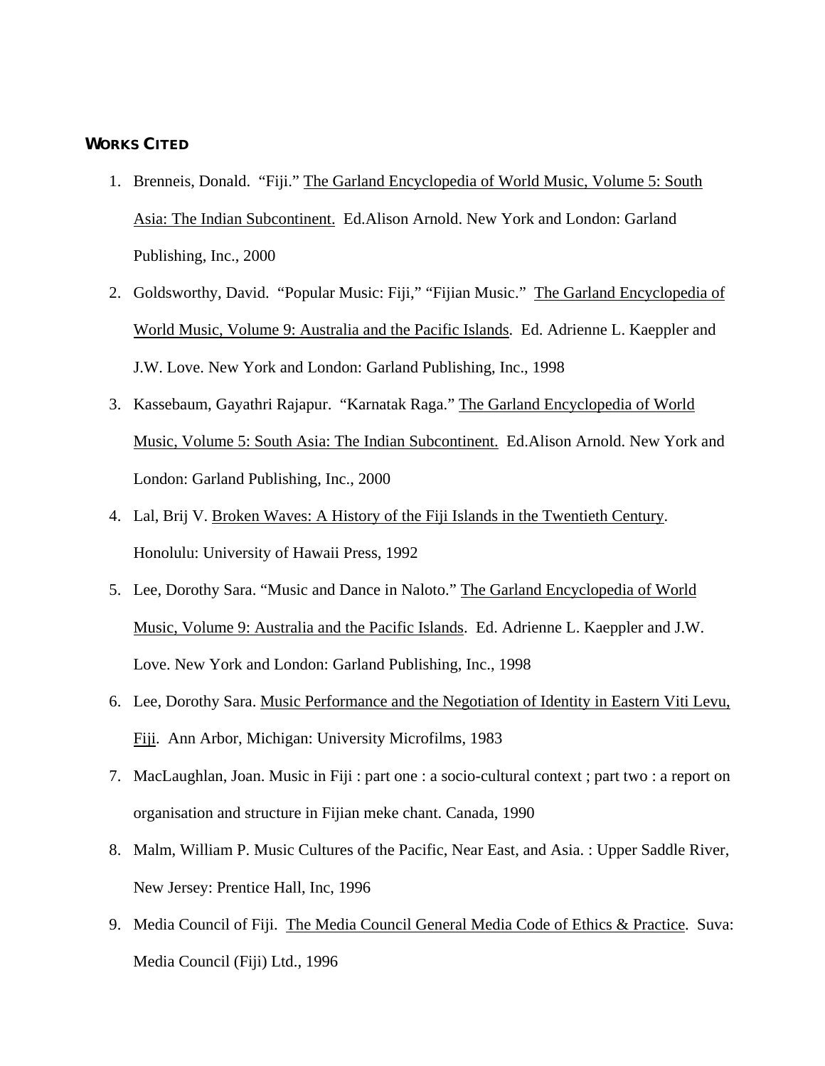## WORKS CITED

1. Brenneis, Donald. "Fiji." <u>The Garland Encyclopedia of World Music, Volume 5: South Asia: The Indian Subcontinent.</u> Ed.Alison Arnold. New York and London: Garland Publishing, Inc., 2000
2. Goldsworthy, David. "Popular Music: Fiji," "Fijian Music." <u>The Garland Encyclopedia of World Music, Volume 9: Australia and the Pacific Islands</u>. Ed. Adrienne L. Kaeppler and J.W. Love. New York and London: Garland Publishing, Inc., 1998
3. Kassebaum, Gayathri Rajapur. "Karnatak Raga." <u>The Garland Encyclopedia of World Music, Volume 5: South Asia: The Indian Subcontinent.</u> Ed.Alison Arnold. New York and London: Garland Publishing, Inc., 2000
4. Lal, Brij V. <u>Broken Waves: A History of the Fiji Islands in the Twentieth Century</u>. Honolulu: University of Hawaii Press, 1992
5. Lee, Dorothy Sara. "Music and Dance in Naloto." <u>The Garland Encyclopedia of World Music, Volume 9: Australia and the Pacific Islands</u>. Ed. Adrienne L. Kaeppler and J.W. Love. New York and London: Garland Publishing, Inc., 1998
6. Lee, Dorothy Sara. <u>Music Performance and the Negotiation of Identity in Eastern Viti Levu, Fiji</u>. Ann Arbor, Michigan: University Microfilms, 1983
7. MacLaughlan, Joan. Music in Fiji : part one : a socio-cultural context ; part two : a report on organisation and structure in Fijian meke chant. Canada, 1990
8. Malm, William P. Music Cultures of the Pacific, Near East, and Asia. : Upper Saddle River, New Jersey: Prentice Hall, Inc, 1996
9. Media Council of Fiji. <u>The Media Council General Media Code of Ethics & Practice</u>. Suva: Media Council (Fiji) Ltd., 1996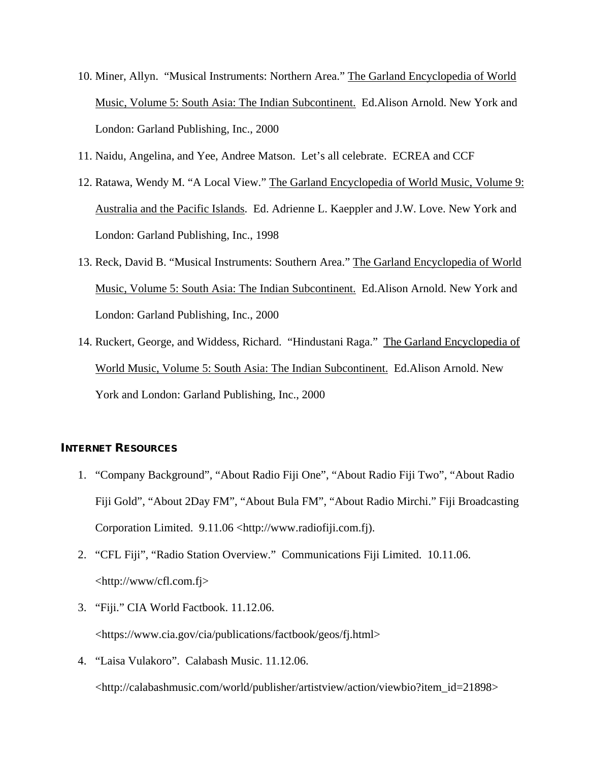10. Miner, Allyn. "Musical Instruments: Northern Area." The Garland Encyclopedia of World Music, Volume 5: South Asia: The Indian Subcontinent. Ed.Alison Arnold. New York and London: Garland Publishing, Inc., 2000
11. Naidu, Angelina, and Yee, Andree Matson. Let's all celebrate. ECREA and CCF
12. Ratawa, Wendy M. "A Local View." The Garland Encyclopedia of World Music, Volume 9: Australia and the Pacific Islands. Ed. Adrienne L. Kaeppler and J.W. Love. New York and London: Garland Publishing, Inc., 1998
13. Reck, David B. "Musical Instruments: Southern Area." The Garland Encyclopedia of World Music, Volume 5: South Asia: The Indian Subcontinent. Ed.Alison Arnold. New York and London: Garland Publishing, Inc., 2000
14. Ruckert, George, and Widdess, Richard. "Hindustani Raga." The Garland Encyclopedia of World Music, Volume 5: South Asia: The Indian Subcontinent. Ed.Alison Arnold. New York and London: Garland Publishing, Inc., 2000

## INTERNET RESOURCES

1. "Company Background", "About Radio Fiji One", "About Radio Fiji Two", "About Radio Fiji Gold", "About 2Day FM", "About Bula FM", "About Radio Mirchi." Fiji Broadcasting Corporation Limited. 9.11.06 <http://www.radiofiji.com.fj).
2. "CFL Fiji", "Radio Station Overview." Communications Fiji Limited. 10.11.06. <http://www/cfl.com.fj>
3. "Fiji." CIA World Factbook. 11.12.06. <https://www.cia.gov/cia/publications/factbook/geos/fj.html>
4. "Laisa Vulakoro". Calabash Music. 11.12.06. <http://calabashmusic.com/world/publisher/artistview/action/viewbio?item_id=21898>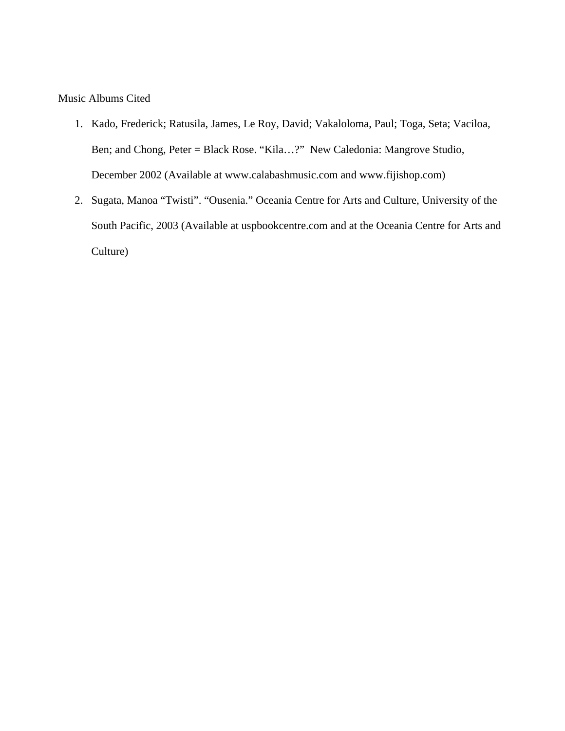Music Albums Cited

1. Kado, Frederick; Ratusila, James, Le Roy, David; Vakaloloma, Paul; Toga, Seta; Vaciloa, Ben; and Chong, Peter = Black Rose. "Kila…?" New Caledonia: Mangrove Studio, December 2002 (Available at www.calabashmusic.com and www.fijishop.com)
2. Sugata, Manoa "Twisti". "Ousenia." Oceania Centre for Arts and Culture, University of the South Pacific, 2003 (Available at uspbookcentre.com and at the Oceania Centre for Arts and Culture)